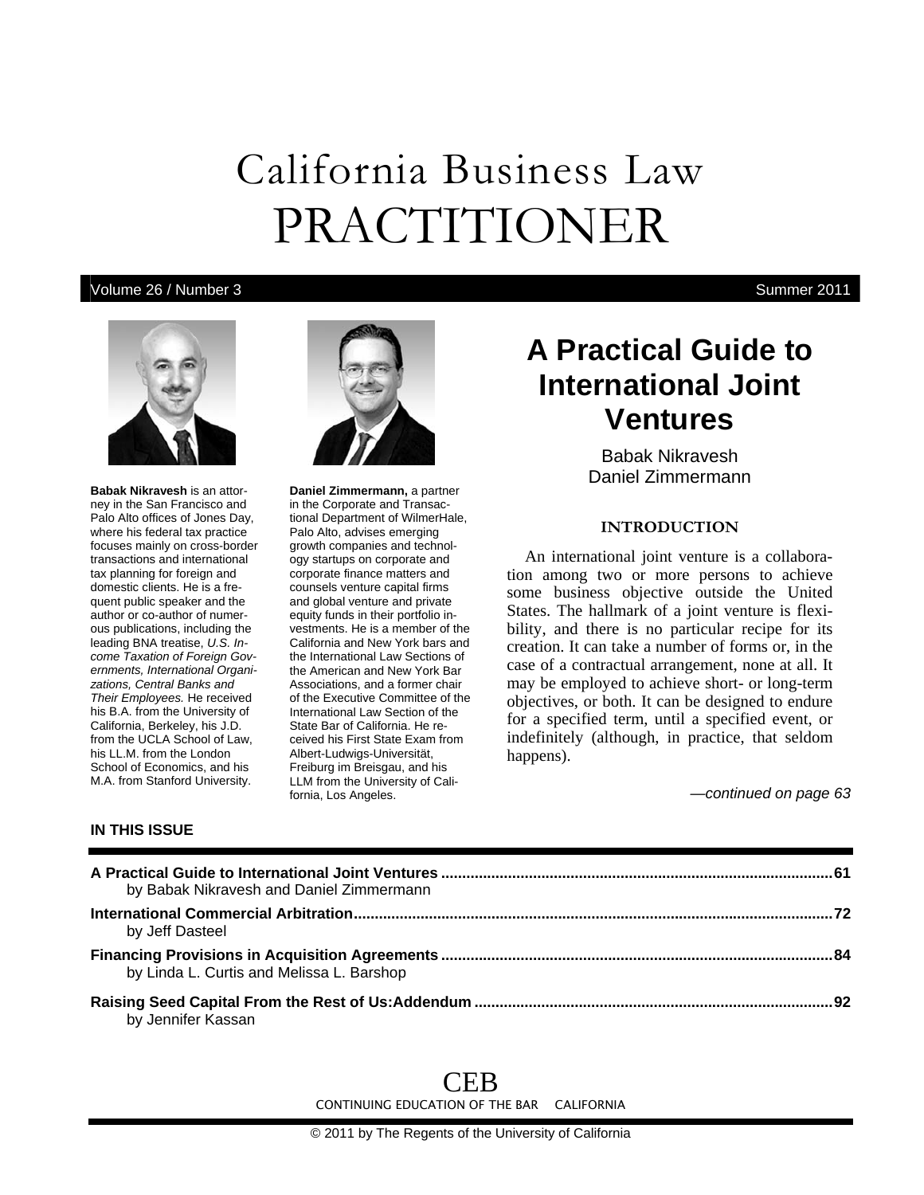# California Business Law PRACTITIONER

Volume 26 / Number 3 Summer 2011

## A Practical Guide to International Joint Ventures

Babak Nikravesh
Daniel Zimmermann

**Babak Nikravesh** is an attorney in the San Francisco and Palo Alto offices of Jones Day, where his federal tax practice focuses mainly on cross-border transactions and international tax planning for foreign and domestic clients. He is a frequent public speaker and the author or co-author of numerous publications, including the leading BNA treatise, *U.S. Income Taxation of Foreign Governments, International Organizations, Central Banks and Their Employees.* He received his B.A. from the University of California, Berkeley, his J.D. from the UCLA School of Law, his LL.M. from the London School of Economics, and his M.A. from Stanford University.

**Daniel Zimmermann,** a partner in the Corporate and Transactional Department of WilmerHale, Palo Alto, advises emerging growth companies and technology startups on corporate and corporate finance matters and counsels venture capital firms and global venture and private equity funds in their portfolio investments. He is a member of the California and New York bars and the International Law Sections of the American and New York Bar Associations, and a former chair of the Executive Committee of the International Law Section of the State Bar of California. He received his First State Exam from Albert-Ludwigs-Universität, Freiburg im Breisgau, and his LLM from the University of California, Los Angeles.

### INTRODUCTION

An international joint venture is a collaboration among two or more persons to achieve some business objective outside the United States. The hallmark of a joint venture is flexibility, and there is no particular recipe for its creation. It can take a number of forms or, in the case of a contractual arrangement, none at all. It may be employed to achieve short- or long-term objectives, or both. It can be designed to endure for a specified term, until a specified event, or indefinitely (although, in practice, that seldom happens).

*—continued on page 63*

**IN THIS ISSUE**

| | |
|---|---|
| **A Practical Guide to International Joint Ventures** by Babak Nikravesh and Daniel Zimmermann | 61 |
| **International Commercial Arbitration** by Jeff Dasteel | 72 |
| **Financing Provisions in Acquisition Agreements** by Linda L. Curtis and Melissa L. Barshop | 84 |
| **Raising Seed Capital From the Rest of Us:Addendum** by Jennifer Kassan | 92 |

CEB
CONTINUING EDUCATION OF THE BAR CALIFORNIA

© 2011 by The Regents of the University of California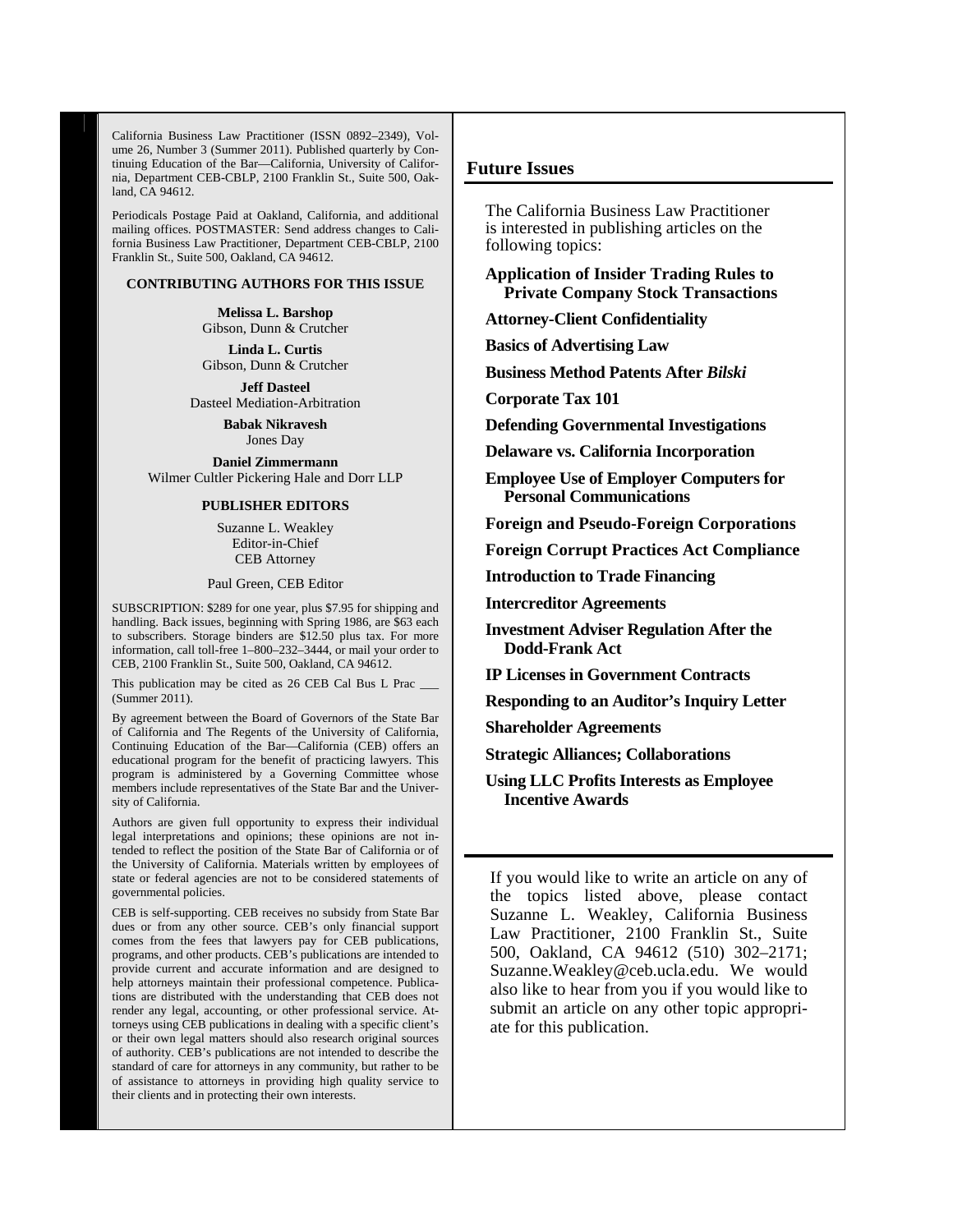California Business Law Practitioner (ISSN 0892–2349), Volume 26, Number 3 (Summer 2011). Published quarterly by Continuing Education of the Bar—California, University of California, Department CEB-CBLP, 2100 Franklin St., Suite 500, Oakland, CA 94612.

Periodicals Postage Paid at Oakland, California, and additional mailing offices. POSTMASTER: Send address changes to California Business Law Practitioner, Department CEB-CBLP, 2100 Franklin St., Suite 500, Oakland, CA 94612.

**CONTRIBUTING AUTHORS FOR THIS ISSUE**

**Melissa L. Barshop**
Gibson, Dunn & Crutcher

**Linda L. Curtis**
Gibson, Dunn & Crutcher

**Jeff Dasteel**
Dasteel Mediation-Arbitration

**Babak Nikravesh**
Jones Day

**Daniel Zimmermann**
Wilmer Cultler Pickering Hale and Dorr LLP

**PUBLISHER EDITORS**

Suzanne L. Weakley
Editor-in-Chief
CEB Attorney

Paul Green, CEB Editor

SUBSCRIPTION: $289 for one year, plus $7.95 for shipping and handling. Back issues, beginning with Spring 1986, are $63 each to subscribers. Storage binders are $12.50 plus tax. For more information, call toll-free 1–800–232–3444, or mail your order to CEB, 2100 Franklin St., Suite 500, Oakland, CA 94612.

This publication may be cited as 26 CEB Cal Bus L Prac ___ (Summer 2011).

By agreement between the Board of Governors of the State Bar of California and The Regents of the University of California, Continuing Education of the Bar—California (CEB) offers an educational program for the benefit of practicing lawyers. This program is administered by a Governing Committee whose members include representatives of the State Bar and the University of California.

Authors are given full opportunity to express their individual legal interpretations and opinions; these opinions are not intended to reflect the position of the State Bar of California or of the University of California. Materials written by employees of state or federal agencies are not to be considered statements of governmental policies.

CEB is self-supporting. CEB receives no subsidy from State Bar dues or from any other source. CEB's only financial support comes from the fees that lawyers pay for CEB publications, programs, and other products. CEB's publications are intended to provide current and accurate information and are designed to help attorneys maintain their professional competence. Publications are distributed with the understanding that CEB does not render any legal, accounting, or other professional service. Attorneys using CEB publications in dealing with a specific client's or their own legal matters should also research original sources of authority. CEB's publications are not intended to describe the standard of care for attorneys in any community, but rather to be of assistance to attorneys in providing high quality service to their clients and in protecting their own interests.

## Future Issues

The California Business Law Practitioner is interested in publishing articles on the following topics:

**Application of Insider Trading Rules to Private Company Stock Transactions**

**Attorney-Client Confidentiality**

**Basics of Advertising Law**

**Business Method Patents After *Bilski***

**Corporate Tax 101**

**Defending Governmental Investigations**

**Delaware vs. California Incorporation**

**Employee Use of Employer Computers for Personal Communications**

**Foreign and Pseudo-Foreign Corporations**

**Foreign Corrupt Practices Act Compliance**

**Introduction to Trade Financing**

**Intercreditor Agreements**

**Investment Adviser Regulation After the Dodd-Frank Act**

**IP Licenses in Government Contracts**

**Responding to an Auditor's Inquiry Letter**

**Shareholder Agreements**

**Strategic Alliances; Collaborations**

**Using LLC Profits Interests as Employee Incentive Awards**

If you would like to write an article on any of the topics listed above, please contact Suzanne L. Weakley, California Business Law Practitioner, 2100 Franklin St., Suite 500, Oakland, CA 94612 (510) 302–2171; Suzanne.Weakley@ceb.ucla.edu. We would also like to hear from you if you would like to submit an article on any other topic appropriate for this publication.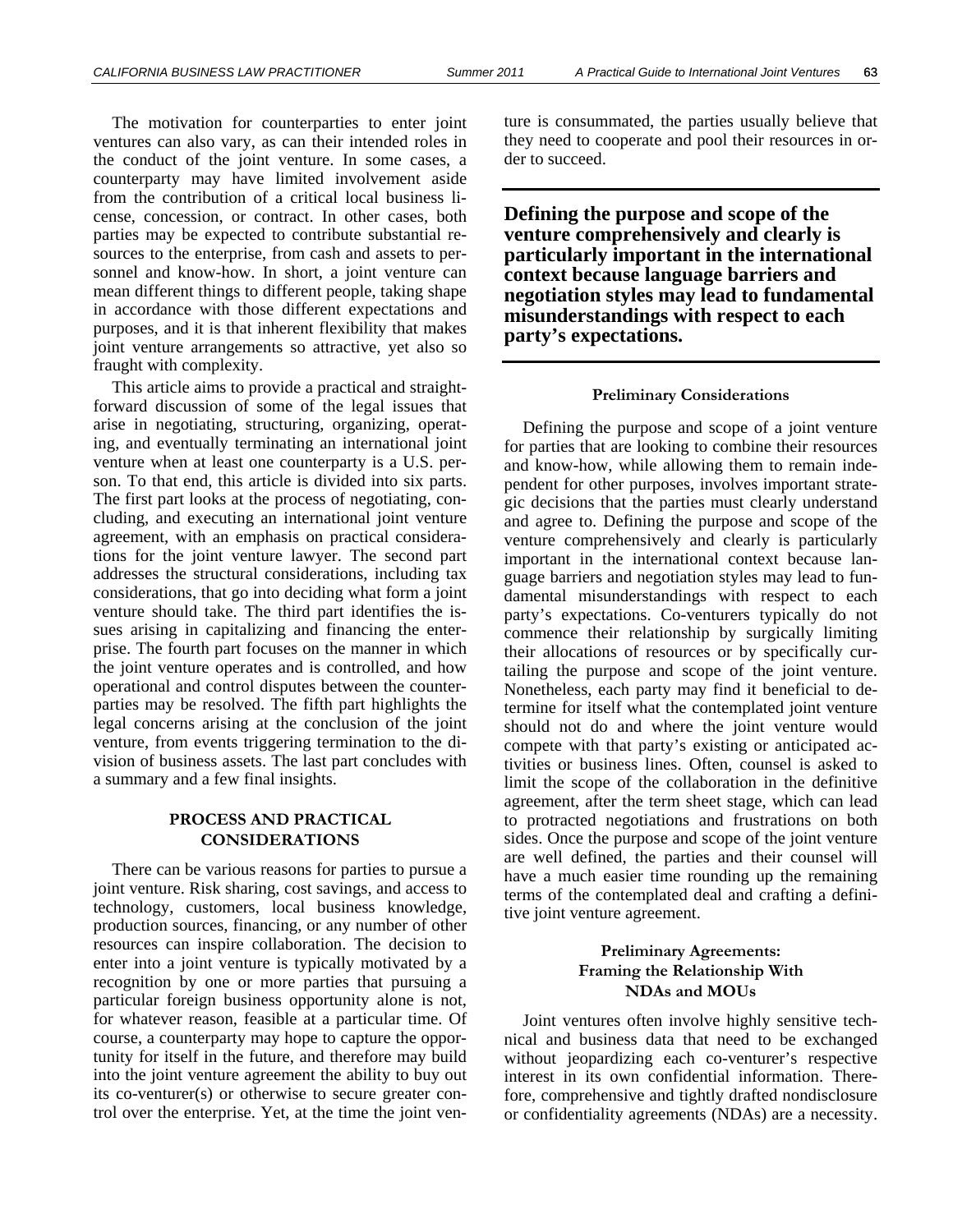The motivation for counterparties to enter joint ventures can also vary, as can their intended roles in the conduct of the joint venture. In some cases, a counterparty may have limited involvement aside from the contribution of a critical local business license, concession, or contract. In other cases, both parties may be expected to contribute substantial resources to the enterprise, from cash and assets to personnel and know-how. In short, a joint venture can mean different things to different people, taking shape in accordance with those different expectations and purposes, and it is that inherent flexibility that makes joint venture arrangements so attractive, yet also so fraught with complexity.

This article aims to provide a practical and straightforward discussion of some of the legal issues that arise in negotiating, structuring, organizing, operating, and eventually terminating an international joint venture when at least one counterparty is a U.S. person. To that end, this article is divided into six parts. The first part looks at the process of negotiating, concluding, and executing an international joint venture agreement, with an emphasis on practical considerations for the joint venture lawyer. The second part addresses the structural considerations, including tax considerations, that go into deciding what form a joint venture should take. The third part identifies the issues arising in capitalizing and financing the enterprise. The fourth part focuses on the manner in which the joint venture operates and is controlled, and how operational and control disputes between the counterparties may be resolved. The fifth part highlights the legal concerns arising at the conclusion of the joint venture, from events triggering termination to the division of business assets. The last part concludes with a summary and a few final insights.

## PROCESS AND PRACTICAL CONSIDERATIONS

There can be various reasons for parties to pursue a joint venture. Risk sharing, cost savings, and access to technology, customers, local business knowledge, production sources, financing, or any number of other resources can inspire collaboration. The decision to enter into a joint venture is typically motivated by a recognition by one or more parties that pursuing a particular foreign business opportunity alone is not, for whatever reason, feasible at a particular time. Of course, a counterparty may hope to capture the opportunity for itself in the future, and therefore may build into the joint venture agreement the ability to buy out its co-venturer(s) or otherwise to secure greater control over the enterprise. Yet, at the time the joint venture is consummated, the parties usually believe that they need to cooperate and pool their resources in order to succeed.

**Defining the purpose and scope of the venture comprehensively and clearly is particularly important in the international context because language barriers and negotiation styles may lead to fundamental misunderstandings with respect to each party's expectations.**

### Preliminary Considerations

Defining the purpose and scope of a joint venture for parties that are looking to combine their resources and know-how, while allowing them to remain independent for other purposes, involves important strategic decisions that the parties must clearly understand and agree to. Defining the purpose and scope of the venture comprehensively and clearly is particularly important in the international context because language barriers and negotiation styles may lead to fundamental misunderstandings with respect to each party's expectations. Co-venturers typically do not commence their relationship by surgically limiting their allocations of resources or by specifically curtailing the purpose and scope of the joint venture. Nonetheless, each party may find it beneficial to determine for itself what the contemplated joint venture should not do and where the joint venture would compete with that party's existing or anticipated activities or business lines. Often, counsel is asked to limit the scope of the collaboration in the definitive agreement, after the term sheet stage, which can lead to protracted negotiations and frustrations on both sides. Once the purpose and scope of the joint venture are well defined, the parties and their counsel will have a much easier time rounding up the remaining terms of the contemplated deal and crafting a definitive joint venture agreement.

### Preliminary Agreements: Framing the Relationship With NDAs and MOUs

Joint ventures often involve highly sensitive technical and business data that need to be exchanged without jeopardizing each co-venturer's respective interest in its own confidential information. Therefore, comprehensive and tightly drafted nondisclosure or confidentiality agreements (NDAs) are a necessity.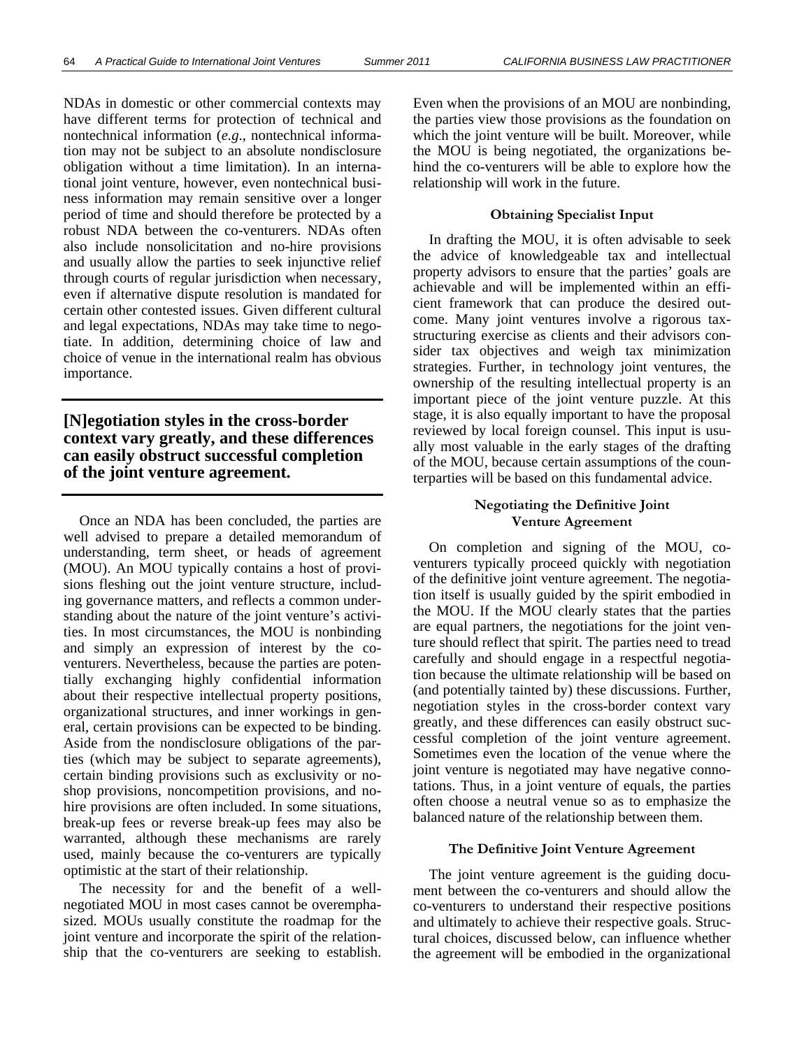NDAs in domestic or other commercial contexts may have different terms for protection of technical and nontechnical information (*e.g*., nontechnical information may not be subject to an absolute nondisclosure obligation without a time limitation). In an international joint venture, however, even nontechnical business information may remain sensitive over a longer period of time and should therefore be protected by a robust NDA between the co-venturers. NDAs often also include nonsolicitation and no-hire provisions and usually allow the parties to seek injunctive relief through courts of regular jurisdiction when necessary, even if alternative dispute resolution is mandated for certain other contested issues. Given different cultural and legal expectations, NDAs may take time to negotiate. In addition, determining choice of law and choice of venue in the international realm has obvious importance.

**[N]egotiation styles in the cross-border context vary greatly, and these differences can easily obstruct successful completion of the joint venture agreement.**

Once an NDA has been concluded, the parties are well advised to prepare a detailed memorandum of understanding, term sheet, or heads of agreement (MOU). An MOU typically contains a host of provisions fleshing out the joint venture structure, including governance matters, and reflects a common understanding about the nature of the joint venture's activities. In most circumstances, the MOU is nonbinding and simply an expression of interest by the co-venturers. Nevertheless, because the parties are potentially exchanging highly confidential information about their respective intellectual property positions, organizational structures, and inner workings in general, certain provisions can be expected to be binding. Aside from the nondisclosure obligations of the parties (which may be subject to separate agreements), certain binding provisions such as exclusivity or no-shop provisions, noncompetition provisions, and no-hire provisions are often included. In some situations, break-up fees or reverse break-up fees may also be warranted, although these mechanisms are rarely used, mainly because the co-venturers are typically optimistic at the start of their relationship.

The necessity for and the benefit of a well-negotiated MOU in most cases cannot be overemphasized. MOUs usually constitute the roadmap for the joint venture and incorporate the spirit of the relationship that the co-venturers are seeking to establish. Even when the provisions of an MOU are nonbinding, the parties view those provisions as the foundation on which the joint venture will be built. Moreover, while the MOU is being negotiated, the organizations behind the co-venturers will be able to explore how the relationship will work in the future.

### Obtaining Specialist Input

In drafting the MOU, it is often advisable to seek the advice of knowledgeable tax and intellectual property advisors to ensure that the parties' goals are achievable and will be implemented within an efficient framework that can produce the desired outcome. Many joint ventures involve a rigorous tax-structuring exercise as clients and their advisors consider tax objectives and weigh tax minimization strategies. Further, in technology joint ventures, the ownership of the resulting intellectual property is an important piece of the joint venture puzzle. At this stage, it is also equally important to have the proposal reviewed by local foreign counsel. This input is usually most valuable in the early stages of the drafting of the MOU, because certain assumptions of the counterparties will be based on this fundamental advice.

### Negotiating the Definitive Joint Venture Agreement

On completion and signing of the MOU, co-venturers typically proceed quickly with negotiation of the definitive joint venture agreement. The negotiation itself is usually guided by the spirit embodied in the MOU. If the MOU clearly states that the parties are equal partners, the negotiations for the joint venture should reflect that spirit. The parties need to tread carefully and should engage in a respectful negotiation because the ultimate relationship will be based on (and potentially tainted by) these discussions. Further, negotiation styles in the cross-border context vary greatly, and these differences can easily obstruct successful completion of the joint venture agreement. Sometimes even the location of the venue where the joint venture is negotiated may have negative connotations. Thus, in a joint venture of equals, the parties often choose a neutral venue so as to emphasize the balanced nature of the relationship between them.

### The Definitive Joint Venture Agreement

The joint venture agreement is the guiding document between the co-venturers and should allow the co-venturers to understand their respective positions and ultimately to achieve their respective goals. Structural choices, discussed below, can influence whether the agreement will be embodied in the organizational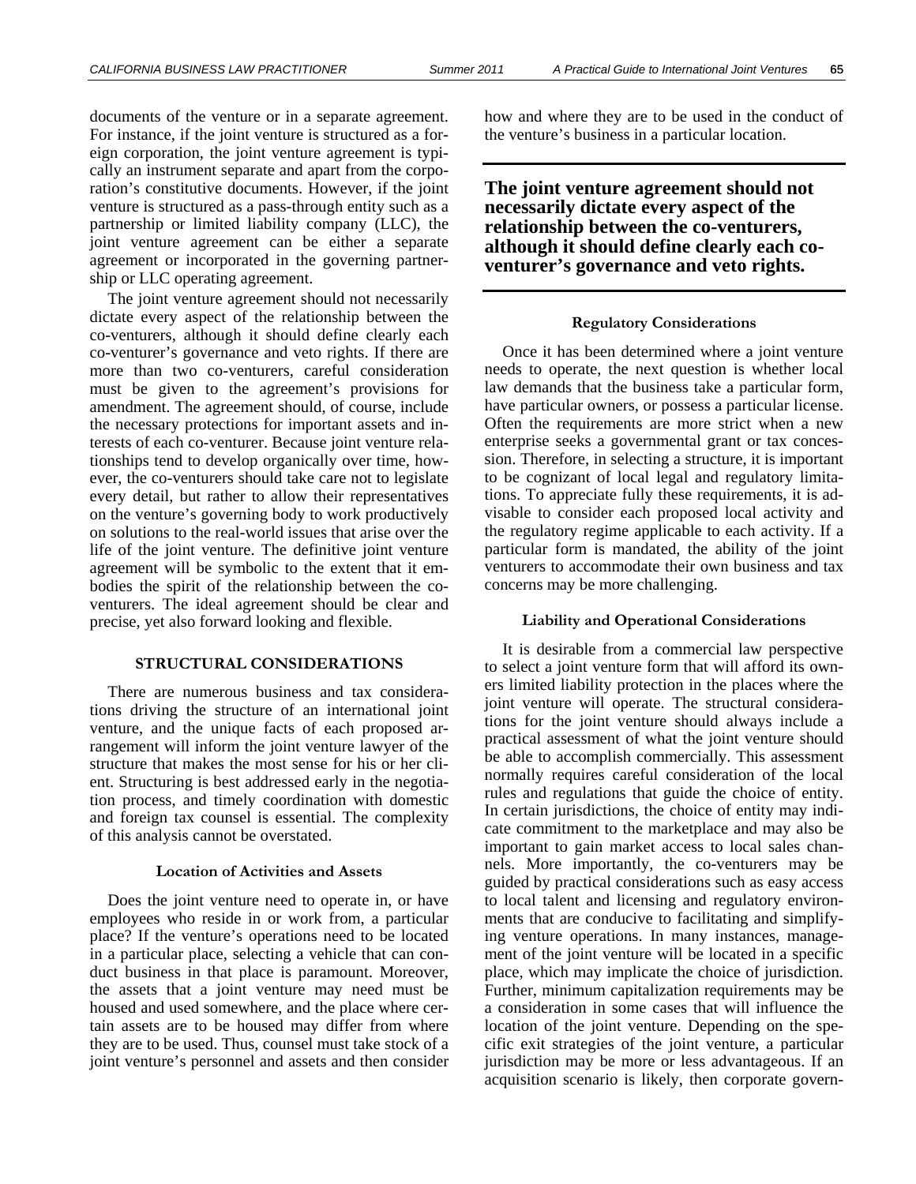documents of the venture or in a separate agreement. For instance, if the joint venture is structured as a foreign corporation, the joint venture agreement is typically an instrument separate and apart from the corporation's constitutive documents. However, if the joint venture is structured as a pass-through entity such as a partnership or limited liability company (LLC), the joint venture agreement can be either a separate agreement or incorporated in the governing partnership or LLC operating agreement.

The joint venture agreement should not necessarily dictate every aspect of the relationship between the co-venturers, although it should define clearly each co-venturer's governance and veto rights. If there are more than two co-venturers, careful consideration must be given to the agreement's provisions for amendment. The agreement should, of course, include the necessary protections for important assets and interests of each co-venturer. Because joint venture relationships tend to develop organically over time, however, the co-venturers should take care not to legislate every detail, but rather to allow their representatives on the venture's governing body to work productively on solutions to the real-world issues that arise over the life of the joint venture. The definitive joint venture agreement will be symbolic to the extent that it embodies the spirit of the relationship between the co-venturers. The ideal agreement should be clear and precise, yet also forward looking and flexible.

## STRUCTURAL CONSIDERATIONS

There are numerous business and tax considerations driving the structure of an international joint venture, and the unique facts of each proposed arrangement will inform the joint venture lawyer of the structure that makes the most sense for his or her client. Structuring is best addressed early in the negotiation process, and timely coordination with domestic and foreign tax counsel is essential. The complexity of this analysis cannot be overstated.

### Location of Activities and Assets

Does the joint venture need to operate in, or have employees who reside in or work from, a particular place? If the venture's operations need to be located in a particular place, selecting a vehicle that can conduct business in that place is paramount. Moreover, the assets that a joint venture may need must be housed and used somewhere, and the place where certain assets are to be housed may differ from where they are to be used. Thus, counsel must take stock of a joint venture's personnel and assets and then consider how and where they are to be used in the conduct of the venture's business in a particular location.

**The joint venture agreement should not necessarily dictate every aspect of the relationship between the co-venturers, although it should define clearly each co-venturer's governance and veto rights.**

### Regulatory Considerations

Once it has been determined where a joint venture needs to operate, the next question is whether local law demands that the business take a particular form, have particular owners, or possess a particular license. Often the requirements are more strict when a new enterprise seeks a governmental grant or tax concession. Therefore, in selecting a structure, it is important to be cognizant of local legal and regulatory limitations. To appreciate fully these requirements, it is advisable to consider each proposed local activity and the regulatory regime applicable to each activity. If a particular form is mandated, the ability of the joint venturers to accommodate their own business and tax concerns may be more challenging.

### Liability and Operational Considerations

It is desirable from a commercial law perspective to select a joint venture form that will afford its owners limited liability protection in the places where the joint venture will operate. The structural considerations for the joint venture should always include a practical assessment of what the joint venture should be able to accomplish commercially. This assessment normally requires careful consideration of the local rules and regulations that guide the choice of entity. In certain jurisdictions, the choice of entity may indicate commitment to the marketplace and may also be important to gain market access to local sales channels. More importantly, the co-venturers may be guided by practical considerations such as easy access to local talent and licensing and regulatory environments that are conducive to facilitating and simplifying venture operations. In many instances, management of the joint venture will be located in a specific place, which may implicate the choice of jurisdiction. Further, minimum capitalization requirements may be a consideration in some cases that will influence the location of the joint venture. Depending on the specific exit strategies of the joint venture, a particular jurisdiction may be more or less advantageous. If an acquisition scenario is likely, then corporate govern-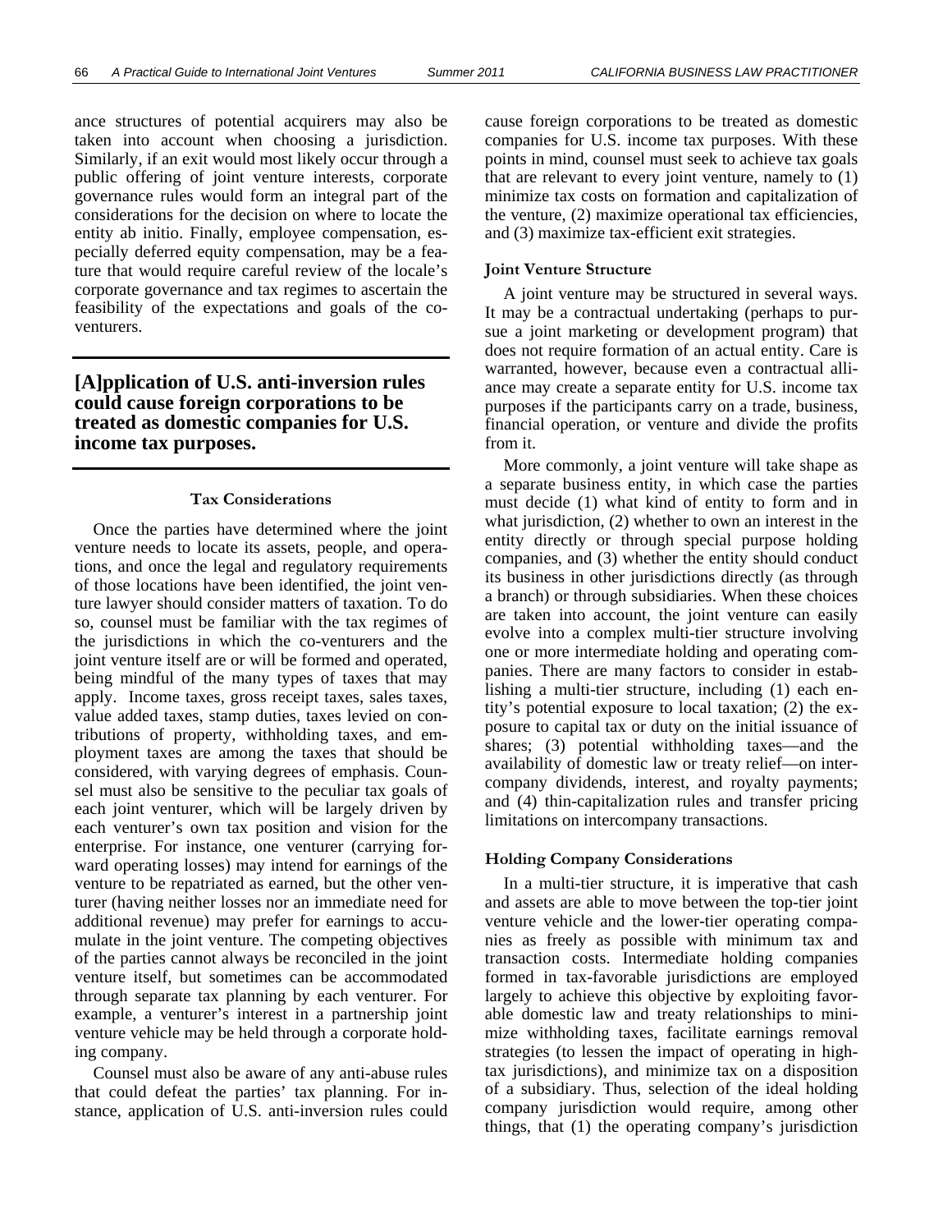ance structures of potential acquirers may also be taken into account when choosing a jurisdiction. Similarly, if an exit would most likely occur through a public offering of joint venture interests, corporate governance rules would form an integral part of the considerations for the decision on where to locate the entity ab initio. Finally, employee compensation, especially deferred equity compensation, may be a feature that would require careful review of the locale's corporate governance and tax regimes to ascertain the feasibility of the expectations and goals of the co-venturers.

> **[A]pplication of U.S. anti-inversion rules could cause foreign corporations to be treated as domestic companies for U.S. income tax purposes.**

### Tax Considerations

Once the parties have determined where the joint venture needs to locate its assets, people, and operations, and once the legal and regulatory requirements of those locations have been identified, the joint venture lawyer should consider matters of taxation. To do so, counsel must be familiar with the tax regimes of the jurisdictions in which the co-venturers and the joint venture itself are or will be formed and operated, being mindful of the many types of taxes that may apply. Income taxes, gross receipt taxes, sales taxes, value added taxes, stamp duties, taxes levied on contributions of property, withholding taxes, and employment taxes are among the taxes that should be considered, with varying degrees of emphasis. Counsel must also be sensitive to the peculiar tax goals of each joint venturer, which will be largely driven by each venturer's own tax position and vision for the enterprise. For instance, one venturer (carrying forward operating losses) may intend for earnings of the venture to be repatriated as earned, but the other venturer (having neither losses nor an immediate need for additional revenue) may prefer for earnings to accumulate in the joint venture. The competing objectives of the parties cannot always be reconciled in the joint venture itself, but sometimes can be accommodated through separate tax planning by each venturer. For example, a venturer's interest in a partnership joint venture vehicle may be held through a corporate holding company.

Counsel must also be aware of any anti-abuse rules that could defeat the parties' tax planning. For instance, application of U.S. anti-inversion rules could cause foreign corporations to be treated as domestic companies for U.S. income tax purposes. With these points in mind, counsel must seek to achieve tax goals that are relevant to every joint venture, namely to (1) minimize tax costs on formation and capitalization of the venture, (2) maximize operational tax efficiencies, and (3) maximize tax-efficient exit strategies.

### Joint Venture Structure

A joint venture may be structured in several ways. It may be a contractual undertaking (perhaps to pursue a joint marketing or development program) that does not require formation of an actual entity. Care is warranted, however, because even a contractual alliance may create a separate entity for U.S. income tax purposes if the participants carry on a trade, business, financial operation, or venture and divide the profits from it.

More commonly, a joint venture will take shape as a separate business entity, in which case the parties must decide (1) what kind of entity to form and in what jurisdiction, (2) whether to own an interest in the entity directly or through special purpose holding companies, and (3) whether the entity should conduct its business in other jurisdictions directly (as through a branch) or through subsidiaries. When these choices are taken into account, the joint venture can easily evolve into a complex multi-tier structure involving one or more intermediate holding and operating companies. There are many factors to consider in establishing a multi-tier structure, including (1) each entity's potential exposure to local taxation; (2) the exposure to capital tax or duty on the initial issuance of shares; (3) potential withholding taxes—and the availability of domestic law or treaty relief—on intercompany dividends, interest, and royalty payments; and (4) thin-capitalization rules and transfer pricing limitations on intercompany transactions.

### Holding Company Considerations

In a multi-tier structure, it is imperative that cash and assets are able to move between the top-tier joint venture vehicle and the lower-tier operating companies as freely as possible with minimum tax and transaction costs. Intermediate holding companies formed in tax-favorable jurisdictions are employed largely to achieve this objective by exploiting favorable domestic law and treaty relationships to minimize withholding taxes, facilitate earnings removal strategies (to lessen the impact of operating in high-tax jurisdictions), and minimize tax on a disposition of a subsidiary. Thus, selection of the ideal holding company jurisdiction would require, among other things, that (1) the operating company's jurisdiction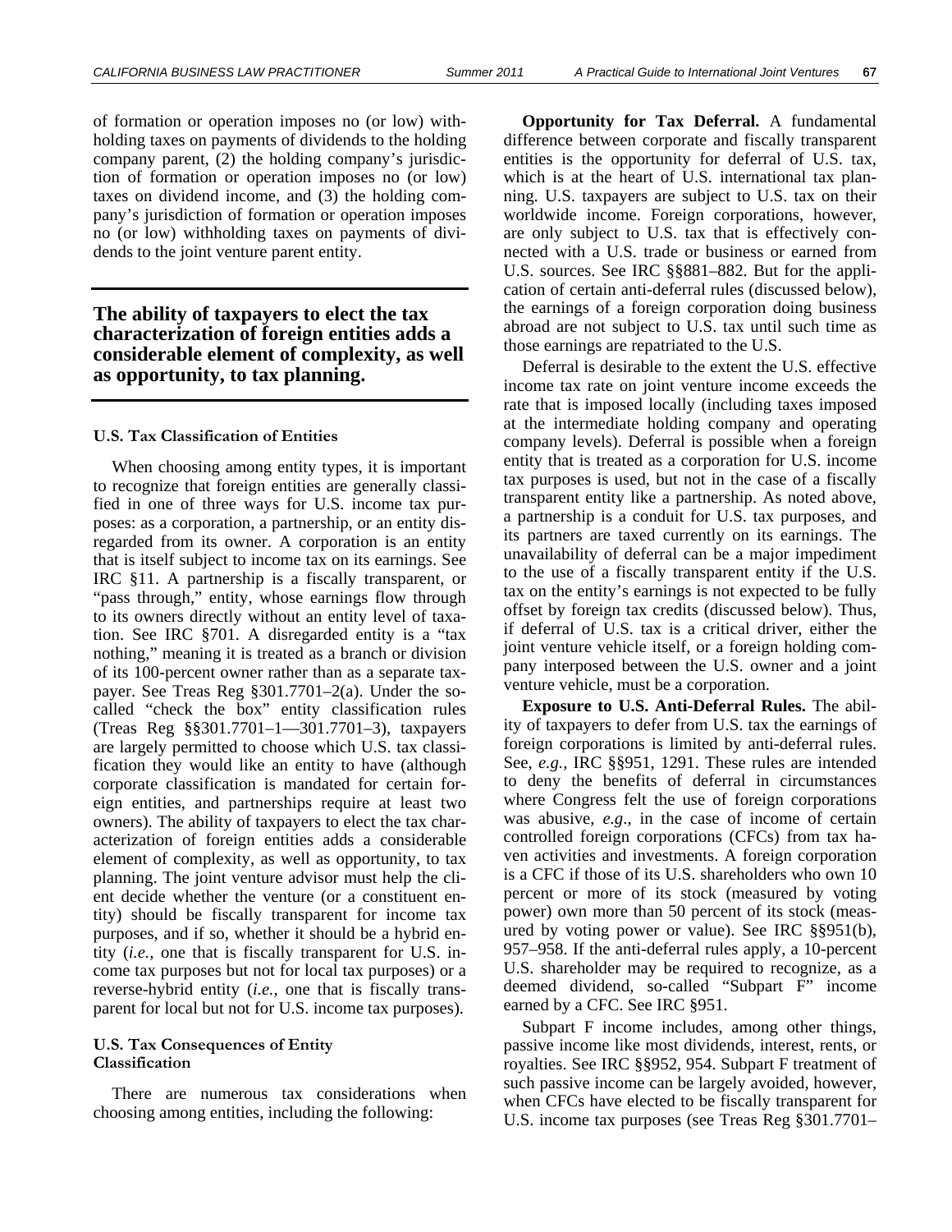of formation or operation imposes no (or low) withholding taxes on payments of dividends to the holding company parent, (2) the holding company's jurisdiction of formation or operation imposes no (or low) taxes on dividend income, and (3) the holding company's jurisdiction of formation or operation imposes no (or low) withholding taxes on payments of dividends to the joint venture parent entity.

**The ability of taxpayers to elect the tax characterization of foreign entities adds a considerable element of complexity, as well as opportunity, to tax planning.**

### U.S. Tax Classification of Entities

When choosing among entity types, it is important to recognize that foreign entities are generally classified in one of three ways for U.S. income tax purposes: as a corporation, a partnership, or an entity disregarded from its owner. A corporation is an entity that is itself subject to income tax on its earnings. See IRC §11. A partnership is a fiscally transparent, or "pass through," entity, whose earnings flow through to its owners directly without an entity level of taxation. See IRC §701. A disregarded entity is a "tax nothing," meaning it is treated as a branch or division of its 100-percent owner rather than as a separate taxpayer. See Treas Reg §301.7701–2(a). Under the so-called "check the box" entity classification rules (Treas Reg §§301.7701–1—301.7701–3), taxpayers are largely permitted to choose which U.S. tax classification they would like an entity to have (although corporate classification is mandated for certain foreign entities, and partnerships require at least two owners). The ability of taxpayers to elect the tax characterization of foreign entities adds a considerable element of complexity, as well as opportunity, to tax planning. The joint venture advisor must help the client decide whether the venture (or a constituent entity) should be fiscally transparent for income tax purposes, and if so, whether it should be a hybrid entity (*i.e.,* one that is fiscally transparent for U.S. income tax purposes but not for local tax purposes) or a reverse-hybrid entity (*i.e.,* one that is fiscally transparent for local but not for U.S. income tax purposes).

### U.S. Tax Consequences of Entity Classification

There are numerous tax considerations when choosing among entities, including the following:

**Opportunity for Tax Deferral.** A fundamental difference between corporate and fiscally transparent entities is the opportunity for deferral of U.S. tax, which is at the heart of U.S. international tax planning. U.S. taxpayers are subject to U.S. tax on their worldwide income. Foreign corporations, however, are only subject to U.S. tax that is effectively connected with a U.S. trade or business or earned from U.S. sources. See IRC §§881–882. But for the application of certain anti-deferral rules (discussed below), the earnings of a foreign corporation doing business abroad are not subject to U.S. tax until such time as those earnings are repatriated to the U.S.

Deferral is desirable to the extent the U.S. effective income tax rate on joint venture income exceeds the rate that is imposed locally (including taxes imposed at the intermediate holding company and operating company levels). Deferral is possible when a foreign entity that is treated as a corporation for U.S. income tax purposes is used, but not in the case of a fiscally transparent entity like a partnership. As noted above, a partnership is a conduit for U.S. tax purposes, and its partners are taxed currently on its earnings. The unavailability of deferral can be a major impediment to the use of a fiscally transparent entity if the U.S. tax on the entity's earnings is not expected to be fully offset by foreign tax credits (discussed below). Thus, if deferral of U.S. tax is a critical driver, either the joint venture vehicle itself, or a foreign holding company interposed between the U.S. owner and a joint venture vehicle, must be a corporation.

**Exposure to U.S. Anti-Deferral Rules.** The ability of taxpayers to defer from U.S. tax the earnings of foreign corporations is limited by anti-deferral rules. See, *e.g.,* IRC §§951, 1291. These rules are intended to deny the benefits of deferral in circumstances where Congress felt the use of foreign corporations was abusive, *e.g*., in the case of income of certain controlled foreign corporations (CFCs) from tax haven activities and investments. A foreign corporation is a CFC if those of its U.S. shareholders who own 10 percent or more of its stock (measured by voting power) own more than 50 percent of its stock (measured by voting power or value). See IRC §§951(b), 957–958. If the anti-deferral rules apply, a 10-percent U.S. shareholder may be required to recognize, as a deemed dividend, so-called "Subpart F" income earned by a CFC. See IRC §951.

Subpart F income includes, among other things, passive income like most dividends, interest, rents, or royalties. See IRC §§952, 954. Subpart F treatment of such passive income can be largely avoided, however, when CFCs have elected to be fiscally transparent for U.S. income tax purposes (see Treas Reg §301.7701–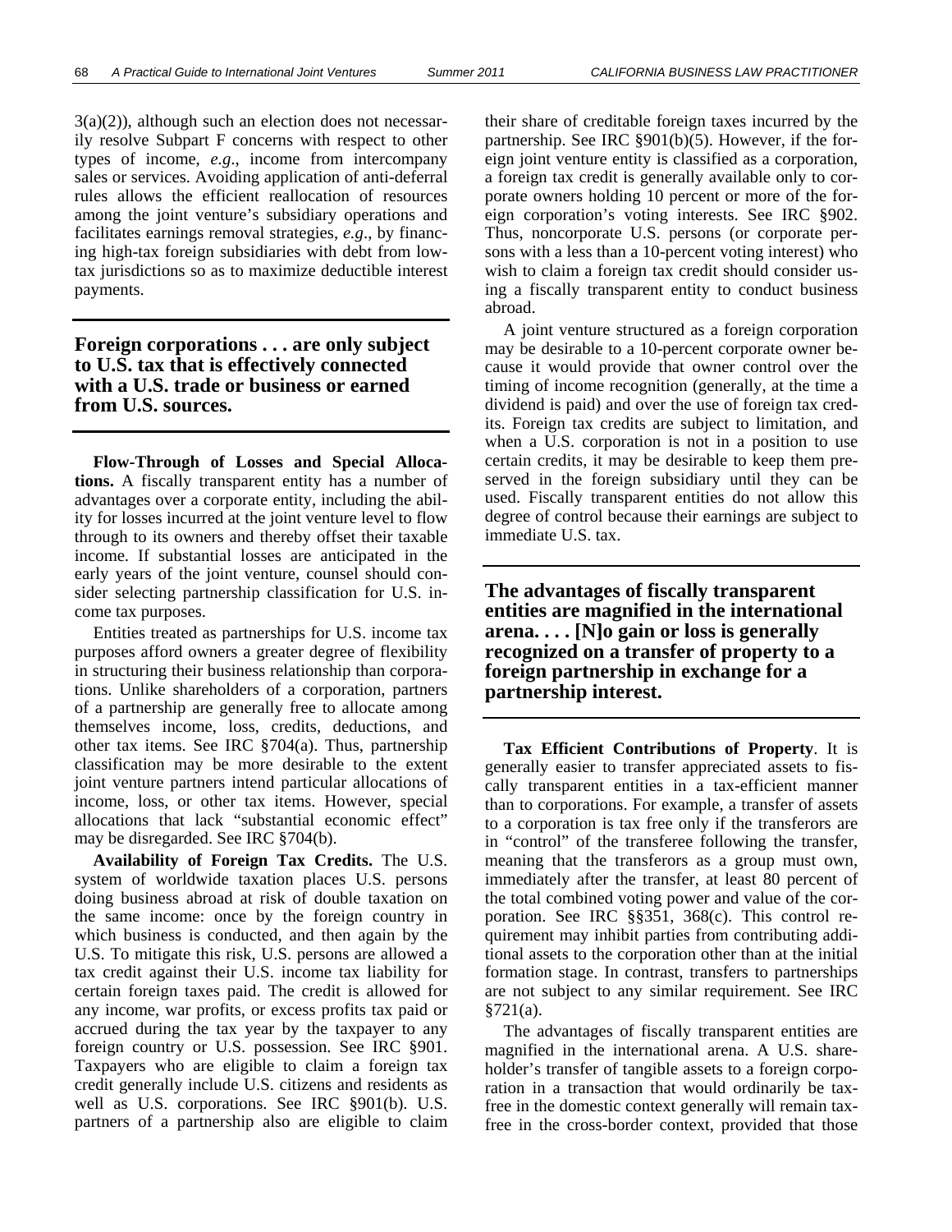3(a)(2)), although such an election does not necessarily resolve Subpart F concerns with respect to other types of income, *e.g*., income from intercompany sales or services. Avoiding application of anti-deferral rules allows the efficient reallocation of resources among the joint venture's subsidiary operations and facilitates earnings removal strategies, *e.g*., by financing high-tax foreign subsidiaries with debt from low-tax jurisdictions so as to maximize deductible interest payments.

**Foreign corporations . . . are only subject to U.S. tax that is effectively connected with a U.S. trade or business or earned from U.S. sources.**

**Flow-Through of Losses and Special Allocations.** A fiscally transparent entity has a number of advantages over a corporate entity, including the ability for losses incurred at the joint venture level to flow through to its owners and thereby offset their taxable income. If substantial losses are anticipated in the early years of the joint venture, counsel should consider selecting partnership classification for U.S. income tax purposes.

Entities treated as partnerships for U.S. income tax purposes afford owners a greater degree of flexibility in structuring their business relationship than corporations. Unlike shareholders of a corporation, partners of a partnership are generally free to allocate among themselves income, loss, credits, deductions, and other tax items. See IRC §704(a). Thus, partnership classification may be more desirable to the extent joint venture partners intend particular allocations of income, loss, or other tax items. However, special allocations that lack "substantial economic effect" may be disregarded. See IRC §704(b).

**Availability of Foreign Tax Credits.** The U.S. system of worldwide taxation places U.S. persons doing business abroad at risk of double taxation on the same income: once by the foreign country in which business is conducted, and then again by the U.S. To mitigate this risk, U.S. persons are allowed a tax credit against their U.S. income tax liability for certain foreign taxes paid. The credit is allowed for any income, war profits, or excess profits tax paid or accrued during the tax year by the taxpayer to any foreign country or U.S. possession. See IRC §901. Taxpayers who are eligible to claim a foreign tax credit generally include U.S. citizens and residents as well as U.S. corporations. See IRC §901(b). U.S. partners of a partnership also are eligible to claim their share of creditable foreign taxes incurred by the partnership. See IRC §901(b)(5). However, if the foreign joint venture entity is classified as a corporation, a foreign tax credit is generally available only to corporate owners holding 10 percent or more of the foreign corporation's voting interests. See IRC §902. Thus, noncorporate U.S. persons (or corporate persons with a less than a 10-percent voting interest) who wish to claim a foreign tax credit should consider using a fiscally transparent entity to conduct business abroad.

A joint venture structured as a foreign corporation may be desirable to a 10-percent corporate owner because it would provide that owner control over the timing of income recognition (generally, at the time a dividend is paid) and over the use of foreign tax credits. Foreign tax credits are subject to limitation, and when a U.S. corporation is not in a position to use certain credits, it may be desirable to keep them preserved in the foreign subsidiary until they can be used. Fiscally transparent entities do not allow this degree of control because their earnings are subject to immediate U.S. tax.

**The advantages of fiscally transparent entities are magnified in the international arena. . . . [N]o gain or loss is generally recognized on a transfer of property to a foreign partnership in exchange for a partnership interest.**

**Tax Efficient Contributions of Property**. It is generally easier to transfer appreciated assets to fiscally transparent entities in a tax-efficient manner than to corporations. For example, a transfer of assets to a corporation is tax free only if the transferors are in "control" of the transferee following the transfer, meaning that the transferors as a group must own, immediately after the transfer, at least 80 percent of the total combined voting power and value of the corporation. See IRC §§351, 368(c). This control requirement may inhibit parties from contributing additional assets to the corporation other than at the initial formation stage. In contrast, transfers to partnerships are not subject to any similar requirement. See IRC §721(a).

The advantages of fiscally transparent entities are magnified in the international arena. A U.S. shareholder's transfer of tangible assets to a foreign corporation in a transaction that would ordinarily be tax-free in the domestic context generally will remain tax-free in the cross-border context, provided that those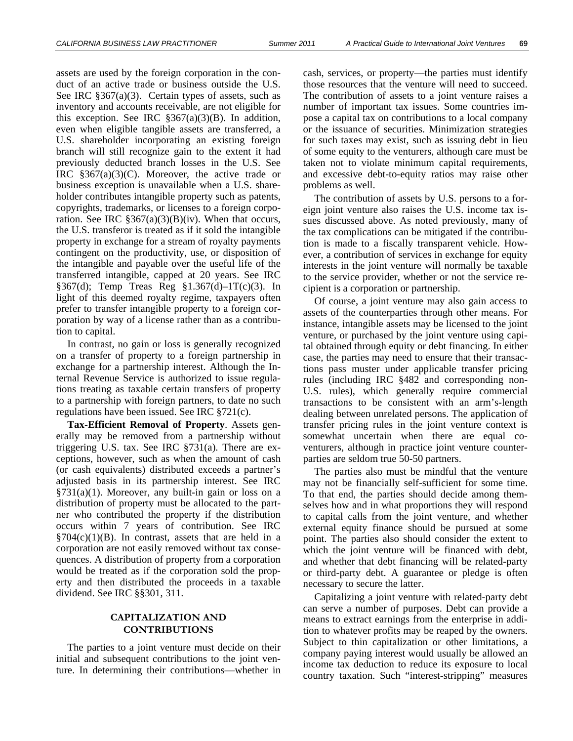assets are used by the foreign corporation in the conduct of an active trade or business outside the U.S. See IRC §367(a)(3). Certain types of assets, such as inventory and accounts receivable, are not eligible for this exception. See IRC §367(a)(3)(B). In addition, even when eligible tangible assets are transferred, a U.S. shareholder incorporating an existing foreign branch will still recognize gain to the extent it had previously deducted branch losses in the U.S. See IRC §367(a)(3)(C). Moreover, the active trade or business exception is unavailable when a U.S. shareholder contributes intangible property such as patents, copyrights, trademarks, or licenses to a foreign corporation. See IRC §367(a)(3)(B)(iv). When that occurs, the U.S. transferor is treated as if it sold the intangible property in exchange for a stream of royalty payments contingent on the productivity, use, or disposition of the intangible and payable over the useful life of the transferred intangible, capped at 20 years. See IRC §367(d); Temp Treas Reg §1.367(d)–1T(c)(3). In light of this deemed royalty regime, taxpayers often prefer to transfer intangible property to a foreign corporation by way of a license rather than as a contribution to capital.

In contrast, no gain or loss is generally recognized on a transfer of property to a foreign partnership in exchange for a partnership interest. Although the Internal Revenue Service is authorized to issue regulations treating as taxable certain transfers of property to a partnership with foreign partners, to date no such regulations have been issued. See IRC §721(c).

**Tax-Efficient Removal of Property**. Assets generally may be removed from a partnership without triggering U.S. tax. See IRC §731(a). There are exceptions, however, such as when the amount of cash (or cash equivalents) distributed exceeds a partner's adjusted basis in its partnership interest. See IRC §731(a)(1). Moreover, any built-in gain or loss on a distribution of property must be allocated to the partner who contributed the property if the distribution occurs within 7 years of contribution. See IRC §704(c)(1)(B). In contrast, assets that are held in a corporation are not easily removed without tax consequences. A distribution of property from a corporation would be treated as if the corporation sold the property and then distributed the proceeds in a taxable dividend. See IRC §§301, 311.

## CAPITALIZATION AND CONTRIBUTIONS

The parties to a joint venture must decide on their initial and subsequent contributions to the joint venture. In determining their contributions—whether in cash, services, or property—the parties must identify those resources that the venture will need to succeed. The contribution of assets to a joint venture raises a number of important tax issues. Some countries impose a capital tax on contributions to a local company or the issuance of securities. Minimization strategies for such taxes may exist, such as issuing debt in lieu of some equity to the venturers, although care must be taken not to violate minimum capital requirements, and excessive debt-to-equity ratios may raise other problems as well.

The contribution of assets by U.S. persons to a foreign joint venture also raises the U.S. income tax issues discussed above. As noted previously, many of the tax complications can be mitigated if the contribution is made to a fiscally transparent vehicle. However, a contribution of services in exchange for equity interests in the joint venture will normally be taxable to the service provider, whether or not the service recipient is a corporation or partnership.

Of course, a joint venture may also gain access to assets of the counterparties through other means. For instance, intangible assets may be licensed to the joint venture, or purchased by the joint venture using capital obtained through equity or debt financing. In either case, the parties may need to ensure that their transactions pass muster under applicable transfer pricing rules (including IRC §482 and corresponding non-U.S. rules), which generally require commercial transactions to be consistent with an arm's-length dealing between unrelated persons. The application of transfer pricing rules in the joint venture context is somewhat uncertain when there are equal co-venturers, although in practice joint venture counterparties are seldom true 50-50 partners.

The parties also must be mindful that the venture may not be financially self-sufficient for some time. To that end, the parties should decide among themselves how and in what proportions they will respond to capital calls from the joint venture, and whether external equity finance should be pursued at some point. The parties also should consider the extent to which the joint venture will be financed with debt, and whether that debt financing will be related-party or third-party debt. A guarantee or pledge is often necessary to secure the latter.

Capitalizing a joint venture with related-party debt can serve a number of purposes. Debt can provide a means to extract earnings from the enterprise in addition to whatever profits may be reaped by the owners. Subject to thin capitalization or other limitations, a company paying interest would usually be allowed an income tax deduction to reduce its exposure to local country taxation. Such "interest-stripping" measures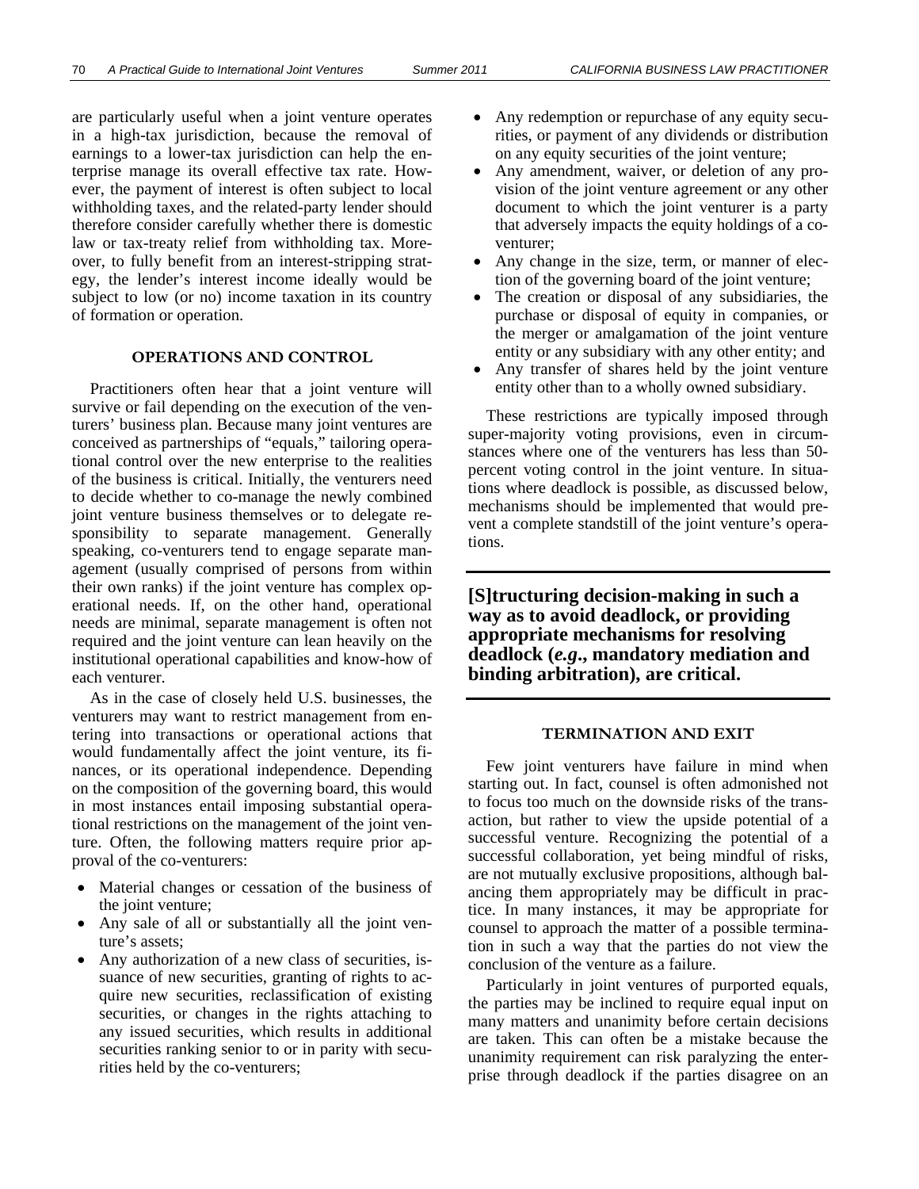are particularly useful when a joint venture operates in a high-tax jurisdiction, because the removal of earnings to a lower-tax jurisdiction can help the enterprise manage its overall effective tax rate. However, the payment of interest is often subject to local withholding taxes, and the related-party lender should therefore consider carefully whether there is domestic law or tax-treaty relief from withholding tax. Moreover, to fully benefit from an interest-stripping strategy, the lender's interest income ideally would be subject to low (or no) income taxation in its country of formation or operation.

## OPERATIONS AND CONTROL

Practitioners often hear that a joint venture will survive or fail depending on the execution of the venturers' business plan. Because many joint ventures are conceived as partnerships of "equals," tailoring operational control over the new enterprise to the realities of the business is critical. Initially, the venturers need to decide whether to co-manage the newly combined joint venture business themselves or to delegate responsibility to separate management. Generally speaking, co-venturers tend to engage separate management (usually comprised of persons from within their own ranks) if the joint venture has complex operational needs. If, on the other hand, operational needs are minimal, separate management is often not required and the joint venture can lean heavily on the institutional operational capabilities and know-how of each venturer.

As in the case of closely held U.S. businesses, the venturers may want to restrict management from entering into transactions or operational actions that would fundamentally affect the joint venture, its finances, or its operational independence. Depending on the composition of the governing board, this would in most instances entail imposing substantial operational restrictions on the management of the joint venture. Often, the following matters require prior approval of the co-venturers:

- Material changes or cessation of the business of the joint venture;
- Any sale of all or substantially all the joint venture's assets;
- Any authorization of a new class of securities, issuance of new securities, granting of rights to acquire new securities, reclassification of existing securities, or changes in the rights attaching to any issued securities, which results in additional securities ranking senior to or in parity with securities held by the co-venturers;
- Any redemption or repurchase of any equity securities, or payment of any dividends or distribution on any equity securities of the joint venture;
- Any amendment, waiver, or deletion of any provision of the joint venture agreement or any other document to which the joint venturer is a party that adversely impacts the equity holdings of a co-venturer;
- Any change in the size, term, or manner of election of the governing board of the joint venture;
- The creation or disposal of any subsidiaries, the purchase or disposal of equity in companies, or the merger or amalgamation of the joint venture entity or any subsidiary with any other entity; and
- Any transfer of shares held by the joint venture entity other than to a wholly owned subsidiary.

These restrictions are typically imposed through super-majority voting provisions, even in circumstances where one of the venturers has less than 50-percent voting control in the joint venture. In situations where deadlock is possible, as discussed below, mechanisms should be implemented that would prevent a complete standstill of the joint venture's operations.

**[S]tructuring decision-making in such a way as to avoid deadlock, or providing appropriate mechanisms for resolving deadlock (*e.g*., mandatory mediation and binding arbitration), are critical.**

## TERMINATION AND EXIT

Few joint venturers have failure in mind when starting out. In fact, counsel is often admonished not to focus too much on the downside risks of the transaction, but rather to view the upside potential of a successful venture. Recognizing the potential of a successful collaboration, yet being mindful of risks, are not mutually exclusive propositions, although balancing them appropriately may be difficult in practice. In many instances, it may be appropriate for counsel to approach the matter of a possible termination in such a way that the parties do not view the conclusion of the venture as a failure.

Particularly in joint ventures of purported equals, the parties may be inclined to require equal input on many matters and unanimity before certain decisions are taken. This can often be a mistake because the unanimity requirement can risk paralyzing the enterprise through deadlock if the parties disagree on an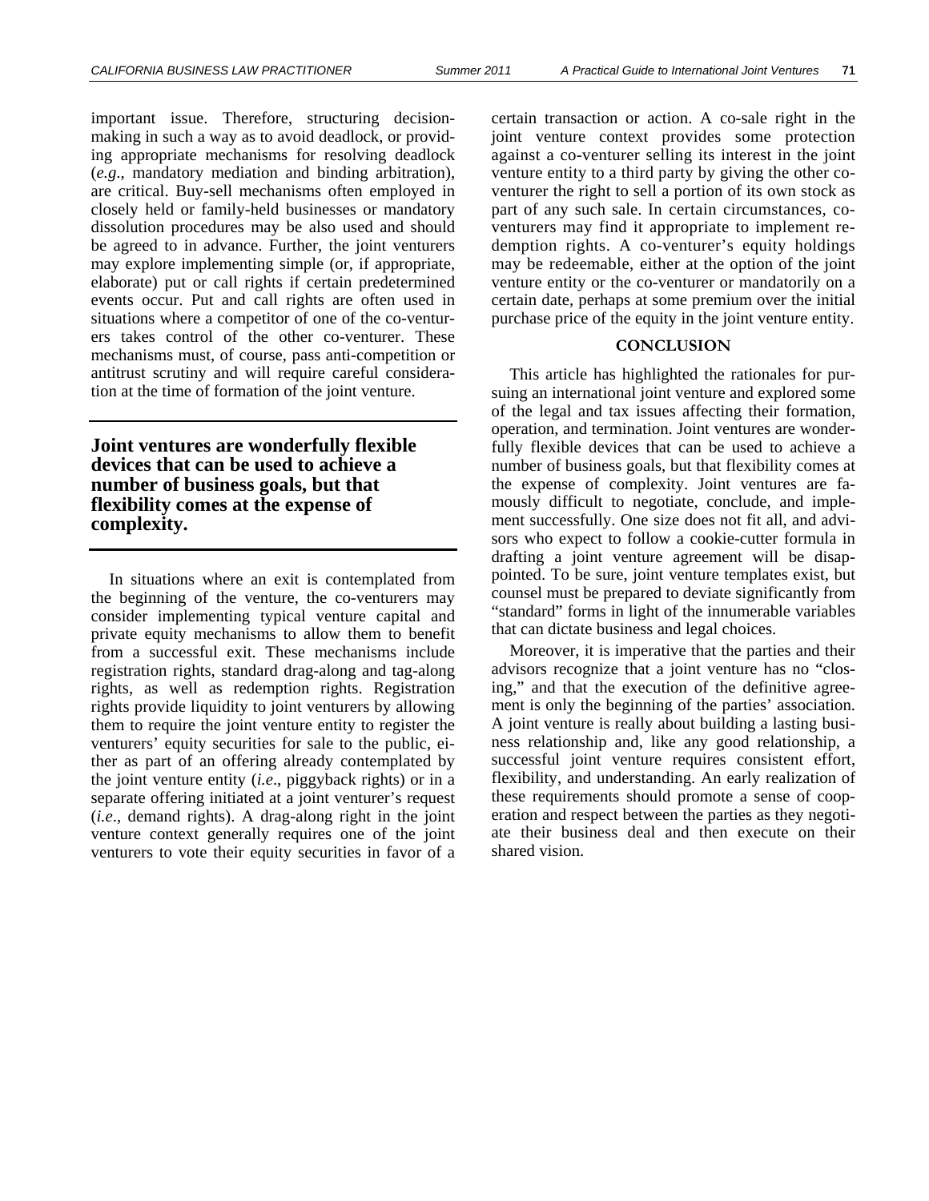important issue. Therefore, structuring decision-making in such a way as to avoid deadlock, or providing appropriate mechanisms for resolving deadlock (*e.g*., mandatory mediation and binding arbitration), are critical. Buy-sell mechanisms often employed in closely held or family-held businesses or mandatory dissolution procedures may be also used and should be agreed to in advance. Further, the joint venturers may explore implementing simple (or, if appropriate, elaborate) put or call rights if certain predetermined events occur. Put and call rights are often used in situations where a competitor of one of the co-venturers takes control of the other co-venturer. These mechanisms must, of course, pass anti-competition or antitrust scrutiny and will require careful consideration at the time of formation of the joint venture.

**Joint ventures are wonderfully flexible devices that can be used to achieve a number of business goals, but that flexibility comes at the expense of complexity.**

In situations where an exit is contemplated from the beginning of the venture, the co-venturers may consider implementing typical venture capital and private equity mechanisms to allow them to benefit from a successful exit. These mechanisms include registration rights, standard drag-along and tag-along rights, as well as redemption rights. Registration rights provide liquidity to joint venturers by allowing them to require the joint venture entity to register the venturers' equity securities for sale to the public, either as part of an offering already contemplated by the joint venture entity (*i.e*., piggyback rights) or in a separate offering initiated at a joint venturer's request (*i.e*., demand rights). A drag-along right in the joint venture context generally requires one of the joint venturers to vote their equity securities in favor of a certain transaction or action. A co-sale right in the joint venture context provides some protection against a co-venturer selling its interest in the joint venture entity to a third party by giving the other co-venturer the right to sell a portion of its own stock as part of any such sale. In certain circumstances, co-venturers may find it appropriate to implement redemption rights. A co-venturer's equity holdings may be redeemable, either at the option of the joint venture entity or the co-venturer or mandatorily on a certain date, perhaps at some premium over the initial purchase price of the equity in the joint venture entity.

## CONCLUSION

This article has highlighted the rationales for pursuing an international joint venture and explored some of the legal and tax issues affecting their formation, operation, and termination. Joint ventures are wonderfully flexible devices that can be used to achieve a number of business goals, but that flexibility comes at the expense of complexity. Joint ventures are famously difficult to negotiate, conclude, and implement successfully. One size does not fit all, and advisors who expect to follow a cookie-cutter formula in drafting a joint venture agreement will be disappointed. To be sure, joint venture templates exist, but counsel must be prepared to deviate significantly from "standard" forms in light of the innumerable variables that can dictate business and legal choices.

Moreover, it is imperative that the parties and their advisors recognize that a joint venture has no "closing," and that the execution of the definitive agreement is only the beginning of the parties' association. A joint venture is really about building a lasting business relationship and, like any good relationship, a successful joint venture requires consistent effort, flexibility, and understanding. An early realization of these requirements should promote a sense of cooperation and respect between the parties as they negotiate their business deal and then execute on their shared vision.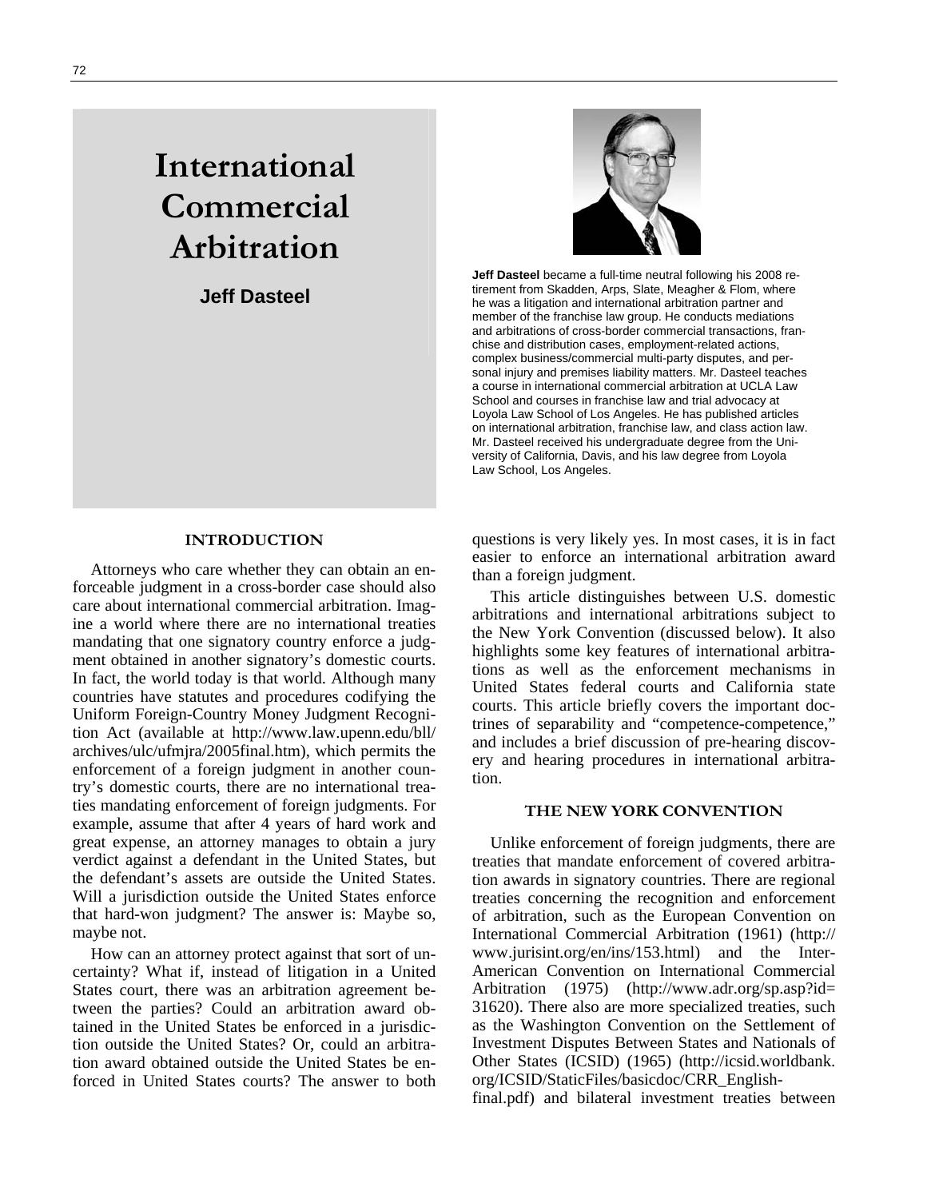# International Commercial Arbitration

**Jeff Dasteel**

**Jeff Dasteel** became a full-time neutral following his 2008 retirement from Skadden, Arps, Slate, Meagher & Flom, where he was a litigation and international arbitration partner and member of the franchise law group. He conducts mediations and arbitrations of cross-border commercial transactions, franchise and distribution cases, employment-related actions, complex business/commercial multi-party disputes, and personal injury and premises liability matters. Mr. Dasteel teaches a course in international commercial arbitration at UCLA Law School and courses in franchise law and trial advocacy at Loyola Law School of Los Angeles. He has published articles on international arbitration, franchise law, and class action law. Mr. Dasteel received his undergraduate degree from the University of California, Davis, and his law degree from Loyola Law School, Los Angeles.

## INTRODUCTION

Attorneys who care whether they can obtain an enforceable judgment in a cross-border case should also care about international commercial arbitration. Imagine a world where there are no international treaties mandating that one signatory country enforce a judgment obtained in another signatory's domestic courts. In fact, the world today is that world. Although many countries have statutes and procedures codifying the Uniform Foreign-Country Money Judgment Recognition Act (available at http://www.law.upenn.edu/bll/archives/ulc/ufmjra/2005final.htm), which permits the enforcement of a foreign judgment in another country's domestic courts, there are no international treaties mandating enforcement of foreign judgments. For example, assume that after 4 years of hard work and great expense, an attorney manages to obtain a jury verdict against a defendant in the United States, but the defendant's assets are outside the United States. Will a jurisdiction outside the United States enforce that hard-won judgment? The answer is: Maybe so, maybe not.

How can an attorney protect against that sort of uncertainty? What if, instead of litigation in a United States court, there was an arbitration agreement between the parties? Could an arbitration award obtained in the United States be enforced in a jurisdiction outside the United States? Or, could an arbitration award obtained outside the United States be enforced in United States courts? The answer to both questions is very likely yes. In most cases, it is in fact easier to enforce an international arbitration award than a foreign judgment.

This article distinguishes between U.S. domestic arbitrations and international arbitrations subject to the New York Convention (discussed below). It also highlights some key features of international arbitrations as well as the enforcement mechanisms in United States federal courts and California state courts. This article briefly covers the important doctrines of separability and "competence-competence," and includes a brief discussion of pre-hearing discovery and hearing procedures in international arbitration.

## THE NEW YORK CONVENTION

Unlike enforcement of foreign judgments, there are treaties that mandate enforcement of covered arbitration awards in signatory countries. There are regional treaties concerning the recognition and enforcement of arbitration, such as the European Convention on International Commercial Arbitration (1961) (http://www.jurisint.org/en/ins/153.html) and the Inter-American Convention on International Commercial Arbitration (1975) (http://www.adr.org/sp.asp?id=31620). There also are more specialized treaties, such as the Washington Convention on the Settlement of Investment Disputes Between States and Nationals of Other States (ICSID) (1965) (http://icsid.worldbank.org/ICSID/StaticFiles/basicdoc/CRR_English-final.pdf) and bilateral investment treaties between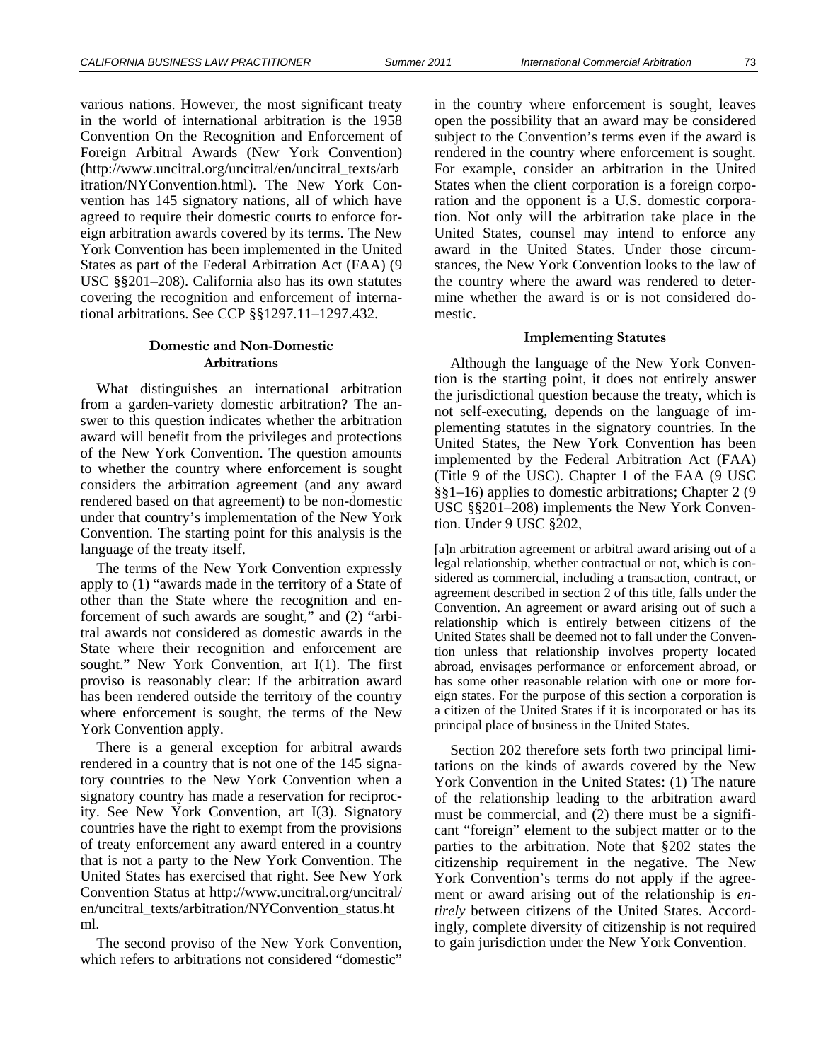various nations. However, the most significant treaty in the world of international arbitration is the 1958 Convention On the Recognition and Enforcement of Foreign Arbitral Awards (New York Convention) (http://www.uncitral.org/uncitral/en/uncitral_texts/arbitration/NYConvention.html). The New York Convention has 145 signatory nations, all of which have agreed to require their domestic courts to enforce foreign arbitration awards covered by its terms. The New York Convention has been implemented in the United States as part of the Federal Arbitration Act (FAA) (9 USC §§201–208). California also has its own statutes covering the recognition and enforcement of international arbitrations. See CCP §§1297.11–1297.432.

### Domestic and Non-Domestic Arbitrations

What distinguishes an international arbitration from a garden-variety domestic arbitration? The answer to this question indicates whether the arbitration award will benefit from the privileges and protections of the New York Convention. The question amounts to whether the country where enforcement is sought considers the arbitration agreement (and any award rendered based on that agreement) to be non-domestic under that country's implementation of the New York Convention. The starting point for this analysis is the language of the treaty itself.

The terms of the New York Convention expressly apply to (1) "awards made in the territory of a State of other than the State where the recognition and enforcement of such awards are sought," and (2) "arbitral awards not considered as domestic awards in the State where their recognition and enforcement are sought." New York Convention, art I(1). The first proviso is reasonably clear: If the arbitration award has been rendered outside the territory of the country where enforcement is sought, the terms of the New York Convention apply.

There is a general exception for arbitral awards rendered in a country that is not one of the 145 signatory countries to the New York Convention when a signatory country has made a reservation for reciprocity. See New York Convention, art I(3). Signatory countries have the right to exempt from the provisions of treaty enforcement any award entered in a country that is not a party to the New York Convention. The United States has exercised that right. See New York Convention Status at http://www.uncitral.org/uncitral/en/uncitral_texts/arbitration/NYConvention_status.html.

The second proviso of the New York Convention, which refers to arbitrations not considered "domestic" in the country where enforcement is sought, leaves open the possibility that an award may be considered subject to the Convention's terms even if the award is rendered in the country where enforcement is sought. For example, consider an arbitration in the United States when the client corporation is a foreign corporation and the opponent is a U.S. domestic corporation. Not only will the arbitration take place in the United States, counsel may intend to enforce any award in the United States. Under those circumstances, the New York Convention looks to the law of the country where the award was rendered to determine whether the award is or is not considered domestic.

### Implementing Statutes

Although the language of the New York Convention is the starting point, it does not entirely answer the jurisdictional question because the treaty, which is not self-executing, depends on the language of implementing statutes in the signatory countries. In the United States, the New York Convention has been implemented by the Federal Arbitration Act (FAA) (Title 9 of the USC). Chapter 1 of the FAA (9 USC §§1–16) applies to domestic arbitrations; Chapter 2 (9 USC §§201–208) implements the New York Convention. Under 9 USC §202,

> [a]n arbitration agreement or arbitral award arising out of a legal relationship, whether contractual or not, which is considered as commercial, including a transaction, contract, or agreement described in section 2 of this title, falls under the Convention. An agreement or award arising out of such a relationship which is entirely between citizens of the United States shall be deemed not to fall under the Convention unless that relationship involves property located abroad, envisages performance or enforcement abroad, or has some other reasonable relation with one or more foreign states. For the purpose of this section a corporation is a citizen of the United States if it is incorporated or has its principal place of business in the United States.

Section 202 therefore sets forth two principal limitations on the kinds of awards covered by the New York Convention in the United States: (1) The nature of the relationship leading to the arbitration award must be commercial, and (2) there must be a significant "foreign" element to the subject matter or to the parties to the arbitration. Note that §202 states the citizenship requirement in the negative. The New York Convention's terms do not apply if the agreement or award arising out of the relationship is *entirely* between citizens of the United States. Accordingly, complete diversity of citizenship is not required to gain jurisdiction under the New York Convention.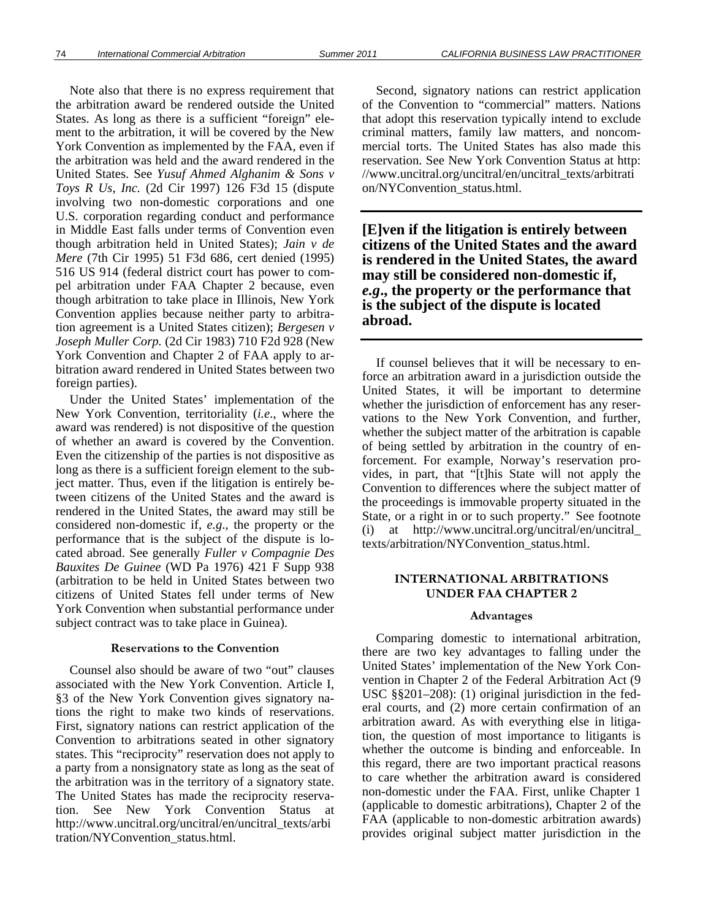Note also that there is no express requirement that the arbitration award be rendered outside the United States. As long as there is a sufficient "foreign" element to the arbitration, it will be covered by the New York Convention as implemented by the FAA, even if the arbitration was held and the award rendered in the United States. See *Yusuf Ahmed Alghanim & Sons v Toys R Us, Inc.* (2d Cir 1997) 126 F3d 15 (dispute involving two non-domestic corporations and one U.S. corporation regarding conduct and performance in Middle East falls under terms of Convention even though arbitration held in United States); *Jain v de Mere* (7th Cir 1995) 51 F3d 686, cert denied (1995) 516 US 914 (federal district court has power to compel arbitration under FAA Chapter 2 because, even though arbitration to take place in Illinois, New York Convention applies because neither party to arbitration agreement is a United States citizen); *Bergesen v Joseph Muller Corp.* (2d Cir 1983) 710 F2d 928 (New York Convention and Chapter 2 of FAA apply to arbitration award rendered in United States between two foreign parties).

Under the United States' implementation of the New York Convention, territoriality (*i.e*., where the award was rendered) is not dispositive of the question of whether an award is covered by the Convention. Even the citizenship of the parties is not dispositive as long as there is a sufficient foreign element to the subject matter. Thus, even if the litigation is entirely between citizens of the United States and the award is rendered in the United States, the award may still be considered non-domestic if, *e.g*., the property or the performance that is the subject of the dispute is located abroad. See generally *Fuller v Compagnie Des Bauxites De Guinee* (WD Pa 1976) 421 F Supp 938 (arbitration to be held in United States between two citizens of United States fell under terms of New York Convention when substantial performance under subject contract was to take place in Guinea).

### Reservations to the Convention

Counsel also should be aware of two "out" clauses associated with the New York Convention. Article I, §3 of the New York Convention gives signatory nations the right to make two kinds of reservations. First, signatory nations can restrict application of the Convention to arbitrations seated in other signatory states. This "reciprocity" reservation does not apply to a party from a nonsignatory state as long as the seat of the arbitration was in the territory of a signatory state. The United States has made the reciprocity reservation. See New York Convention Status at http://www.uncitral.org/uncitral/en/uncitral_texts/arbitration/NYConvention_status.html.

Second, signatory nations can restrict application of the Convention to "commercial" matters. Nations that adopt this reservation typically intend to exclude criminal matters, family law matters, and noncommercial torts. The United States has also made this reservation. See New York Convention Status at http://www.uncitral.org/uncitral/en/uncitral_texts/arbitration/NYConvention_status.html.

**[E]ven if the litigation is entirely between citizens of the United States and the award is rendered in the United States, the award may still be considered non-domestic if, *e.g.*, the property or the performance that is the subject of the dispute is located abroad.**

If counsel believes that it will be necessary to enforce an arbitration award in a jurisdiction outside the United States, it will be important to determine whether the jurisdiction of enforcement has any reservations to the New York Convention, and further, whether the subject matter of the arbitration is capable of being settled by arbitration in the country of enforcement. For example, Norway's reservation provides, in part, that "[t]his State will not apply the Convention to differences where the subject matter of the proceedings is immovable property situated in the State, or a right in or to such property." See footnote (i) at http://www.uncitral.org/uncitral/en/uncitral_texts/arbitration/NYConvention_status.html.

## INTERNATIONAL ARBITRATIONS UNDER FAA CHAPTER 2

### Advantages

Comparing domestic to international arbitration, there are two key advantages to falling under the United States' implementation of the New York Convention in Chapter 2 of the Federal Arbitration Act (9 USC §§201–208): (1) original jurisdiction in the federal courts, and (2) more certain confirmation of an arbitration award. As with everything else in litigation, the question of most importance to litigants is whether the outcome is binding and enforceable. In this regard, there are two important practical reasons to care whether the arbitration award is considered non-domestic under the FAA. First, unlike Chapter 1 (applicable to domestic arbitrations), Chapter 2 of the FAA (applicable to non-domestic arbitration awards) provides original subject matter jurisdiction in the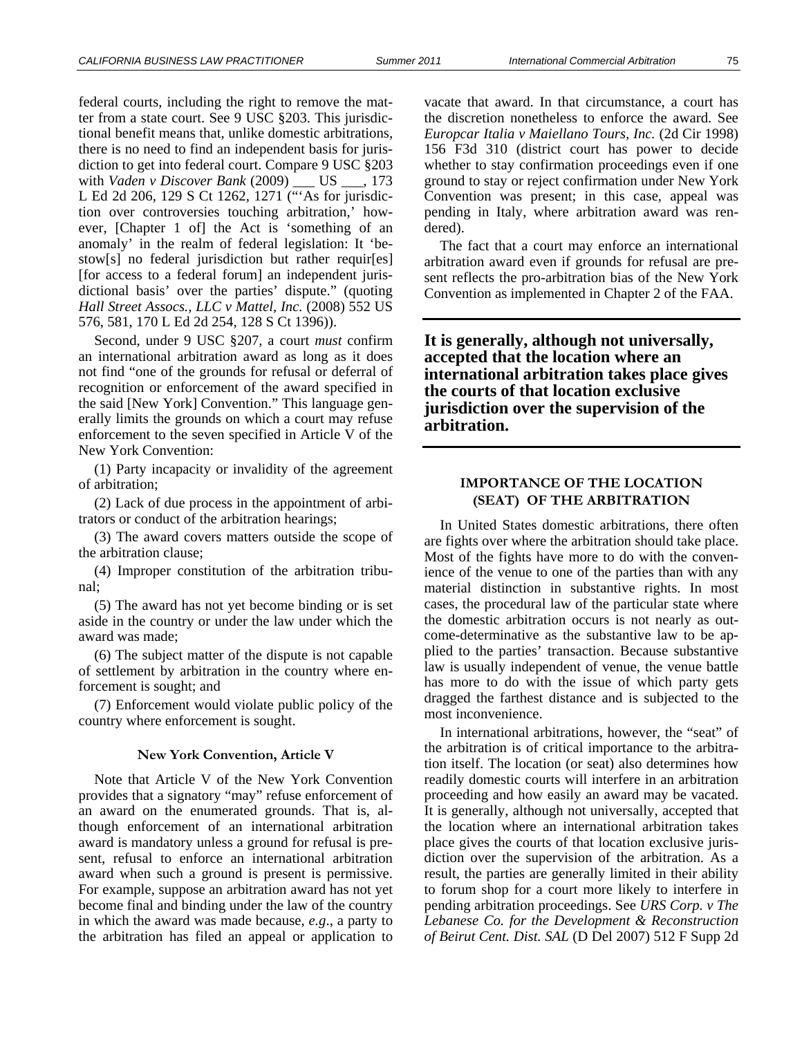federal courts, including the right to remove the matter from a state court. See 9 USC §203. This jurisdictional benefit means that, unlike domestic arbitrations, there is no need to find an independent basis for jurisdiction to get into federal court. Compare 9 USC §203 with *Vaden v Discover Bank* (2009) ___ US ___, 173 L Ed 2d 206, 129 S Ct 1262, 1271 ("'As for jurisdiction over controversies touching arbitration,' however, [Chapter 1 of] the Act is 'something of an anomaly' in the realm of federal legislation: It 'bestow[s] no federal jurisdiction but rather requir[es] [for access to a federal forum] an independent jurisdictional basis' over the parties' dispute." (quoting *Hall Street Assocs., LLC v Mattel, Inc.* (2008) 552 US 576, 581, 170 L Ed 2d 254, 128 S Ct 1396)).

Second, under 9 USC §207, a court *must* confirm an international arbitration award as long as it does not find "one of the grounds for refusal or deferral of recognition or enforcement of the award specified in the said [New York] Convention." This language generally limits the grounds on which a court may refuse enforcement to the seven specified in Article V of the New York Convention:

(1) Party incapacity or invalidity of the agreement of arbitration;

(2) Lack of due process in the appointment of arbitrators or conduct of the arbitration hearings;

(3) The award covers matters outside the scope of the arbitration clause;

(4) Improper constitution of the arbitration tribunal;

(5) The award has not yet become binding or is set aside in the country or under the law under which the award was made;

(6) The subject matter of the dispute is not capable of settlement by arbitration in the country where enforcement is sought; and

(7) Enforcement would violate public policy of the country where enforcement is sought.

#### New York Convention, Article V

Note that Article V of the New York Convention provides that a signatory "may" refuse enforcement of an award on the enumerated grounds. That is, although enforcement of an international arbitration award is mandatory unless a ground for refusal is present, refusal to enforce an international arbitration award when such a ground is present is permissive. For example, suppose an arbitration award has not yet become final and binding under the law of the country in which the award was made because, *e.g*., a party to the arbitration has filed an appeal or application to vacate that award. In that circumstance, a court has the discretion nonetheless to enforce the award. See *Europcar Italia v Maiellano Tours, Inc.* (2d Cir 1998) 156 F3d 310 (district court has power to decide whether to stay confirmation proceedings even if one ground to stay or reject confirmation under New York Convention was present; in this case, appeal was pending in Italy, where arbitration award was rendered).

The fact that a court may enforce an international arbitration award even if grounds for refusal are present reflects the pro-arbitration bias of the New York Convention as implemented in Chapter 2 of the FAA.

**It is generally, although not universally, accepted that the location where an international arbitration takes place gives the courts of that location exclusive jurisdiction over the supervision of the arbitration.**

### IMPORTANCE OF THE LOCATION (SEAT) OF THE ARBITRATION

In United States domestic arbitrations, there often are fights over where the arbitration should take place. Most of the fights have more to do with the convenience of the venue to one of the parties than with any material distinction in substantive rights. In most cases, the procedural law of the particular state where the domestic arbitration occurs is not nearly as outcome-determinative as the substantive law to be applied to the parties' transaction. Because substantive law is usually independent of venue, the venue battle has more to do with the issue of which party gets dragged the farthest distance and is subjected to the most inconvenience.

In international arbitrations, however, the "seat" of the arbitration is of critical importance to the arbitration itself. The location (or seat) also determines how readily domestic courts will interfere in an arbitration proceeding and how easily an award may be vacated. It is generally, although not universally, accepted that the location where an international arbitration takes place gives the courts of that location exclusive jurisdiction over the supervision of the arbitration. As a result, the parties are generally limited in their ability to forum shop for a court more likely to interfere in pending arbitration proceedings. See *URS Corp. v The Lebanese Co. for the Development & Reconstruction of Beirut Cent. Dist. SAL* (D Del 2007) 512 F Supp 2d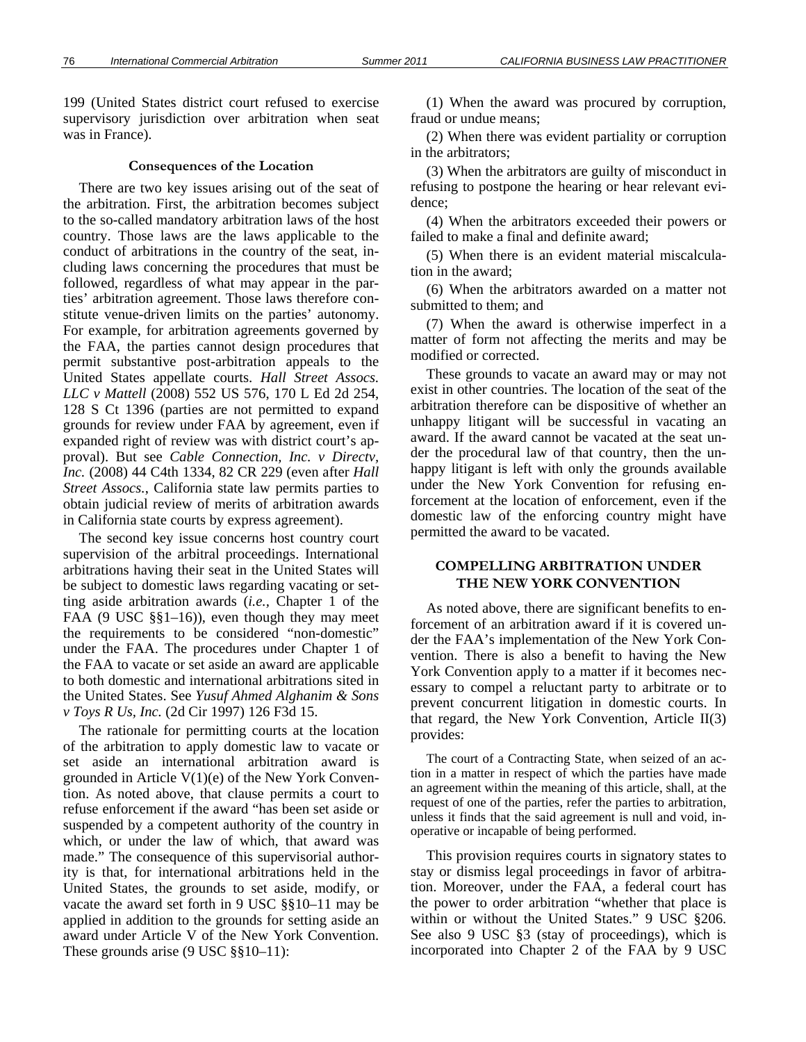199 (United States district court refused to exercise supervisory jurisdiction over arbitration when seat was in France).

### Consequences of the Location

There are two key issues arising out of the seat of the arbitration. First, the arbitration becomes subject to the so-called mandatory arbitration laws of the host country. Those laws are the laws applicable to the conduct of arbitrations in the country of the seat, including laws concerning the procedures that must be followed, regardless of what may appear in the parties' arbitration agreement. Those laws therefore constitute venue-driven limits on the parties' autonomy. For example, for arbitration agreements governed by the FAA, the parties cannot design procedures that permit substantive post-arbitration appeals to the United States appellate courts. *Hall Street Assocs. LLC v Mattell* (2008) 552 US 576, 170 L Ed 2d 254, 128 S Ct 1396 (parties are not permitted to expand grounds for review under FAA by agreement, even if expanded right of review was with district court's approval). But see *Cable Connection, Inc. v Directv, Inc.* (2008) 44 C4th 1334, 82 CR 229 (even after *Hall Street Assocs.*, California state law permits parties to obtain judicial review of merits of arbitration awards in California state courts by express agreement).

The second key issue concerns host country court supervision of the arbitral proceedings. International arbitrations having their seat in the United States will be subject to domestic laws regarding vacating or setting aside arbitration awards (*i.e.,* Chapter 1 of the FAA (9 USC §§1–16)), even though they may meet the requirements to be considered "non-domestic" under the FAA. The procedures under Chapter 1 of the FAA to vacate or set aside an award are applicable to both domestic and international arbitrations sited in the United States. See *Yusuf Ahmed Alghanim & Sons v Toys R Us, Inc.* (2d Cir 1997) 126 F3d 15.

The rationale for permitting courts at the location of the arbitration to apply domestic law to vacate or set aside an international arbitration award is grounded in Article V(1)(e) of the New York Convention. As noted above, that clause permits a court to refuse enforcement if the award "has been set aside or suspended by a competent authority of the country in which, or under the law of which, that award was made." The consequence of this supervisorial authority is that, for international arbitrations held in the United States, the grounds to set aside, modify, or vacate the award set forth in 9 USC §§10–11 may be applied in addition to the grounds for setting aside an award under Article V of the New York Convention. These grounds arise (9 USC §§10–11):

(1) When the award was procured by corruption, fraud or undue means;

(2) When there was evident partiality or corruption in the arbitrators;

(3) When the arbitrators are guilty of misconduct in refusing to postpone the hearing or hear relevant evidence;

(4) When the arbitrators exceeded their powers or failed to make a final and definite award;

(5) When there is an evident material miscalculation in the award;

(6) When the arbitrators awarded on a matter not submitted to them; and

(7) When the award is otherwise imperfect in a matter of form not affecting the merits and may be modified or corrected.

These grounds to vacate an award may or may not exist in other countries. The location of the seat of the arbitration therefore can be dispositive of whether an unhappy litigant will be successful in vacating an award. If the award cannot be vacated at the seat under the procedural law of that country, then the unhappy litigant is left with only the grounds available under the New York Convention for refusing enforcement at the location of enforcement, even if the domestic law of the enforcing country might have permitted the award to be vacated.

## COMPELLING ARBITRATION UNDER THE NEW YORK CONVENTION

As noted above, there are significant benefits to enforcement of an arbitration award if it is covered under the FAA's implementation of the New York Convention. There is also a benefit to having the New York Convention apply to a matter if it becomes necessary to compel a reluctant party to arbitrate or to prevent concurrent litigation in domestic courts. In that regard, the New York Convention, Article II(3) provides:

> The court of a Contracting State, when seized of an action in a matter in respect of which the parties have made an agreement within the meaning of this article, shall, at the request of one of the parties, refer the parties to arbitration, unless it finds that the said agreement is null and void, inoperative or incapable of being performed.

This provision requires courts in signatory states to stay or dismiss legal proceedings in favor of arbitration. Moreover, under the FAA, a federal court has the power to order arbitration "whether that place is within or without the United States." 9 USC §206. See also 9 USC §3 (stay of proceedings), which is incorporated into Chapter 2 of the FAA by 9 USC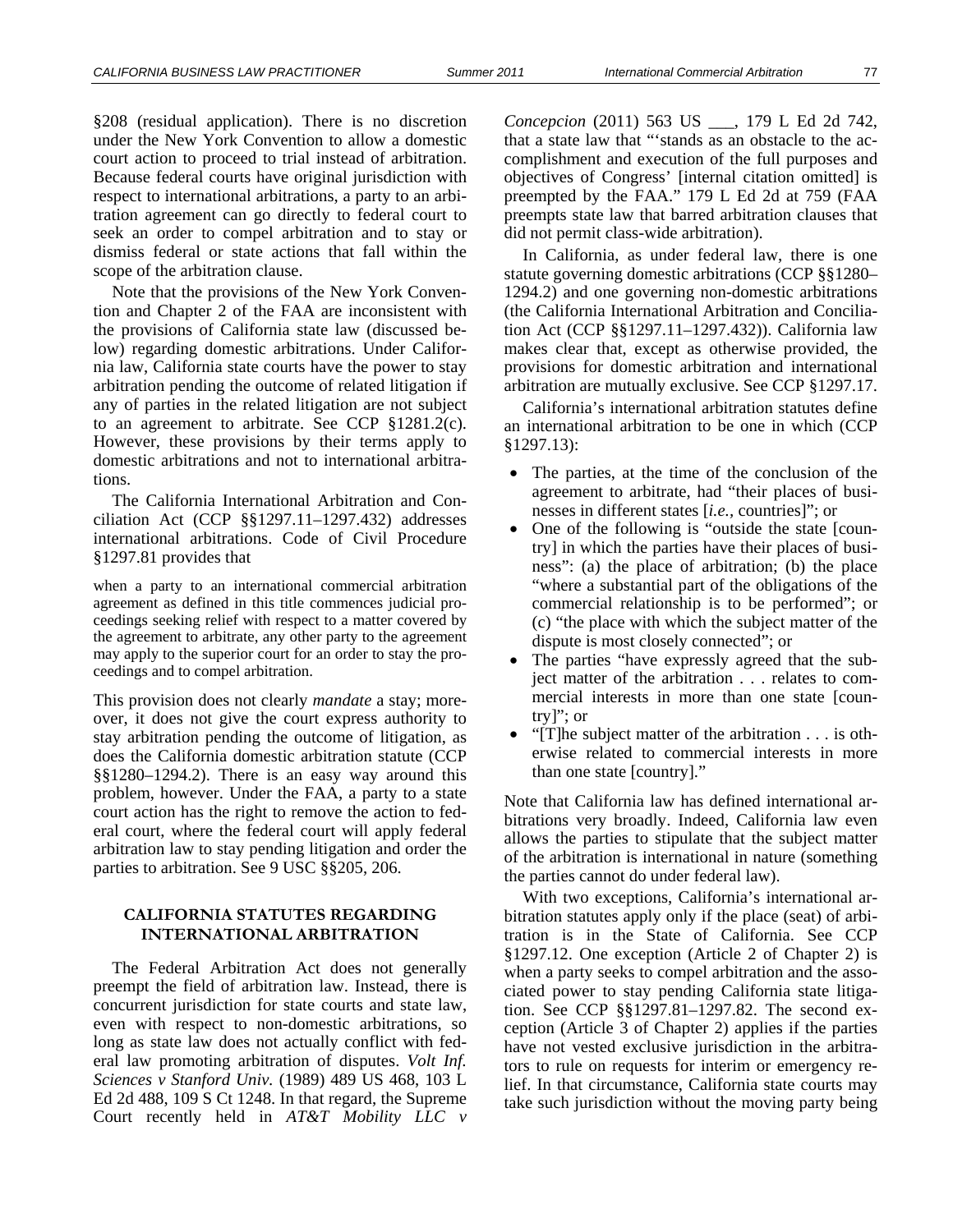§208 (residual application). There is no discretion under the New York Convention to allow a domestic court action to proceed to trial instead of arbitration. Because federal courts have original jurisdiction with respect to international arbitrations, a party to an arbitration agreement can go directly to federal court to seek an order to compel arbitration and to stay or dismiss federal or state actions that fall within the scope of the arbitration clause.

Note that the provisions of the New York Convention and Chapter 2 of the FAA are inconsistent with the provisions of California state law (discussed below) regarding domestic arbitrations. Under California law, California state courts have the power to stay arbitration pending the outcome of related litigation if any of parties in the related litigation are not subject to an agreement to arbitrate. See CCP §1281.2(c). However, these provisions by their terms apply to domestic arbitrations and not to international arbitrations.

The California International Arbitration and Conciliation Act (CCP §§1297.11–1297.432) addresses international arbitrations. Code of Civil Procedure §1297.81 provides that

> when a party to an international commercial arbitration agreement as defined in this title commences judicial proceedings seeking relief with respect to a matter covered by the agreement to arbitrate, any other party to the agreement may apply to the superior court for an order to stay the proceedings and to compel arbitration.

This provision does not clearly *mandate* a stay; moreover, it does not give the court express authority to stay arbitration pending the outcome of litigation, as does the California domestic arbitration statute (CCP §§1280–1294.2). There is an easy way around this problem, however. Under the FAA, a party to a state court action has the right to remove the action to federal court, where the federal court will apply federal arbitration law to stay pending litigation and order the parties to arbitration. See 9 USC §§205, 206.

## CALIFORNIA STATUTES REGARDING INTERNATIONAL ARBITRATION

The Federal Arbitration Act does not generally preempt the field of arbitration law. Instead, there is concurrent jurisdiction for state courts and state law, even with respect to non-domestic arbitrations, so long as state law does not actually conflict with federal law promoting arbitration of disputes. *Volt Inf. Sciences v Stanford Univ.* (1989) 489 US 468, 103 L Ed 2d 488, 109 S Ct 1248. In that regard, the Supreme Court recently held in *AT&T Mobility LLC v Concepcion* (2011) 563 US ___, 179 L Ed 2d 742, that a state law that "'stands as an obstacle to the accomplishment and execution of the full purposes and objectives of Congress' [internal citation omitted] is preempted by the FAA." 179 L Ed 2d at 759 (FAA preempts state law that barred arbitration clauses that did not permit class-wide arbitration).

In California, as under federal law, there is one statute governing domestic arbitrations (CCP §§1280–1294.2) and one governing non-domestic arbitrations (the California International Arbitration and Conciliation Act (CCP §§1297.11–1297.432)). California law makes clear that, except as otherwise provided, the provisions for domestic arbitration and international arbitration are mutually exclusive. See CCP §1297.17.

California's international arbitration statutes define an international arbitration to be one in which (CCP §1297.13):

- The parties, at the time of the conclusion of the agreement to arbitrate, had "their places of businesses in different states [*i.e.*, countries]"; or
- One of the following is "outside the state [country] in which the parties have their places of business": (a) the place of arbitration; (b) the place "where a substantial part of the obligations of the commercial relationship is to be performed"; or (c) "the place with which the subject matter of the dispute is most closely connected"; or
- The parties "have expressly agreed that the subject matter of the arbitration . . . relates to commercial interests in more than one state [country]"; or
- "[T]he subject matter of the arbitration . . . is otherwise related to commercial interests in more than one state [country]."

Note that California law has defined international arbitrations very broadly. Indeed, California law even allows the parties to stipulate that the subject matter of the arbitration is international in nature (something the parties cannot do under federal law).

With two exceptions, California's international arbitration statutes apply only if the place (seat) of arbitration is in the State of California. See CCP §1297.12. One exception (Article 2 of Chapter 2) is when a party seeks to compel arbitration and the associated power to stay pending California state litigation. See CCP §§1297.81–1297.82. The second exception (Article 3 of Chapter 2) applies if the parties have not vested exclusive jurisdiction in the arbitrators to rule on requests for interim or emergency relief. In that circumstance, California state courts may take such jurisdiction without the moving party being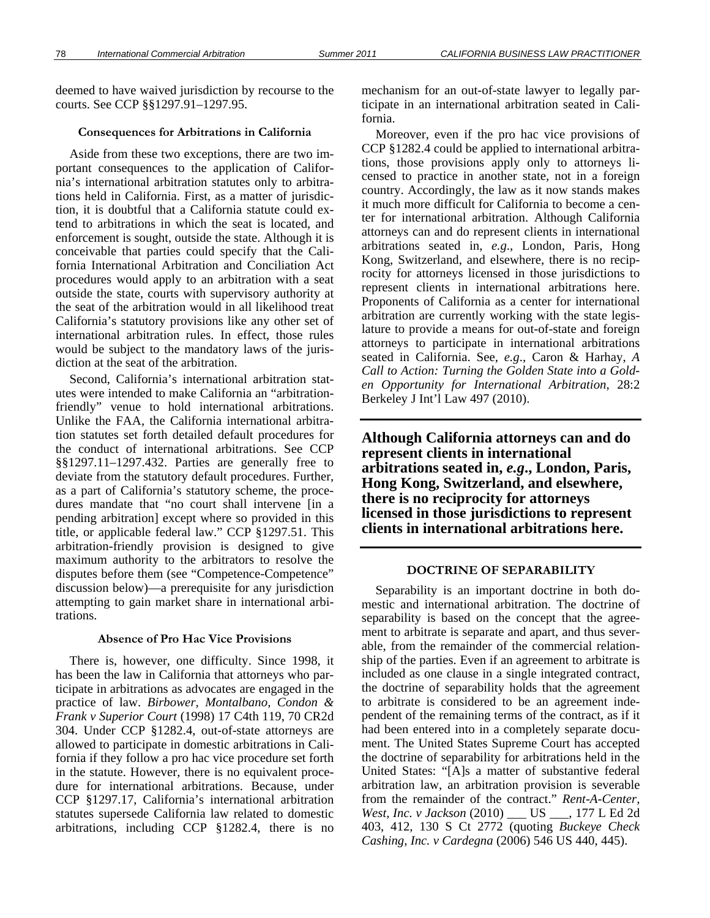deemed to have waived jurisdiction by recourse to the courts. See CCP §§1297.91–1297.95.

### Consequences for Arbitrations in California

Aside from these two exceptions, there are two important consequences to the application of California's international arbitration statutes only to arbitrations held in California. First, as a matter of jurisdiction, it is doubtful that a California statute could extend to arbitrations in which the seat is located, and enforcement is sought, outside the state. Although it is conceivable that parties could specify that the California International Arbitration and Conciliation Act procedures would apply to an arbitration with a seat outside the state, courts with supervisory authority at the seat of the arbitration would in all likelihood treat California's statutory provisions like any other set of international arbitration rules. In effect, those rules would be subject to the mandatory laws of the jurisdiction at the seat of the arbitration.

Second, California's international arbitration statutes were intended to make California an "arbitration-friendly" venue to hold international arbitrations. Unlike the FAA, the California international arbitration statutes set forth detailed default procedures for the conduct of international arbitrations. See CCP §§1297.11–1297.432. Parties are generally free to deviate from the statutory default procedures. Further, as a part of California's statutory scheme, the procedures mandate that "no court shall intervene [in a pending arbitration] except where so provided in this title, or applicable federal law." CCP §1297.51. This arbitration-friendly provision is designed to give maximum authority to the arbitrators to resolve the disputes before them (see "Competence-Competence" discussion below)—a prerequisite for any jurisdiction attempting to gain market share in international arbitrations.

### Absence of Pro Hac Vice Provisions

There is, however, one difficulty. Since 1998, it has been the law in California that attorneys who participate in arbitrations as advocates are engaged in the practice of law. *Birbower, Montalbano, Condon & Frank v Superior Court* (1998) 17 C4th 119, 70 CR2d 304. Under CCP §1282.4, out-of-state attorneys are allowed to participate in domestic arbitrations in California if they follow a pro hac vice procedure set forth in the statute. However, there is no equivalent procedure for international arbitrations. Because, under CCP §1297.17, California's international arbitration statutes supersede California law related to domestic arbitrations, including CCP §1282.4, there is no mechanism for an out-of-state lawyer to legally participate in an international arbitration seated in California.

Moreover, even if the pro hac vice provisions of CCP §1282.4 could be applied to international arbitrations, those provisions apply only to attorneys licensed to practice in another state, not in a foreign country. Accordingly, the law as it now stands makes it much more difficult for California to become a center for international arbitration. Although California attorneys can and do represent clients in international arbitrations seated in, *e.g*., London, Paris, Hong Kong, Switzerland, and elsewhere, there is no reciprocity for attorneys licensed in those jurisdictions to represent clients in international arbitrations here. Proponents of California as a center for international arbitration are currently working with the state legislature to provide a means for out-of-state and foreign attorneys to participate in international arbitrations seated in California. See, *e.g*., Caron & Harhay, *A Call to Action: Turning the Golden State into a Golden Opportunity for International Arbitration*, 28:2 Berkeley J Int'l Law 497 (2010).

**Although California attorneys can and do represent clients in international arbitrations seated in, *e.g*., London, Paris, Hong Kong, Switzerland, and elsewhere, there is no reciprocity for attorneys licensed in those jurisdictions to represent clients in international arbitrations here.**

## DOCTRINE OF SEPARABILITY

Separability is an important doctrine in both domestic and international arbitration. The doctrine of separability is based on the concept that the agreement to arbitrate is separate and apart, and thus severable, from the remainder of the commercial relationship of the parties. Even if an agreement to arbitrate is included as one clause in a single integrated contract, the doctrine of separability holds that the agreement to arbitrate is considered to be an agreement independent of the remaining terms of the contract, as if it had been entered into in a completely separate document. The United States Supreme Court has accepted the doctrine of separability for arbitrations held in the United States: "[A]s a matter of substantive federal arbitration law, an arbitration provision is severable from the remainder of the contract." *Rent-A-Center, West, Inc. v Jackson* (2010) ___ US ___, 177 L Ed 2d 403, 412, 130 S Ct 2772 (quoting *Buckeye Check Cashing, Inc. v Cardegna* (2006) 546 US 440, 445).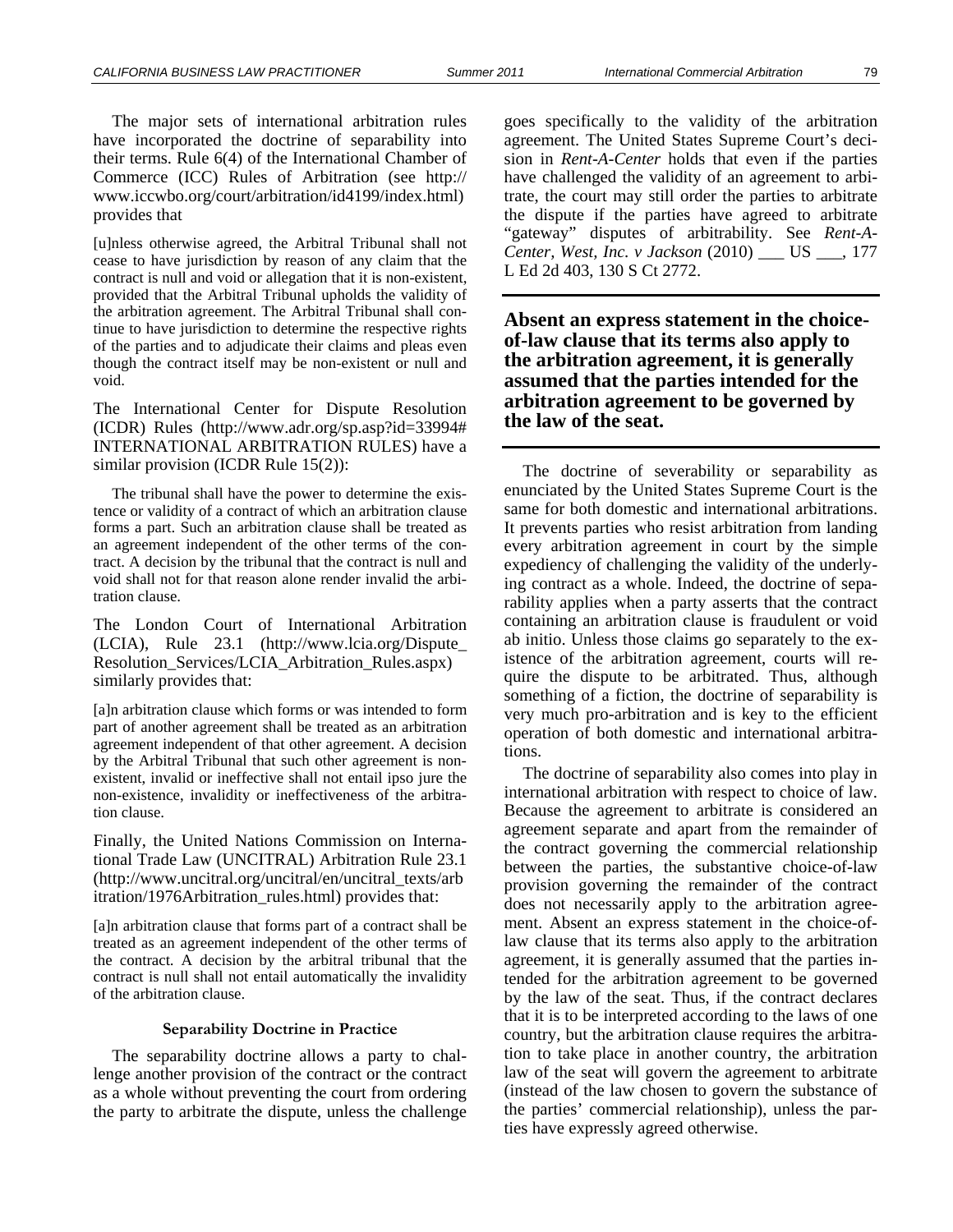The major sets of international arbitration rules have incorporated the doctrine of separability into their terms. Rule 6(4) of the International Chamber of Commerce (ICC) Rules of Arbitration (see http://www.iccwbo.org/court/arbitration/id4199/index.html) provides that

> [u]nless otherwise agreed, the Arbitral Tribunal shall not cease to have jurisdiction by reason of any claim that the contract is null and void or allegation that it is non-existent, provided that the Arbitral Tribunal upholds the validity of the arbitration agreement. The Arbitral Tribunal shall continue to have jurisdiction to determine the respective rights of the parties and to adjudicate their claims and pleas even though the contract itself may be non-existent or null and void.

The International Center for Dispute Resolution (ICDR) Rules (http://www.adr.org/sp.asp?id=33994#INTERNATIONAL ARBITRATION RULES) have a similar provision (ICDR Rule 15(2)):

> The tribunal shall have the power to determine the existence or validity of a contract of which an arbitration clause forms a part. Such an arbitration clause shall be treated as an agreement independent of the other terms of the contract. A decision by the tribunal that the contract is null and void shall not for that reason alone render invalid the arbitration clause.

The London Court of International Arbitration (LCIA), Rule 23.1 (http://www.lcia.org/Dispute_Resolution_Services/LCIA_Arbitration_Rules.aspx) similarly provides that:

> [a]n arbitration clause which forms or was intended to form part of another agreement shall be treated as an arbitration agreement independent of that other agreement. A decision by the Arbitral Tribunal that such other agreement is non-existent, invalid or ineffective shall not entail ipso jure the non-existence, invalidity or ineffectiveness of the arbitration clause.

Finally, the United Nations Commission on International Trade Law (UNCITRAL) Arbitration Rule 23.1 (http://www.uncitral.org/uncitral/en/uncitral_texts/arbitration/1976Arbitration_rules.html) provides that:

> [a]n arbitration clause that forms part of a contract shall be treated as an agreement independent of the other terms of the contract. A decision by the arbitral tribunal that the contract is null shall not entail automatically the invalidity of the arbitration clause.

### Separability Doctrine in Practice

The separability doctrine allows a party to challenge another provision of the contract or the contract as a whole without preventing the court from ordering the party to arbitrate the dispute, unless the challenge goes specifically to the validity of the arbitration agreement. The United States Supreme Court's decision in *Rent-A-Center* holds that even if the parties have challenged the validity of an agreement to arbitrate, the court may still order the parties to arbitrate the dispute if the parties have agreed to arbitrate "gateway" disputes of arbitrability. See *Rent-A-Center, West, Inc. v Jackson* (2010) ___ US ___, 177 L Ed 2d 403, 130 S Ct 2772.

**Absent an express statement in the choice-of-law clause that its terms also apply to the arbitration agreement, it is generally assumed that the parties intended for the arbitration agreement to be governed by the law of the seat.**

The doctrine of severability or separability as enunciated by the United States Supreme Court is the same for both domestic and international arbitrations. It prevents parties who resist arbitration from landing every arbitration agreement in court by the simple expediency of challenging the validity of the underlying contract as a whole. Indeed, the doctrine of separability applies when a party asserts that the contract containing an arbitration clause is fraudulent or void ab initio. Unless those claims go separately to the existence of the arbitration agreement, courts will require the dispute to be arbitrated. Thus, although something of a fiction, the doctrine of separability is very much pro-arbitration and is key to the efficient operation of both domestic and international arbitrations.

The doctrine of separability also comes into play in international arbitration with respect to choice of law. Because the agreement to arbitrate is considered an agreement separate and apart from the remainder of the contract governing the commercial relationship between the parties, the substantive choice-of-law provision governing the remainder of the contract does not necessarily apply to the arbitration agreement. Absent an express statement in the choice-of-law clause that its terms also apply to the arbitration agreement, it is generally assumed that the parties intended for the arbitration agreement to be governed by the law of the seat. Thus, if the contract declares that it is to be interpreted according to the laws of one country, but the arbitration clause requires the arbitration to take place in another country, the arbitration law of the seat will govern the agreement to arbitrate (instead of the law chosen to govern the substance of the parties' commercial relationship), unless the parties have expressly agreed otherwise.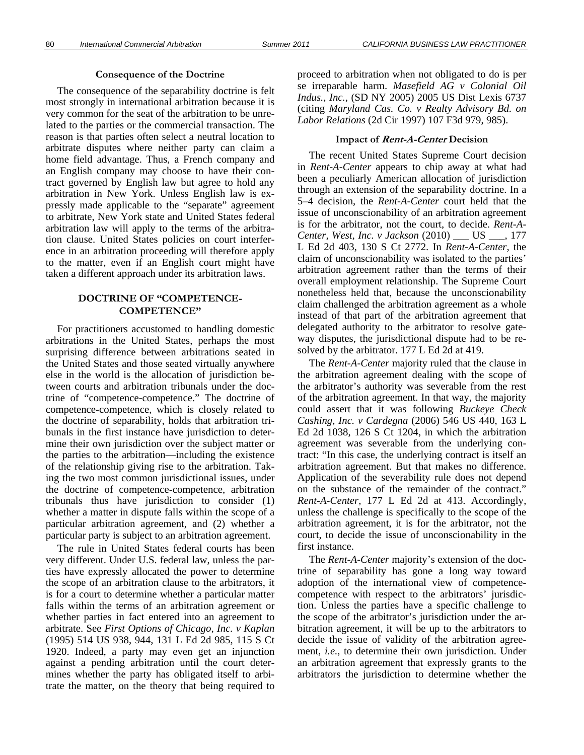### Consequence of the Doctrine

The consequence of the separability doctrine is felt most strongly in international arbitration because it is very common for the seat of the arbitration to be unrelated to the parties or the commercial transaction. The reason is that parties often select a neutral location to arbitrate disputes where neither party can claim a home field advantage. Thus, a French company and an English company may choose to have their contract governed by English law but agree to hold any arbitration in New York. Unless English law is expressly made applicable to the "separate" agreement to arbitrate, New York state and United States federal arbitration law will apply to the terms of the arbitration clause. United States policies on court interference in an arbitration proceeding will therefore apply to the matter, even if an English court might have taken a different approach under its arbitration laws.

## DOCTRINE OF "COMPETENCE-COMPETENCE"

For practitioners accustomed to handling domestic arbitrations in the United States, perhaps the most surprising difference between arbitrations seated in the United States and those seated virtually anywhere else in the world is the allocation of jurisdiction between courts and arbitration tribunals under the doctrine of "competence-competence." The doctrine of competence-competence, which is closely related to the doctrine of separability, holds that arbitration tribunals in the first instance have jurisdiction to determine their own jurisdiction over the subject matter or the parties to the arbitration—including the existence of the relationship giving rise to the arbitration. Taking the two most common jurisdictional issues, under the doctrine of competence-competence, arbitration tribunals thus have jurisdiction to consider (1) whether a matter in dispute falls within the scope of a particular arbitration agreement, and (2) whether a particular party is subject to an arbitration agreement.

The rule in United States federal courts has been very different. Under U.S. federal law, unless the parties have expressly allocated the power to determine the scope of an arbitration clause to the arbitrators, it is for a court to determine whether a particular matter falls within the terms of an arbitration agreement or whether parties in fact entered into an agreement to arbitrate. See *First Options of Chicago, Inc. v Kaplan* (1995) 514 US 938, 944, 131 L Ed 2d 985, 115 S Ct 1920. Indeed, a party may even get an injunction against a pending arbitration until the court determines whether the party has obligated itself to arbitrate the matter, on the theory that being required to proceed to arbitration when not obligated to do is per se irreparable harm. *Masefield AG v Colonial Oil Indus., Inc.*, (SD NY 2005) 2005 US Dist Lexis 6737 (citing *Maryland Cas. Co. v Realty Advisory Bd. on Labor Relations* (2d Cir 1997) 107 F3d 979, 985).

### Impact of *Rent-A-Center* Decision

The recent United States Supreme Court decision in *Rent-A-Center* appears to chip away at what had been a peculiarly American allocation of jurisdiction through an extension of the separability doctrine. In a 5–4 decision, the *Rent-A-Center* court held that the issue of unconscionability of an arbitration agreement is for the arbitrator, not the court, to decide. *Rent-A-Center, West, Inc. v Jackson* (2010) ___ US ___, 177 L Ed 2d 403, 130 S Ct 2772. In *Rent-A-Center*, the claim of unconscionability was isolated to the parties' arbitration agreement rather than the terms of their overall employment relationship. The Supreme Court nonetheless held that, because the unconscionability claim challenged the arbitration agreement as a whole instead of that part of the arbitration agreement that delegated authority to the arbitrator to resolve gateway disputes, the jurisdictional dispute had to be resolved by the arbitrator. 177 L Ed 2d at 419.

The *Rent-A-Center* majority ruled that the clause in the arbitration agreement dealing with the scope of the arbitrator's authority was severable from the rest of the arbitration agreement. In that way, the majority could assert that it was following *Buckeye Check Cashing, Inc. v Cardegna* (2006) 546 US 440, 163 L Ed 2d 1038, 126 S Ct 1204, in which the arbitration agreement was severable from the underlying contract: "In this case, the underlying contract is itself an arbitration agreement. But that makes no difference. Application of the severability rule does not depend on the substance of the remainder of the contract." *Rent-A-Center*, 177 L Ed 2d at 413. Accordingly, unless the challenge is specifically to the scope of the arbitration agreement, it is for the arbitrator, not the court, to decide the issue of unconscionability in the first instance.

The *Rent-A-Center* majority's extension of the doctrine of separability has gone a long way toward adoption of the international view of competence-competence with respect to the arbitrators' jurisdiction. Unless the parties have a specific challenge to the scope of the arbitrator's jurisdiction under the arbitration agreement, it will be up to the arbitrators to decide the issue of validity of the arbitration agreement, *i.e.*, to determine their own jurisdiction. Under an arbitration agreement that expressly grants to the arbitrators the jurisdiction to determine whether the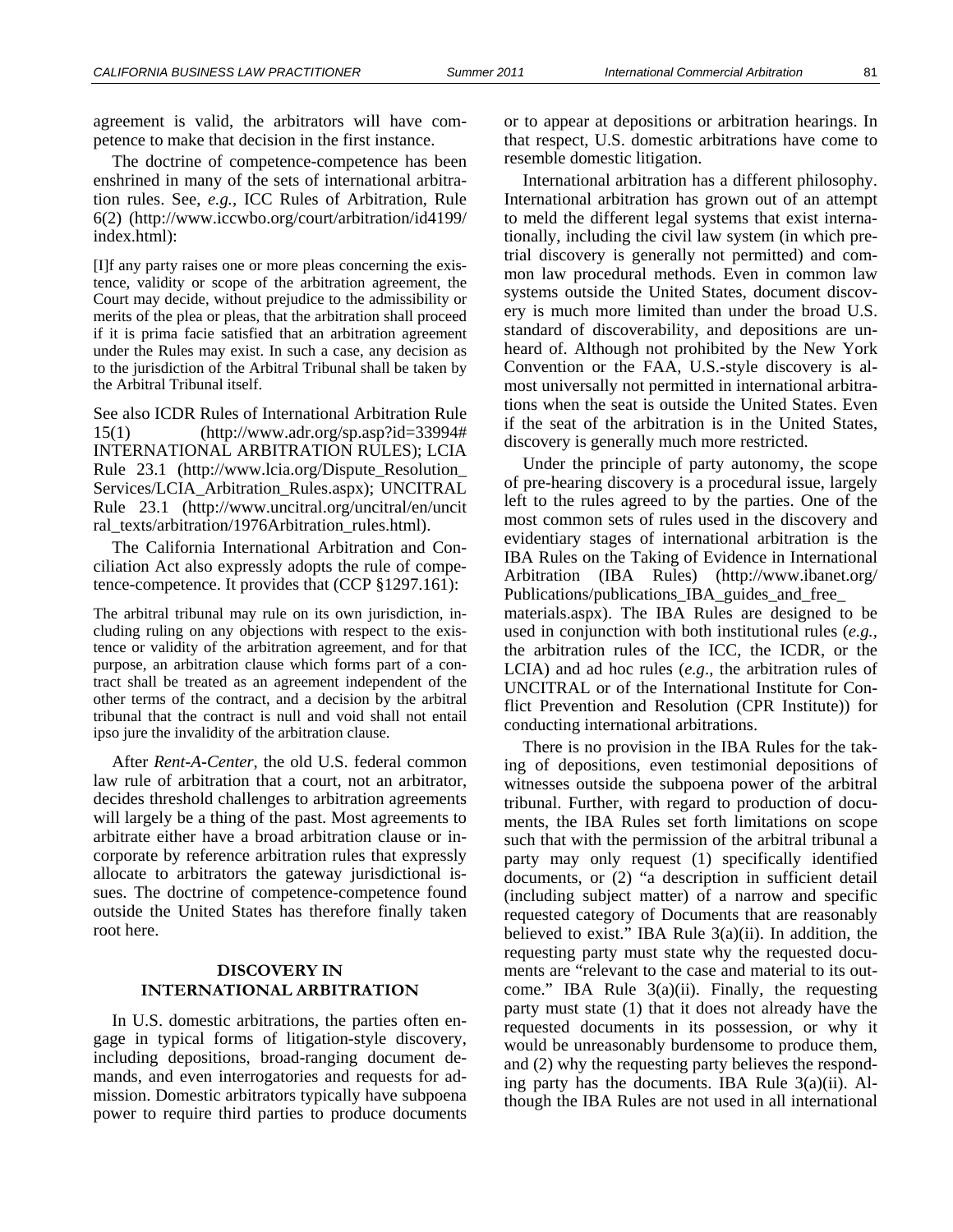agreement is valid, the arbitrators will have competence to make that decision in the first instance.

The doctrine of competence-competence has been enshrined in many of the sets of international arbitration rules. See, *e.g.*, ICC Rules of Arbitration, Rule 6(2) (http://www.iccwbo.org/court/arbitration/id4199/index.html):

> [I]f any party raises one or more pleas concerning the existence, validity or scope of the arbitration agreement, the Court may decide, without prejudice to the admissibility or merits of the plea or pleas, that the arbitration shall proceed if it is prima facie satisfied that an arbitration agreement under the Rules may exist. In such a case, any decision as to the jurisdiction of the Arbitral Tribunal shall be taken by the Arbitral Tribunal itself.

See also ICDR Rules of International Arbitration Rule 15(1) (http://www.adr.org/sp.asp?id=33994#INTERNATIONAL ARBITRATION RULES); LCIA Rule 23.1 (http://www.lcia.org/Dispute_Resolution_Services/LCIA_Arbitration_Rules.aspx); UNCITRAL Rule 23.1 (http://www.uncitral.org/uncitral/en/uncitral_texts/arbitration/1976Arbitration_rules.html).

The California International Arbitration and Conciliation Act also expressly adopts the rule of competence-competence. It provides that (CCP §1297.161):

> The arbitral tribunal may rule on its own jurisdiction, including ruling on any objections with respect to the existence or validity of the arbitration agreement, and for that purpose, an arbitration clause which forms part of a contract shall be treated as an agreement independent of the other terms of the contract, and a decision by the arbitral tribunal that the contract is null and void shall not entail ipso jure the invalidity of the arbitration clause.

After *Rent-A-Center*, the old U.S. federal common law rule of arbitration that a court, not an arbitrator, decides threshold challenges to arbitration agreements will largely be a thing of the past. Most agreements to arbitrate either have a broad arbitration clause or incorporate by reference arbitration rules that expressly allocate to arbitrators the gateway jurisdictional issues. The doctrine of competence-competence found outside the United States has therefore finally taken root here.

## DISCOVERY IN INTERNATIONAL ARBITRATION

In U.S. domestic arbitrations, the parties often engage in typical forms of litigation-style discovery, including depositions, broad-ranging document demands, and even interrogatories and requests for admission. Domestic arbitrators typically have subpoena power to require third parties to produce documents or to appear at depositions or arbitration hearings. In that respect, U.S. domestic arbitrations have come to resemble domestic litigation.

International arbitration has a different philosophy. International arbitration has grown out of an attempt to meld the different legal systems that exist internationally, including the civil law system (in which pretrial discovery is generally not permitted) and common law procedural methods. Even in common law systems outside the United States, document discovery is much more limited than under the broad U.S. standard of discoverability, and depositions are unheard of. Although not prohibited by the New York Convention or the FAA, U.S.-style discovery is almost universally not permitted in international arbitrations when the seat is outside the United States. Even if the seat of the arbitration is in the United States, discovery is generally much more restricted.

Under the principle of party autonomy, the scope of pre-hearing discovery is a procedural issue, largely left to the rules agreed to by the parties. One of the most common sets of rules used in the discovery and evidentiary stages of international arbitration is the IBA Rules on the Taking of Evidence in International Arbitration (IBA Rules) (http://www.ibanet.org/Publications/publications_IBA_guides_and_free_materials.aspx). The IBA Rules are designed to be used in conjunction with both institutional rules (*e.g.*, the arbitration rules of the ICC, the ICDR, or the LCIA) and ad hoc rules (*e.g*., the arbitration rules of UNCITRAL or of the International Institute for Conflict Prevention and Resolution (CPR Institute)) for conducting international arbitrations.

There is no provision in the IBA Rules for the taking of depositions, even testimonial depositions of witnesses outside the subpoena power of the arbitral tribunal. Further, with regard to production of documents, the IBA Rules set forth limitations on scope such that with the permission of the arbitral tribunal a party may only request (1) specifically identified documents, or (2) "a description in sufficient detail (including subject matter) of a narrow and specific requested category of Documents that are reasonably believed to exist." IBA Rule 3(a)(ii). In addition, the requesting party must state why the requested documents are "relevant to the case and material to its outcome." IBA Rule 3(a)(ii). Finally, the requesting party must state (1) that it does not already have the requested documents in its possession, or why it would be unreasonably burdensome to produce them, and (2) why the requesting party believes the responding party has the documents. IBA Rule 3(a)(ii). Although the IBA Rules are not used in all international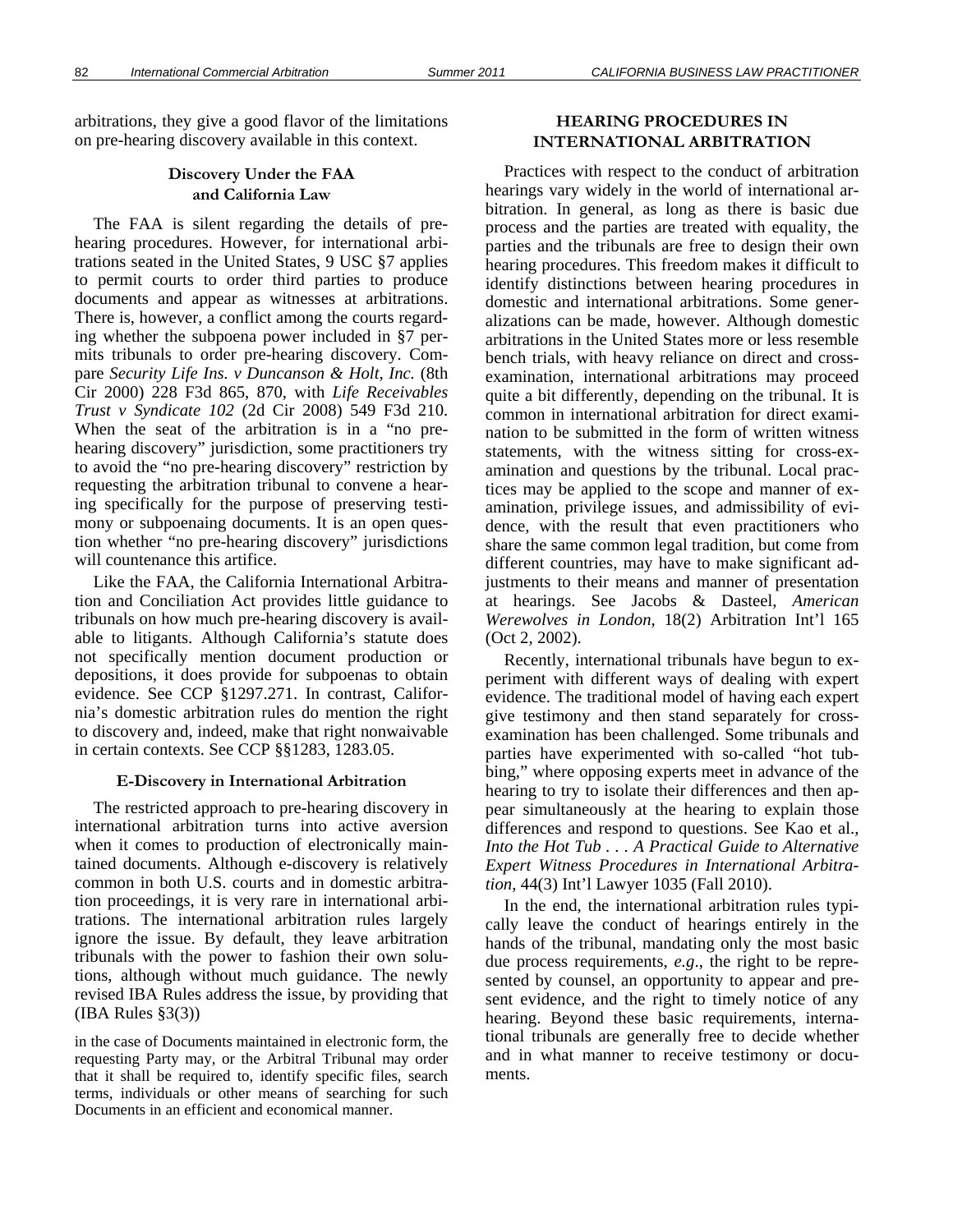arbitrations, they give a good flavor of the limitations on pre-hearing discovery available in this context.

### Discovery Under the FAA and California Law

The FAA is silent regarding the details of pre-hearing procedures. However, for international arbitrations seated in the United States, 9 USC §7 applies to permit courts to order third parties to produce documents and appear as witnesses at arbitrations. There is, however, a conflict among the courts regarding whether the subpoena power included in §7 permits tribunals to order pre-hearing discovery. Compare *Security Life Ins. v Duncanson & Holt, Inc.* (8th Cir 2000) 228 F3d 865, 870, with *Life Receivables Trust v Syndicate 102* (2d Cir 2008) 549 F3d 210. When the seat of the arbitration is in a "no pre-hearing discovery" jurisdiction, some practitioners try to avoid the "no pre-hearing discovery" restriction by requesting the arbitration tribunal to convene a hearing specifically for the purpose of preserving testimony or subpoenaing documents. It is an open question whether "no pre-hearing discovery" jurisdictions will countenance this artifice.

Like the FAA, the California International Arbitration and Conciliation Act provides little guidance to tribunals on how much pre-hearing discovery is available to litigants. Although California's statute does not specifically mention document production or depositions, it does provide for subpoenas to obtain evidence. See CCP §1297.271. In contrast, California's domestic arbitration rules do mention the right to discovery and, indeed, make that right nonwaivable in certain contexts. See CCP §§1283, 1283.05.

### E-Discovery in International Arbitration

The restricted approach to pre-hearing discovery in international arbitration turns into active aversion when it comes to production of electronically maintained documents. Although e-discovery is relatively common in both U.S. courts and in domestic arbitration proceedings, it is very rare in international arbitrations. The international arbitration rules largely ignore the issue. By default, they leave arbitration tribunals with the power to fashion their own solutions, although without much guidance. The newly revised IBA Rules address the issue, by providing that (IBA Rules §3(3))

> in the case of Documents maintained in electronic form, the requesting Party may, or the Arbitral Tribunal may order that it shall be required to, identify specific files, search terms, individuals or other means of searching for such Documents in an efficient and economical manner.

## HEARING PROCEDURES IN INTERNATIONAL ARBITRATION

Practices with respect to the conduct of arbitration hearings vary widely in the world of international arbitration. In general, as long as there is basic due process and the parties are treated with equality, the parties and the tribunals are free to design their own hearing procedures. This freedom makes it difficult to identify distinctions between hearing procedures in domestic and international arbitrations. Some generalizations can be made, however. Although domestic arbitrations in the United States more or less resemble bench trials, with heavy reliance on direct and cross-examination, international arbitrations may proceed quite a bit differently, depending on the tribunal. It is common in international arbitration for direct examination to be submitted in the form of written witness statements, with the witness sitting for cross-examination and questions by the tribunal. Local practices may be applied to the scope and manner of examination, privilege issues, and admissibility of evidence, with the result that even practitioners who share the same common legal tradition, but come from different countries, may have to make significant adjustments to their means and manner of presentation at hearings. See Jacobs & Dasteel, *American Werewolves in London*, 18(2) Arbitration Int'l 165 (Oct 2, 2002).

Recently, international tribunals have begun to experiment with different ways of dealing with expert evidence. The traditional model of having each expert give testimony and then stand separately for cross-examination has been challenged. Some tribunals and parties have experimented with so-called "hot tubbing," where opposing experts meet in advance of the hearing to try to isolate their differences and then appear simultaneously at the hearing to explain those differences and respond to questions. See Kao et al., *Into the Hot Tub . . . A Practical Guide to Alternative Expert Witness Procedures in International Arbitration*, 44(3) Int'l Lawyer 1035 (Fall 2010).

In the end, the international arbitration rules typically leave the conduct of hearings entirely in the hands of the tribunal, mandating only the most basic due process requirements, *e.g.*, the right to be represented by counsel, an opportunity to appear and present evidence, and the right to timely notice of any hearing. Beyond these basic requirements, international tribunals are generally free to decide whether and in what manner to receive testimony or documents.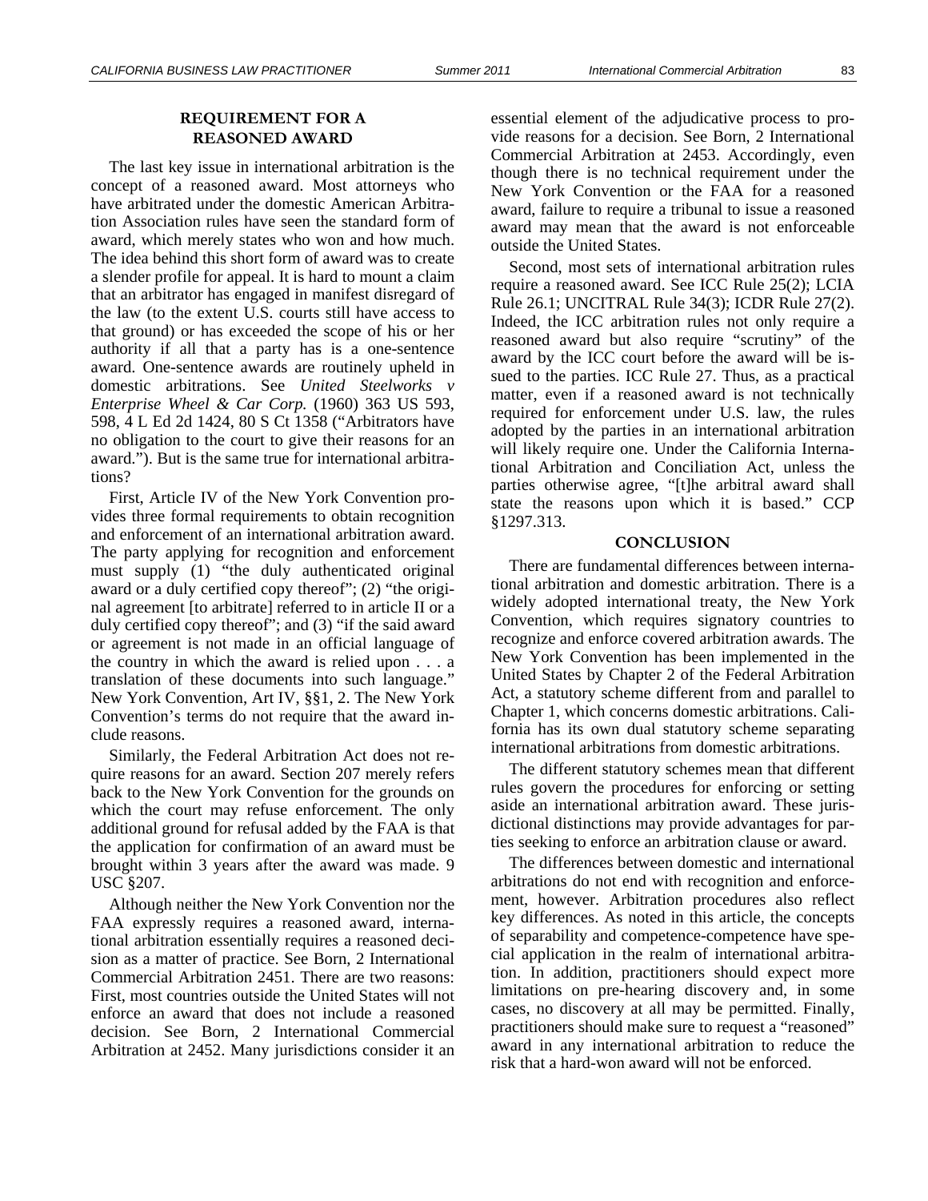## REQUIREMENT FOR A REASONED AWARD

The last key issue in international arbitration is the concept of a reasoned award. Most attorneys who have arbitrated under the domestic American Arbitration Association rules have seen the standard form of award, which merely states who won and how much. The idea behind this short form of award was to create a slender profile for appeal. It is hard to mount a claim that an arbitrator has engaged in manifest disregard of the law (to the extent U.S. courts still have access to that ground) or has exceeded the scope of his or her authority if all that a party has is a one-sentence award. One-sentence awards are routinely upheld in domestic arbitrations. See *United Steelworks v Enterprise Wheel & Car Corp.* (1960) 363 US 593, 598, 4 L Ed 2d 1424, 80 S Ct 1358 ("Arbitrators have no obligation to the court to give their reasons for an award."). But is the same true for international arbitrations?

First, Article IV of the New York Convention provides three formal requirements to obtain recognition and enforcement of an international arbitration award. The party applying for recognition and enforcement must supply (1) "the duly authenticated original award or a duly certified copy thereof"; (2) "the original agreement [to arbitrate] referred to in article II or a duly certified copy thereof"; and (3) "if the said award or agreement is not made in an official language of the country in which the award is relied upon . . . a translation of these documents into such language." New York Convention, Art IV, §§1, 2. The New York Convention's terms do not require that the award include reasons.

Similarly, the Federal Arbitration Act does not require reasons for an award. Section 207 merely refers back to the New York Convention for the grounds on which the court may refuse enforcement. The only additional ground for refusal added by the FAA is that the application for confirmation of an award must be brought within 3 years after the award was made. 9 USC §207.

Although neither the New York Convention nor the FAA expressly requires a reasoned award, international arbitration essentially requires a reasoned decision as a matter of practice. See Born, 2 International Commercial Arbitration 2451. There are two reasons: First, most countries outside the United States will not enforce an award that does not include a reasoned decision. See Born, 2 International Commercial Arbitration at 2452. Many jurisdictions consider it an essential element of the adjudicative process to provide reasons for a decision. See Born, 2 International Commercial Arbitration at 2453. Accordingly, even though there is no technical requirement under the New York Convention or the FAA for a reasoned award, failure to require a tribunal to issue a reasoned award may mean that the award is not enforceable outside the United States.

Second, most sets of international arbitration rules require a reasoned award. See ICC Rule 25(2); LCIA Rule 26.1; UNCITRAL Rule 34(3); ICDR Rule 27(2). Indeed, the ICC arbitration rules not only require a reasoned award but also require "scrutiny" of the award by the ICC court before the award will be issued to the parties. ICC Rule 27. Thus, as a practical matter, even if a reasoned award is not technically required for enforcement under U.S. law, the rules adopted by the parties in an international arbitration will likely require one. Under the California International Arbitration and Conciliation Act, unless the parties otherwise agree, "[t]he arbitral award shall state the reasons upon which it is based." CCP §1297.313.

## CONCLUSION

There are fundamental differences between international arbitration and domestic arbitration. There is a widely adopted international treaty, the New York Convention, which requires signatory countries to recognize and enforce covered arbitration awards. The New York Convention has been implemented in the United States by Chapter 2 of the Federal Arbitration Act, a statutory scheme different from and parallel to Chapter 1, which concerns domestic arbitrations. California has its own dual statutory scheme separating international arbitrations from domestic arbitrations.

The different statutory schemes mean that different rules govern the procedures for enforcing or setting aside an international arbitration award. These jurisdictional distinctions may provide advantages for parties seeking to enforce an arbitration clause or award.

The differences between domestic and international arbitrations do not end with recognition and enforcement, however. Arbitration procedures also reflect key differences. As noted in this article, the concepts of separability and competence-competence have special application in the realm of international arbitration. In addition, practitioners should expect more limitations on pre-hearing discovery and, in some cases, no discovery at all may be permitted. Finally, practitioners should make sure to request a "reasoned" award in any international arbitration to reduce the risk that a hard-won award will not be enforced.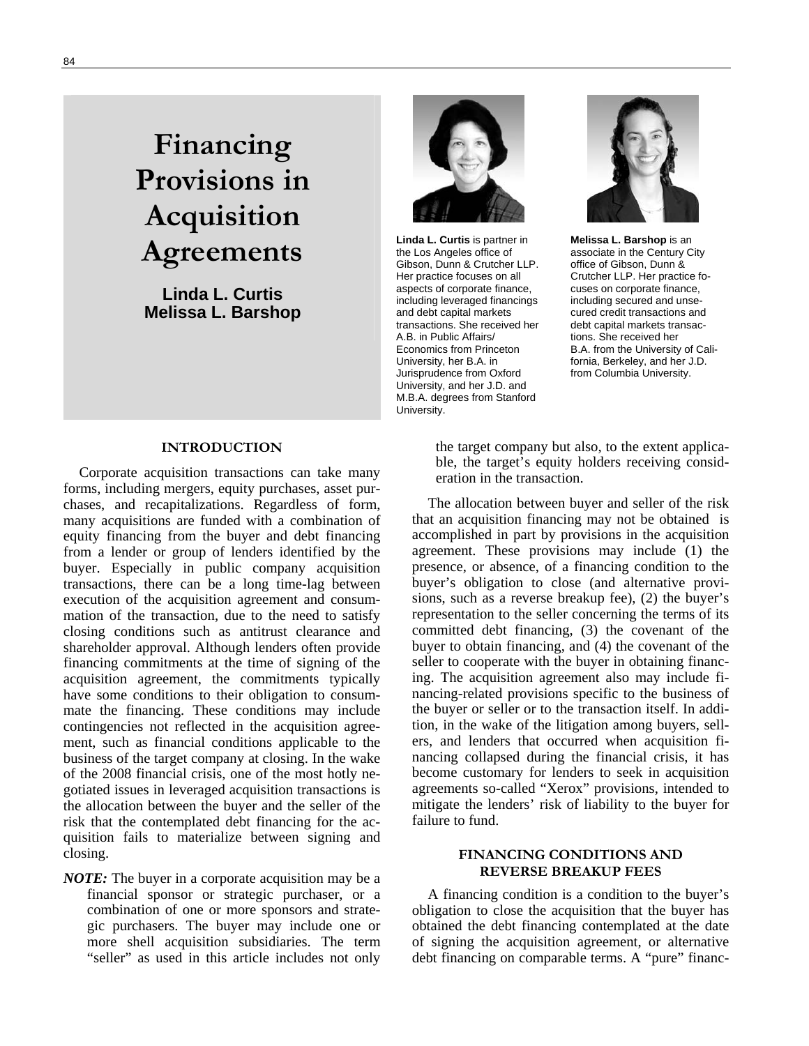# Financing Provisions in Acquisition Agreements

**Linda L. Curtis**
**Melissa L. Barshop**

**Linda L. Curtis** is partner in the Los Angeles office of Gibson, Dunn & Crutcher LLP. Her practice focuses on all aspects of corporate finance, including leveraged financings and debt capital markets transactions. She received her A.B. in Public Affairs/Economics from Princeton University, her B.A. in Jurisprudence from Oxford University, and her J.D. and M.B.A. degrees from Stanford University.

**Melissa L. Barshop** is an associate in the Century City office of Gibson, Dunn & Crutcher LLP. Her practice focuses on corporate finance, including secured and unsecured credit transactions and debt capital markets transactions. She received her B.A. from the University of California, Berkeley, and her J.D. from Columbia University.

## INTRODUCTION

Corporate acquisition transactions can take many forms, including mergers, equity purchases, asset purchases, and recapitalizations. Regardless of form, many acquisitions are funded with a combination of equity financing from the buyer and debt financing from a lender or group of lenders identified by the buyer. Especially in public company acquisition transactions, there can be a long time-lag between execution of the acquisition agreement and consummation of the transaction, due to the need to satisfy closing conditions such as antitrust clearance and shareholder approval. Although lenders often provide financing commitments at the time of signing of the acquisition agreement, the commitments typically have some conditions to their obligation to consummate the financing. These conditions may include contingencies not reflected in the acquisition agreement, such as financial conditions applicable to the business of the target company at closing. In the wake of the 2008 financial crisis, one of the most hotly negotiated issues in leveraged acquisition transactions is the allocation between the buyer and the seller of the risk that the contemplated debt financing for the acquisition fails to materialize between signing and closing.

***NOTE:*** The buyer in a corporate acquisition may be a financial sponsor or strategic purchaser, or a combination of one or more sponsors and strategic purchasers. The buyer may include one or more shell acquisition subsidiaries. The term "seller" as used in this article includes not only the target company but also, to the extent applicable, the target's equity holders receiving consideration in the transaction.

The allocation between buyer and seller of the risk that an acquisition financing may not be obtained is accomplished in part by provisions in the acquisition agreement. These provisions may include (1) the presence, or absence, of a financing condition to the buyer's obligation to close (and alternative provisions, such as a reverse breakup fee), (2) the buyer's representation to the seller concerning the terms of its committed debt financing, (3) the covenant of the buyer to obtain financing, and (4) the covenant of the seller to cooperate with the buyer in obtaining financing. The acquisition agreement also may include financing-related provisions specific to the business of the buyer or seller or to the transaction itself. In addition, in the wake of the litigation among buyers, sellers, and lenders that occurred when acquisition financing collapsed during the financial crisis, it has become customary for lenders to seek in acquisition agreements so-called "Xerox" provisions, intended to mitigate the lenders' risk of liability to the buyer for failure to fund.

## FINANCING CONDITIONS AND REVERSE BREAKUP FEES

A financing condition is a condition to the buyer's obligation to close the acquisition that the buyer has obtained the debt financing contemplated at the date of signing the acquisition agreement, or alternative debt financing on comparable terms. A "pure" financ-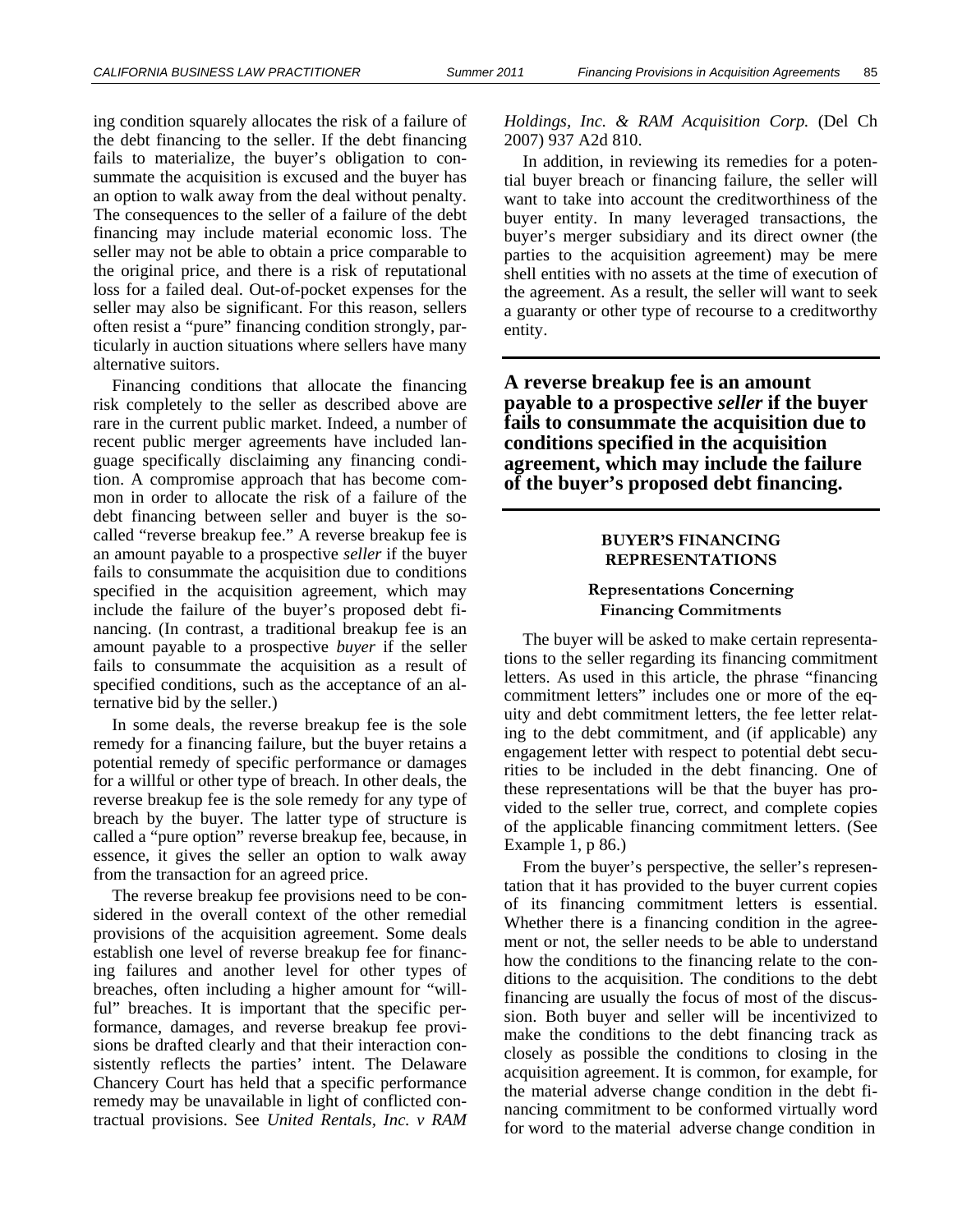ing condition squarely allocates the risk of a failure of the debt financing to the seller. If the debt financing fails to materialize, the buyer's obligation to consummate the acquisition is excused and the buyer has an option to walk away from the deal without penalty. The consequences to the seller of a failure of the debt financing may include material economic loss. The seller may not be able to obtain a price comparable to the original price, and there is a risk of reputational loss for a failed deal. Out-of-pocket expenses for the seller may also be significant. For this reason, sellers often resist a "pure" financing condition strongly, particularly in auction situations where sellers have many alternative suitors.

Financing conditions that allocate the financing risk completely to the seller as described above are rare in the current public market. Indeed, a number of recent public merger agreements have included language specifically disclaiming any financing condition. A compromise approach that has become common in order to allocate the risk of a failure of the debt financing between seller and buyer is the so-called "reverse breakup fee." A reverse breakup fee is an amount payable to a prospective *seller* if the buyer fails to consummate the acquisition due to conditions specified in the acquisition agreement, which may include the failure of the buyer's proposed debt financing. (In contrast, a traditional breakup fee is an amount payable to a prospective *buyer* if the seller fails to consummate the acquisition as a result of specified conditions, such as the acceptance of an alternative bid by the seller.)

In some deals, the reverse breakup fee is the sole remedy for a financing failure, but the buyer retains a potential remedy of specific performance or damages for a willful or other type of breach. In other deals, the reverse breakup fee is the sole remedy for any type of breach by the buyer. The latter type of structure is called a "pure option" reverse breakup fee, because, in essence, it gives the seller an option to walk away from the transaction for an agreed price.

The reverse breakup fee provisions need to be considered in the overall context of the other remedial provisions of the acquisition agreement. Some deals establish one level of reverse breakup fee for financing failures and another level for other types of breaches, often including a higher amount for "willful" breaches. It is important that the specific performance, damages, and reverse breakup fee provisions be drafted clearly and that their interaction consistently reflects the parties' intent. The Delaware Chancery Court has held that a specific performance remedy may be unavailable in light of conflicted contractual provisions. See *United Rentals, Inc. v RAM Holdings, Inc. & RAM Acquisition Corp.* (Del Ch 2007) 937 A2d 810.

In addition, in reviewing its remedies for a potential buyer breach or financing failure, the seller will want to take into account the creditworthiness of the buyer entity. In many leveraged transactions, the buyer's merger subsidiary and its direct owner (the parties to the acquisition agreement) may be mere shell entities with no assets at the time of execution of the agreement. As a result, the seller will want to seek a guaranty or other type of recourse to a creditworthy entity.

**A reverse breakup fee is an amount payable to a prospective *seller* if the buyer fails to consummate the acquisition due to conditions specified in the acquisition agreement, which may include the failure of the buyer's proposed debt financing.**

## BUYER'S FINANCING REPRESENTATIONS

### Representations Concerning Financing Commitments

The buyer will be asked to make certain representations to the seller regarding its financing commitment letters. As used in this article, the phrase "financing commitment letters" includes one or more of the equity and debt commitment letters, the fee letter relating to the debt commitment, and (if applicable) any engagement letter with respect to potential debt securities to be included in the debt financing. One of these representations will be that the buyer has provided to the seller true, correct, and complete copies of the applicable financing commitment letters. (See Example 1, p 86.)

From the buyer's perspective, the seller's representation that it has provided to the buyer current copies of its financing commitment letters is essential. Whether there is a financing condition in the agreement or not, the seller needs to be able to understand how the conditions to the financing relate to the conditions to the acquisition. The conditions to the debt financing are usually the focus of most of the discussion. Both buyer and seller will be incentivized to make the conditions to the debt financing track as closely as possible the conditions to closing in the acquisition agreement. It is common, for example, for the material adverse change condition in the debt financing commitment to be conformed virtually word for word to the material adverse change condition in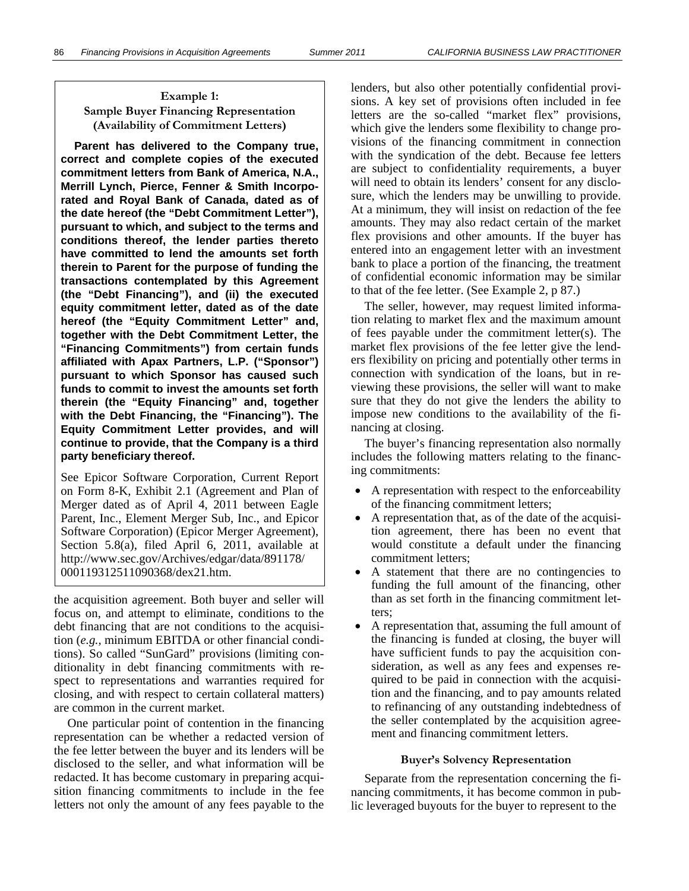**Example 1:**
**Sample Buyer Financing Representation (Availability of Commitment Letters)**

**Parent has delivered to the Company true, correct and complete copies of the executed commitment letters from Bank of America, N.A., Merrill Lynch, Pierce, Fenner & Smith Incorporated and Royal Bank of Canada, dated as of the date hereof (the "Debt Commitment Letter"), pursuant to which, and subject to the terms and conditions thereof, the lender parties thereto have committed to lend the amounts set forth therein to Parent for the purpose of funding the transactions contemplated by this Agreement (the "Debt Financing"), and (ii) the executed equity commitment letter, dated as of the date hereof (the "Equity Commitment Letter" and, together with the Debt Commitment Letter, the "Financing Commitments") from certain funds affiliated with Apax Partners, L.P. ("Sponsor") pursuant to which Sponsor has caused such funds to commit to invest the amounts set forth therein (the "Equity Financing" and, together with the Debt Financing, the "Financing"). The Equity Commitment Letter provides, and will continue to provide, that the Company is a third party beneficiary thereof.**

See Epicor Software Corporation, Current Report on Form 8-K, Exhibit 2.1 (Agreement and Plan of Merger dated as of April 4, 2011 between Eagle Parent, Inc., Element Merger Sub, Inc., and Epicor Software Corporation) (Epicor Merger Agreement), Section 5.8(a), filed April 6, 2011, available at http://www.sec.gov/Archives/edgar/data/891178/000119312511090368/dex21.htm.

the acquisition agreement. Both buyer and seller will focus on, and attempt to eliminate, conditions to the debt financing that are not conditions to the acquisition (*e.g.*, minimum EBITDA or other financial conditions). So called "SunGard" provisions (limiting conditionality in debt financing commitments with respect to representations and warranties required for closing, and with respect to certain collateral matters) are common in the current market.

One particular point of contention in the financing representation can be whether a redacted version of the fee letter between the buyer and its lenders will be disclosed to the seller, and what information will be redacted. It has become customary in preparing acquisition financing commitments to include in the fee letters not only the amount of any fees payable to the lenders, but also other potentially confidential provisions. A key set of provisions often included in fee letters are the so-called "market flex" provisions, which give the lenders some flexibility to change provisions of the financing commitment in connection with the syndication of the debt. Because fee letters are subject to confidentiality requirements, a buyer will need to obtain its lenders' consent for any disclosure, which the lenders may be unwilling to provide. At a minimum, they will insist on redaction of the fee amounts. They may also redact certain of the market flex provisions and other amounts. If the buyer has entered into an engagement letter with an investment bank to place a portion of the financing, the treatment of confidential economic information may be similar to that of the fee letter. (See Example 2, p 87.)

The seller, however, may request limited information relating to market flex and the maximum amount of fees payable under the commitment letter(s). The market flex provisions of the fee letter give the lenders flexibility on pricing and potentially other terms in connection with syndication of the loans, but in reviewing these provisions, the seller will want to make sure that they do not give the lenders the ability to impose new conditions to the availability of the financing at closing.

The buyer's financing representation also normally includes the following matters relating to the financing commitments:

- A representation with respect to the enforceability of the financing commitment letters;
- A representation that, as of the date of the acquisition agreement, there has been no event that would constitute a default under the financing commitment letters;
- A statement that there are no contingencies to funding the full amount of the financing, other than as set forth in the financing commitment letters;
- A representation that, assuming the full amount of the financing is funded at closing, the buyer will have sufficient funds to pay the acquisition consideration, as well as any fees and expenses required to be paid in connection with the acquisition and the financing, and to pay amounts related to refinancing of any outstanding indebtedness of the seller contemplated by the acquisition agreement and financing commitment letters.

### Buyer's Solvency Representation

Separate from the representation concerning the financing commitments, it has become common in public leveraged buyouts for the buyer to represent to the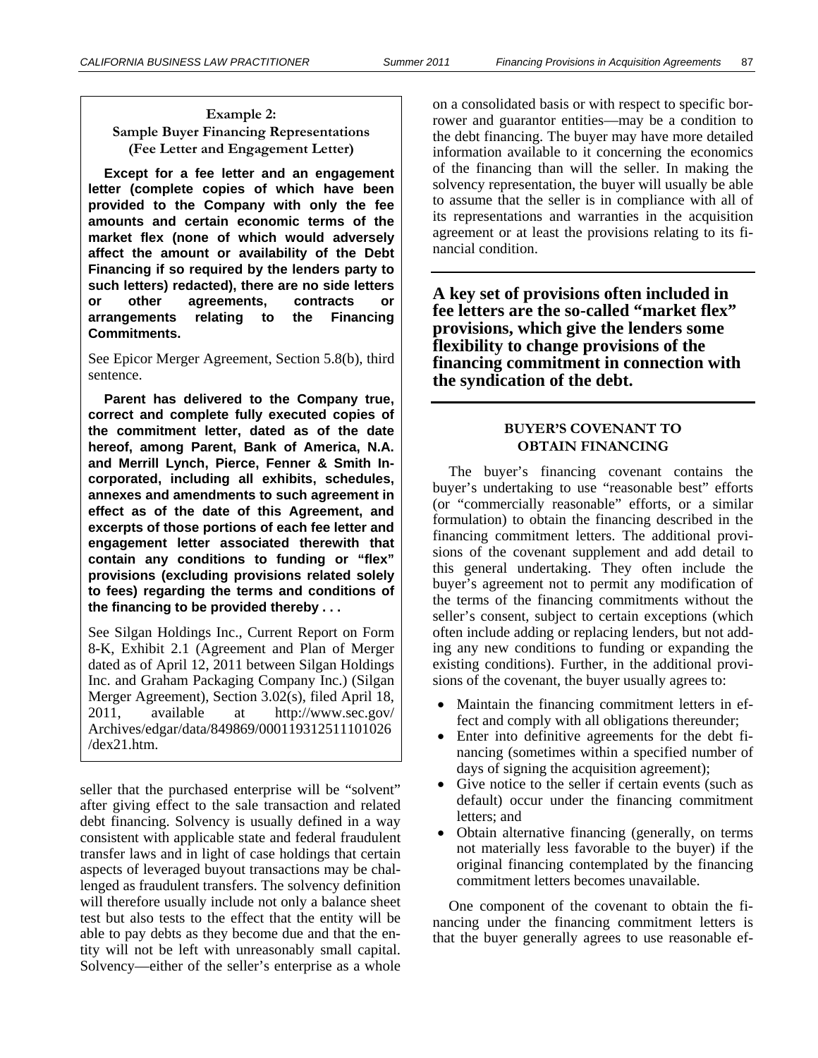**Example 2:**
**Sample Buyer Financing Representations (Fee Letter and Engagement Letter)**

**Except for a fee letter and an engagement letter (complete copies of which have been provided to the Company with only the fee amounts and certain economic terms of the market flex (none of which would adversely affect the amount or availability of the Debt Financing if so required by the lenders party to such letters) redacted), there are no side letters or other agreements, contracts or arrangements relating to the Financing Commitments.**

See Epicor Merger Agreement, Section 5.8(b), third sentence.

**Parent has delivered to the Company true, correct and complete fully executed copies of the commitment letter, dated as of the date hereof, among Parent, Bank of America, N.A. and Merrill Lynch, Pierce, Fenner & Smith Incorporated, including all exhibits, schedules, annexes and amendments to such agreement in effect as of the date of this Agreement, and excerpts of those portions of each fee letter and engagement letter associated therewith that contain any conditions to funding or "flex" provisions (excluding provisions related solely to fees) regarding the terms and conditions of the financing to be provided thereby . . .**

See Silgan Holdings Inc., Current Report on Form 8-K, Exhibit 2.1 (Agreement and Plan of Merger dated as of April 12, 2011 between Silgan Holdings Inc. and Graham Packaging Company Inc.) (Silgan Merger Agreement), Section 3.02(s), filed April 18, 2011, available at http://www.sec.gov/Archives/edgar/data/849869/000119312511101026/dex21.htm.

seller that the purchased enterprise will be "solvent" after giving effect to the sale transaction and related debt financing. Solvency is usually defined in a way consistent with applicable state and federal fraudulent transfer laws and in light of case holdings that certain aspects of leveraged buyout transactions may be challenged as fraudulent transfers. The solvency definition will therefore usually include not only a balance sheet test but also tests to the effect that the entity will be able to pay debts as they become due and that the entity will not be left with unreasonably small capital. Solvency—either of the seller's enterprise as a whole on a consolidated basis or with respect to specific borrower and guarantor entities—may be a condition to the debt financing. The buyer may have more detailed information available to it concerning the economics of the financing than will the seller. In making the solvency representation, the buyer will usually be able to assume that the seller is in compliance with all of its representations and warranties in the acquisition agreement or at least the provisions relating to its financial condition.

**A key set of provisions often included in fee letters are the so-called "market flex" provisions, which give the lenders some flexibility to change provisions of the financing commitment in connection with the syndication of the debt.**

## BUYER'S COVENANT TO OBTAIN FINANCING

The buyer's financing covenant contains the buyer's undertaking to use "reasonable best" efforts (or "commercially reasonable" efforts, or a similar formulation) to obtain the financing described in the financing commitment letters. The additional provisions of the covenant supplement and add detail to this general undertaking. They often include the buyer's agreement not to permit any modification of the terms of the financing commitments without the seller's consent, subject to certain exceptions (which often include adding or replacing lenders, but not adding any new conditions to funding or expanding the existing conditions). Further, in the additional provisions of the covenant, the buyer usually agrees to:

- Maintain the financing commitment letters in effect and comply with all obligations thereunder;
- Enter into definitive agreements for the debt financing (sometimes within a specified number of days of signing the acquisition agreement);
- Give notice to the seller if certain events (such as default) occur under the financing commitment letters; and
- Obtain alternative financing (generally, on terms not materially less favorable to the buyer) if the original financing contemplated by the financing commitment letters becomes unavailable.

One component of the covenant to obtain the financing under the financing commitment letters is that the buyer generally agrees to use reasonable ef-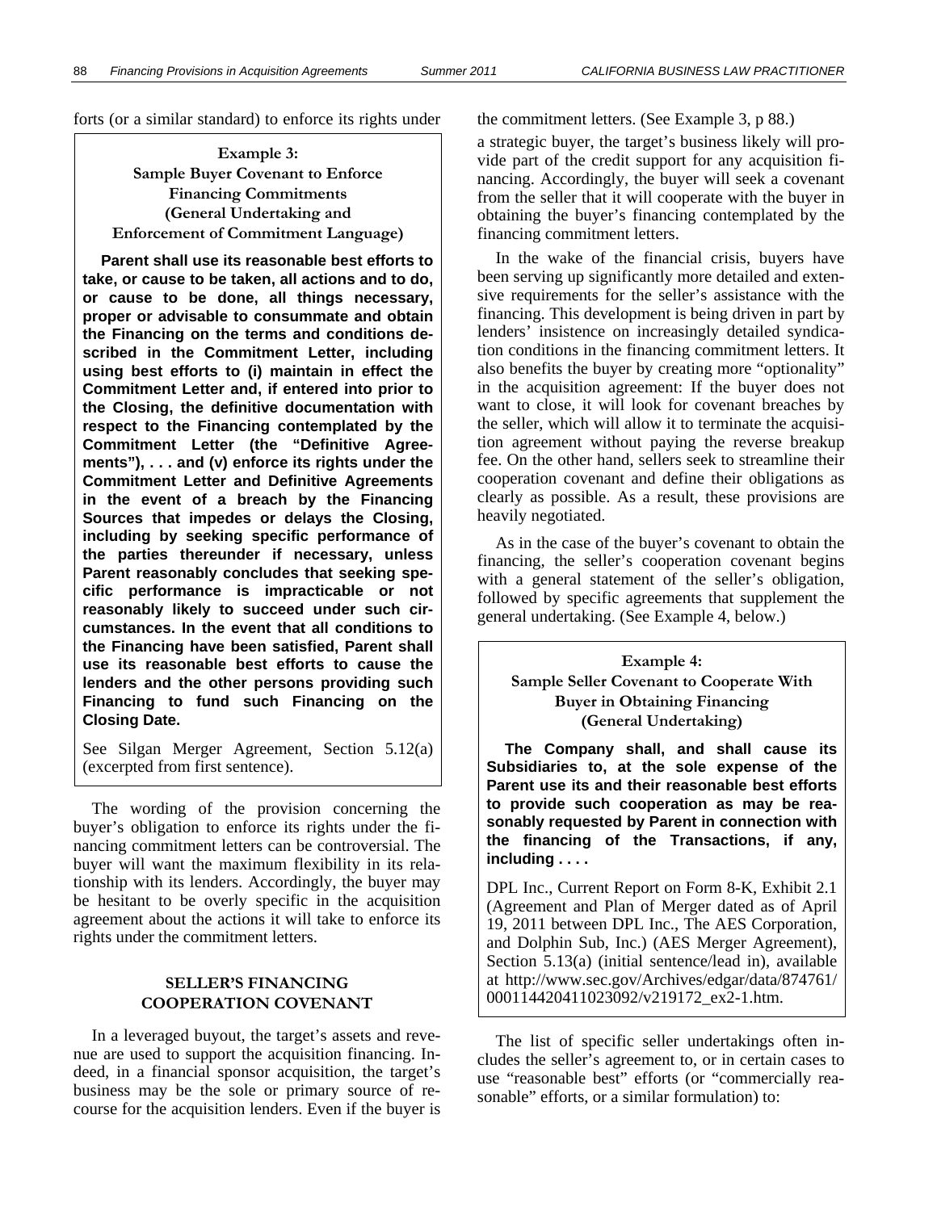forts (or a similar standard) to enforce its rights under the commitment letters. (See Example 3, p 88.)

**Example 3:**
**Sample Buyer Covenant to Enforce Financing Commitments (General Undertaking and Enforcement of Commitment Language)**

**Parent shall use its reasonable best efforts to take, or cause to be taken, all actions and to do, or cause to be done, all things necessary, proper or advisable to consummate and obtain the Financing on the terms and conditions described in the Commitment Letter, including using best efforts to (i) maintain in effect the Commitment Letter and, if entered into prior to the Closing, the definitive documentation with respect to the Financing contemplated by the Commitment Letter (the "Definitive Agreements"), . . . and (v) enforce its rights under the Commitment Letter and Definitive Agreements in the event of a breach by the Financing Sources that impedes or delays the Closing, including by seeking specific performance of the parties thereunder if necessary, unless Parent reasonably concludes that seeking specific performance is impracticable or not reasonably likely to succeed under such circumstances. In the event that all conditions to the Financing have been satisfied, Parent shall use its reasonable best efforts to cause the lenders and the other persons providing such Financing to fund such Financing on the Closing Date.**

See Silgan Merger Agreement, Section 5.12(a) (excerpted from first sentence).

The wording of the provision concerning the buyer's obligation to enforce its rights under the financing commitment letters can be controversial. The buyer will want the maximum flexibility in its relationship with its lenders. Accordingly, the buyer may be hesitant to be overly specific in the acquisition agreement about the actions it will take to enforce its rights under the commitment letters.

## SELLER'S FINANCING COOPERATION COVENANT

In a leveraged buyout, the target's assets and revenue are used to support the acquisition financing. Indeed, in a financial sponsor acquisition, the target's business may be the sole or primary source of recourse for the acquisition lenders. Even if the buyer is a strategic buyer, the target's business likely will provide part of the credit support for any acquisition financing. Accordingly, the buyer will seek a covenant from the seller that it will cooperate with the buyer in obtaining the buyer's financing contemplated by the financing commitment letters.

In the wake of the financial crisis, buyers have been serving up significantly more detailed and extensive requirements for the seller's assistance with the financing. This development is being driven in part by lenders' insistence on increasingly detailed syndication conditions in the financing commitment letters. It also benefits the buyer by creating more "optionality" in the acquisition agreement: If the buyer does not want to close, it will look for covenant breaches by the seller, which will allow it to terminate the acquisition agreement without paying the reverse breakup fee. On the other hand, sellers seek to streamline their cooperation covenant and define their obligations as clearly as possible. As a result, these provisions are heavily negotiated.

As in the case of the buyer's covenant to obtain the financing, the seller's cooperation covenant begins with a general statement of the seller's obligation, followed by specific agreements that supplement the general undertaking. (See Example 4, below.)

**Example 4:**
**Sample Seller Covenant to Cooperate With Buyer in Obtaining Financing (General Undertaking)**

**The Company shall, and shall cause its Subsidiaries to, at the sole expense of the Parent use its and their reasonable best efforts to provide such cooperation as may be reasonably requested by Parent in connection with the financing of the Transactions, if any, including . . . .**

DPL Inc., Current Report on Form 8-K, Exhibit 2.1 (Agreement and Plan of Merger dated as of April 19, 2011 between DPL Inc., The AES Corporation, and Dolphin Sub, Inc.) (AES Merger Agreement), Section 5.13(a) (initial sentence/lead in), available at http://www.sec.gov/Archives/edgar/data/874761/000114420411023092/v219172_ex2-1.htm.

The list of specific seller undertakings often includes the seller's agreement to, or in certain cases to use "reasonable best" efforts (or "commercially reasonable" efforts, or a similar formulation) to: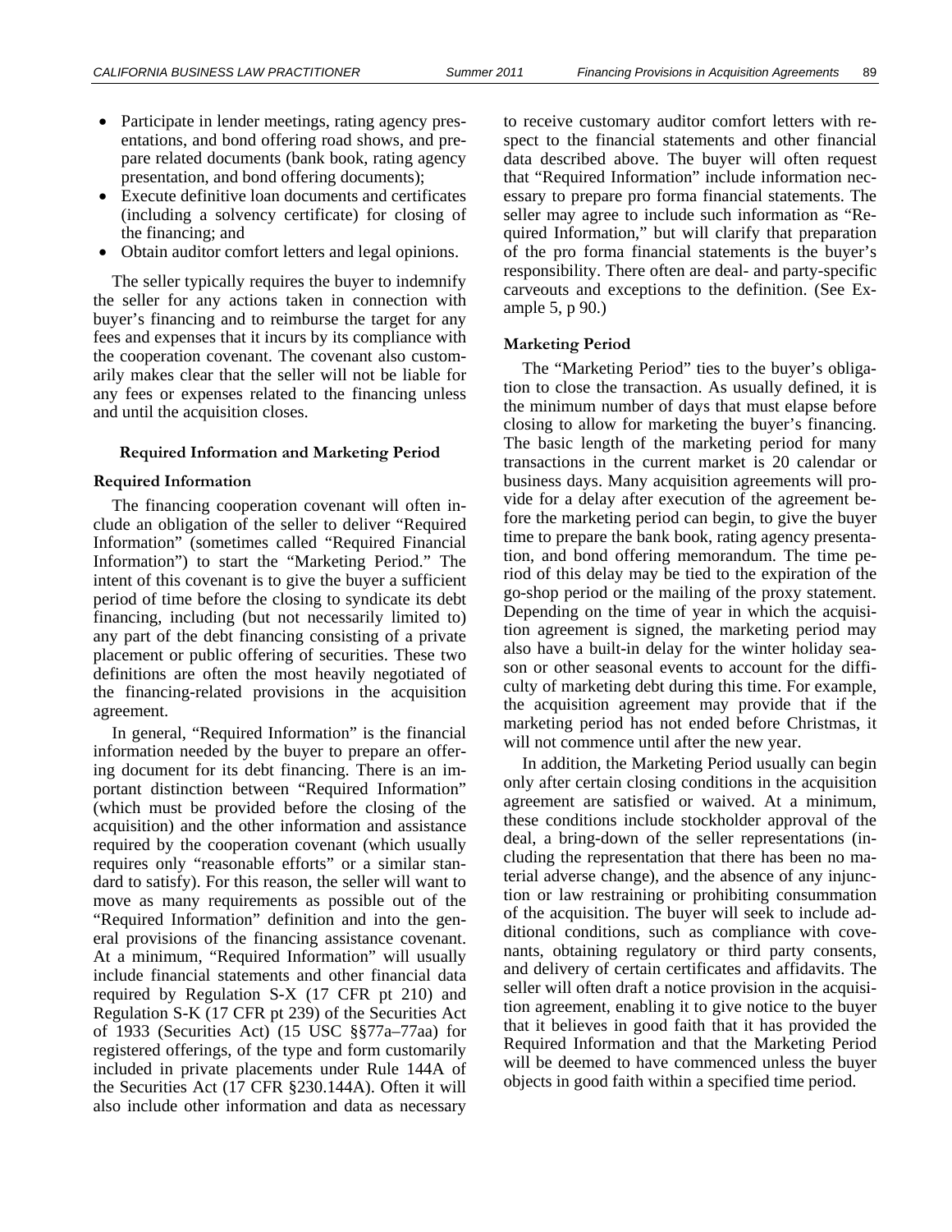- Participate in lender meetings, rating agency presentations, and bond offering road shows, and prepare related documents (bank book, rating agency presentation, and bond offering documents);
- Execute definitive loan documents and certificates (including a solvency certificate) for closing of the financing; and
- Obtain auditor comfort letters and legal opinions.

The seller typically requires the buyer to indemnify the seller for any actions taken in connection with buyer's financing and to reimburse the target for any fees and expenses that it incurs by its compliance with the cooperation covenant. The covenant also customarily makes clear that the seller will not be liable for any fees or expenses related to the financing unless and until the acquisition closes.

### Required Information and Marketing Period

#### Required Information

The financing cooperation covenant will often include an obligation of the seller to deliver "Required Information" (sometimes called "Required Financial Information") to start the "Marketing Period." The intent of this covenant is to give the buyer a sufficient period of time before the closing to syndicate its debt financing, including (but not necessarily limited to) any part of the debt financing consisting of a private placement or public offering of securities. These two definitions are often the most heavily negotiated of the financing-related provisions in the acquisition agreement.

In general, "Required Information" is the financial information needed by the buyer to prepare an offering document for its debt financing. There is an important distinction between "Required Information" (which must be provided before the closing of the acquisition) and the other information and assistance required by the cooperation covenant (which usually requires only "reasonable efforts" or a similar standard to satisfy). For this reason, the seller will want to move as many requirements as possible out of the "Required Information" definition and into the general provisions of the financing assistance covenant. At a minimum, "Required Information" will usually include financial statements and other financial data required by Regulation S-X (17 CFR pt 210) and Regulation S-K (17 CFR pt 239) of the Securities Act of 1933 (Securities Act) (15 USC §§77a–77aa) for registered offerings, of the type and form customarily included in private placements under Rule 144A of the Securities Act (17 CFR §230.144A). Often it will also include other information and data as necessary to receive customary auditor comfort letters with respect to the financial statements and other financial data described above. The buyer will often request that "Required Information" include information necessary to prepare pro forma financial statements. The seller may agree to include such information as "Required Information," but will clarify that preparation of the pro forma financial statements is the buyer's responsibility. There often are deal- and party-specific carveouts and exceptions to the definition. (See Example 5, p 90.)

#### Marketing Period

The "Marketing Period" ties to the buyer's obligation to close the transaction. As usually defined, it is the minimum number of days that must elapse before closing to allow for marketing the buyer's financing. The basic length of the marketing period for many transactions in the current market is 20 calendar or business days. Many acquisition agreements will provide for a delay after execution of the agreement before the marketing period can begin, to give the buyer time to prepare the bank book, rating agency presentation, and bond offering memorandum. The time period of this delay may be tied to the expiration of the go-shop period or the mailing of the proxy statement. Depending on the time of year in which the acquisition agreement is signed, the marketing period may also have a built-in delay for the winter holiday season or other seasonal events to account for the difficulty of marketing debt during this time. For example, the acquisition agreement may provide that if the marketing period has not ended before Christmas, it will not commence until after the new year.

In addition, the Marketing Period usually can begin only after certain closing conditions in the acquisition agreement are satisfied or waived. At a minimum, these conditions include stockholder approval of the deal, a bring-down of the seller representations (including the representation that there has been no material adverse change), and the absence of any injunction or law restraining or prohibiting consummation of the acquisition. The buyer will seek to include additional conditions, such as compliance with covenants, obtaining regulatory or third party consents, and delivery of certain certificates and affidavits. The seller will often draft a notice provision in the acquisition agreement, enabling it to give notice to the buyer that it believes in good faith that it has provided the Required Information and that the Marketing Period will be deemed to have commenced unless the buyer objects in good faith within a specified time period.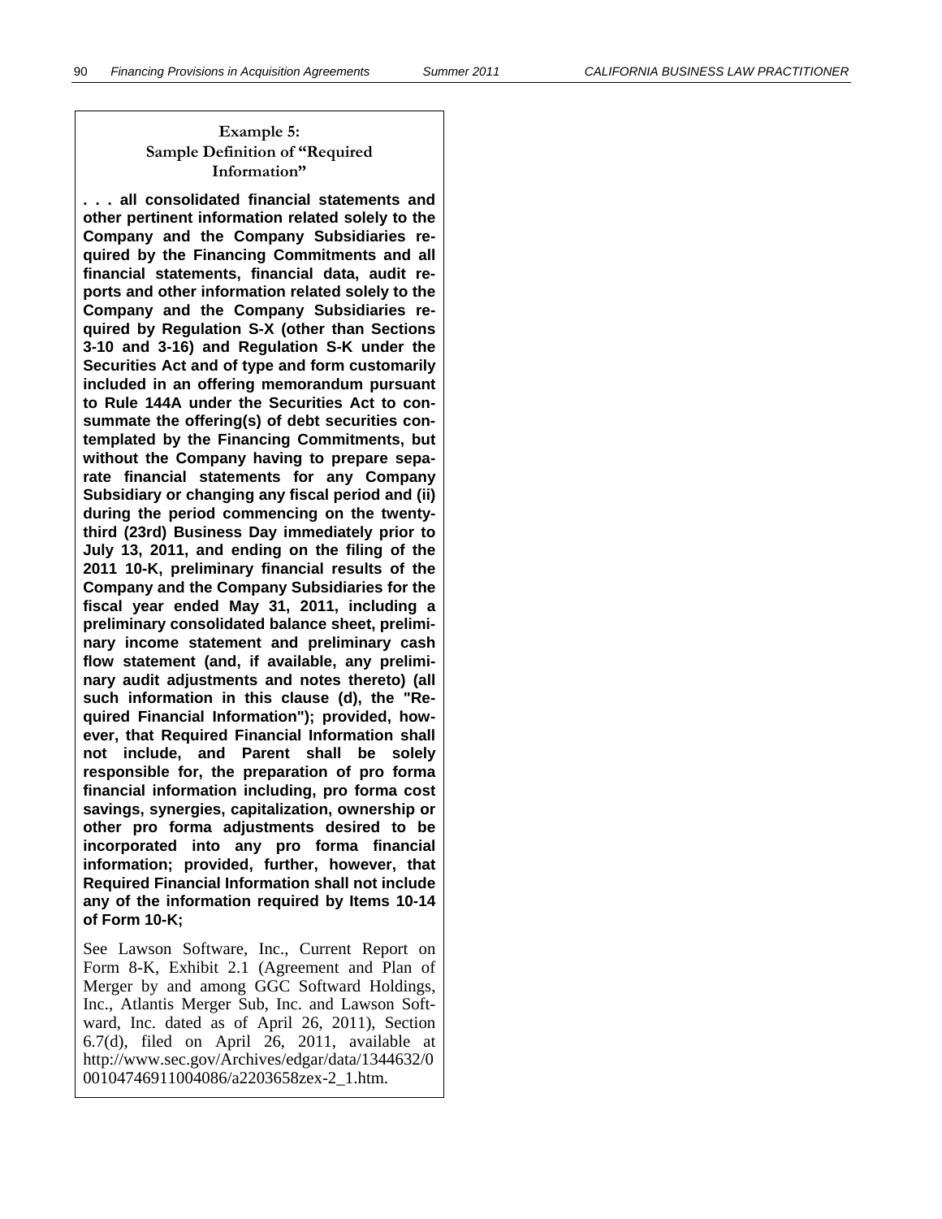### Example 5: Sample Definition of "Required Information"

**. . . all consolidated financial statements and other pertinent information related solely to the Company and the Company Subsidiaries required by the Financing Commitments and all financial statements, financial data, audit reports and other information related solely to the Company and the Company Subsidiaries required by Regulation S-X (other than Sections 3-10 and 3-16) and Regulation S-K under the Securities Act and of type and form customarily included in an offering memorandum pursuant to Rule 144A under the Securities Act to consummate the offering(s) of debt securities contemplated by the Financing Commitments, but without the Company having to prepare separate financial statements for any Company Subsidiary or changing any fiscal period and (ii) during the period commencing on the twenty-third (23rd) Business Day immediately prior to July 13, 2011, and ending on the filing of the 2011 10-K, preliminary financial results of the Company and the Company Subsidiaries for the fiscal year ended May 31, 2011, including a preliminary consolidated balance sheet, preliminary income statement and preliminary cash flow statement (and, if available, any preliminary audit adjustments and notes thereto) (all such information in this clause (d), the "Required Financial Information"); provided, however, that Required Financial Information shall not include, and Parent shall be solely responsible for, the preparation of pro forma financial information including, pro forma cost savings, synergies, capitalization, ownership or other pro forma adjustments desired to be incorporated into any pro forma financial information; provided, further, however, that Required Financial Information shall not include any of the information required by Items 10-14 of Form 10-K;**

See Lawson Software, Inc., Current Report on Form 8-K, Exhibit 2.1 (Agreement and Plan of Merger by and among GGC Softward Holdings, Inc., Atlantis Merger Sub, Inc. and Lawson Softward, Inc. dated as of April 26, 2011), Section 6.7(d), filed on April 26, 2011, available at http://www.sec.gov/Archives/edgar/data/1344632/000104746911004086/a2203658zex-2_1.htm.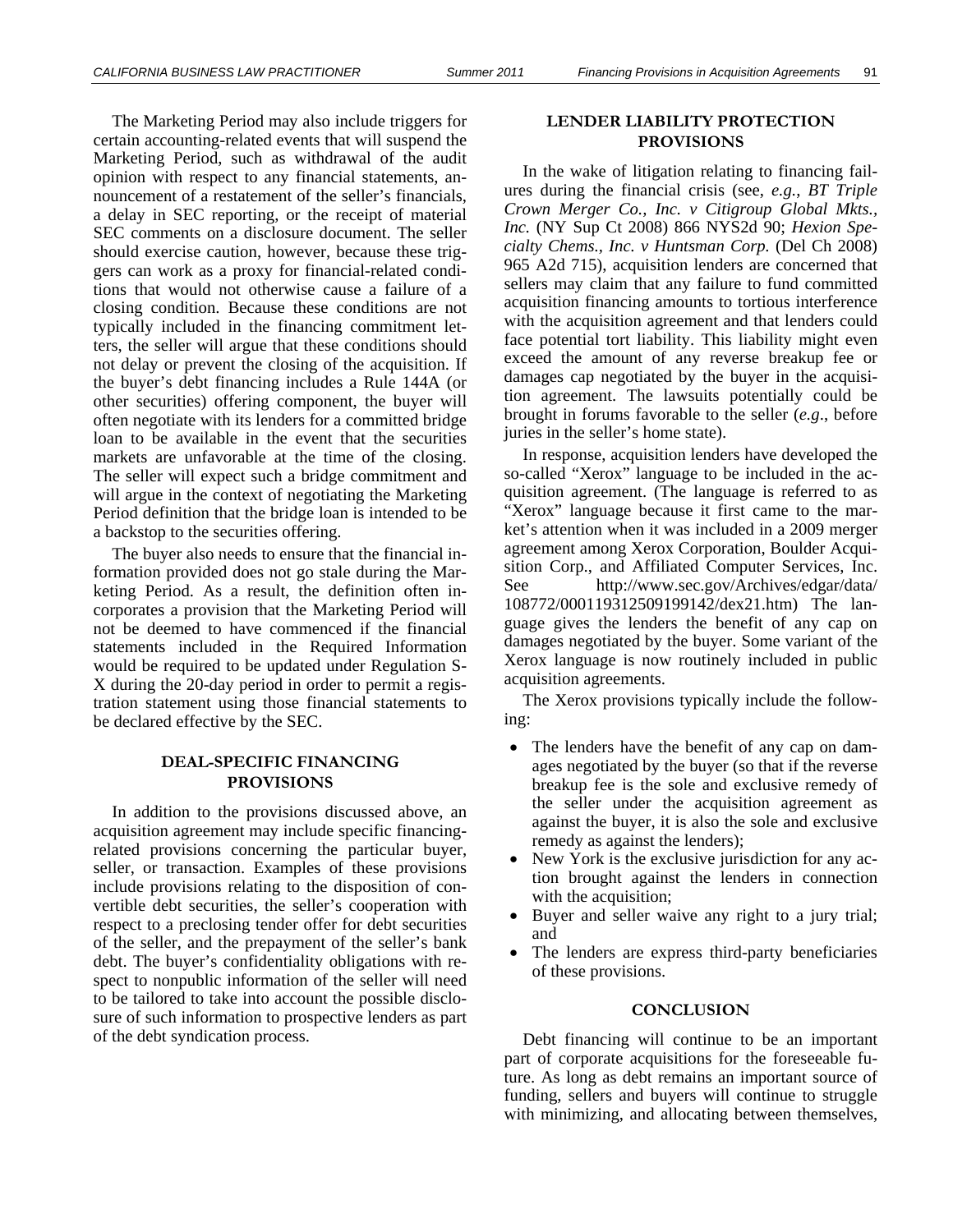The Marketing Period may also include triggers for certain accounting-related events that will suspend the Marketing Period, such as withdrawal of the audit opinion with respect to any financial statements, announcement of a restatement of the seller's financials, a delay in SEC reporting, or the receipt of material SEC comments on a disclosure document. The seller should exercise caution, however, because these triggers can work as a proxy for financial-related conditions that would not otherwise cause a failure of a closing condition. Because these conditions are not typically included in the financing commitment letters, the seller will argue that these conditions should not delay or prevent the closing of the acquisition. If the buyer's debt financing includes a Rule 144A (or other securities) offering component, the buyer will often negotiate with its lenders for a committed bridge loan to be available in the event that the securities markets are unfavorable at the time of the closing. The seller will expect such a bridge commitment and will argue in the context of negotiating the Marketing Period definition that the bridge loan is intended to be a backstop to the securities offering.

The buyer also needs to ensure that the financial information provided does not go stale during the Marketing Period. As a result, the definition often incorporates a provision that the Marketing Period will not be deemed to have commenced if the financial statements included in the Required Information would be required to be updated under Regulation S-X during the 20-day period in order to permit a registration statement using those financial statements to be declared effective by the SEC.

## DEAL-SPECIFIC FINANCING PROVISIONS

In addition to the provisions discussed above, an acquisition agreement may include specific financing-related provisions concerning the particular buyer, seller, or transaction. Examples of these provisions include provisions relating to the disposition of convertible debt securities, the seller's cooperation with respect to a preclosing tender offer for debt securities of the seller, and the prepayment of the seller's bank debt. The buyer's confidentiality obligations with respect to nonpublic information of the seller will need to be tailored to take into account the possible disclosure of such information to prospective lenders as part of the debt syndication process.

## LENDER LIABILITY PROTECTION PROVISIONS

In the wake of litigation relating to financing failures during the financial crisis (see, *e.g.*, *BT Triple Crown Merger Co., Inc. v Citigroup Global Mkts., Inc.* (NY Sup Ct 2008) 866 NYS2d 90; *Hexion Specialty Chems., Inc. v Huntsman Corp.* (Del Ch 2008) 965 A2d 715), acquisition lenders are concerned that sellers may claim that any failure to fund committed acquisition financing amounts to tortious interference with the acquisition agreement and that lenders could face potential tort liability. This liability might even exceed the amount of any reverse breakup fee or damages cap negotiated by the buyer in the acquisition agreement. The lawsuits potentially could be brought in forums favorable to the seller (*e.g.*, before juries in the seller's home state).

In response, acquisition lenders have developed the so-called "Xerox" language to be included in the acquisition agreement. (The language is referred to as "Xerox" language because it first came to the market's attention when it was included in a 2009 merger agreement among Xerox Corporation, Boulder Acquisition Corp., and Affiliated Computer Services, Inc. See http://www.sec.gov/Archives/edgar/data/108772/000119312509199142/dex21.htm) The language gives the lenders the benefit of any cap on damages negotiated by the buyer. Some variant of the Xerox language is now routinely included in public acquisition agreements.

The Xerox provisions typically include the following:

- The lenders have the benefit of any cap on damages negotiated by the buyer (so that if the reverse breakup fee is the sole and exclusive remedy of the seller under the acquisition agreement as against the buyer, it is also the sole and exclusive remedy as against the lenders);
- New York is the exclusive jurisdiction for any action brought against the lenders in connection with the acquisition;
- Buyer and seller waive any right to a jury trial; and
- The lenders are express third-party beneficiaries of these provisions.

## CONCLUSION

Debt financing will continue to be an important part of corporate acquisitions for the foreseeable future. As long as debt remains an important source of funding, sellers and buyers will continue to struggle with minimizing, and allocating between themselves,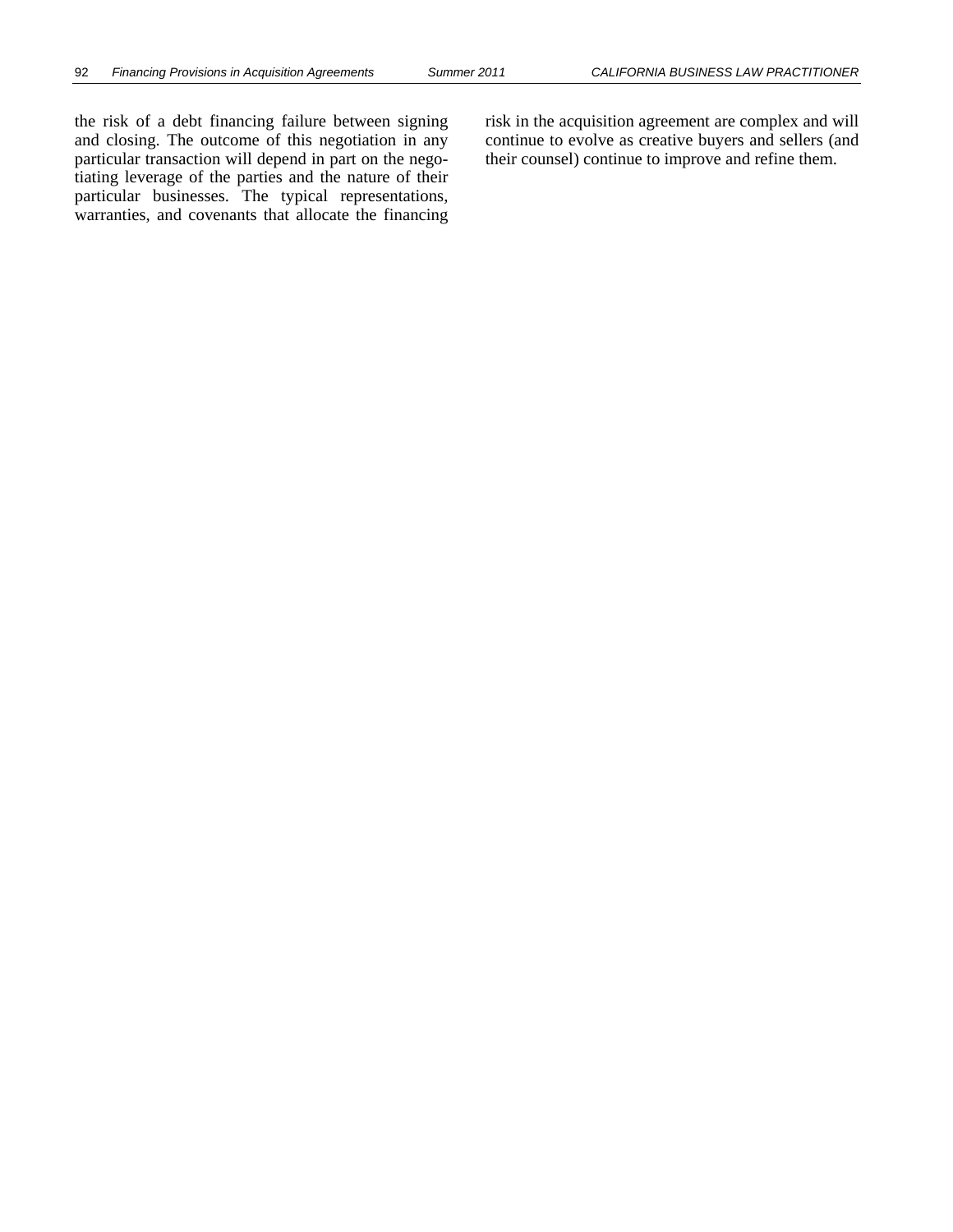the risk of a debt financing failure between signing and closing. The outcome of this negotiation in any particular transaction will depend in part on the negotiating leverage of the parties and the nature of their particular businesses. The typical representations, warranties, and covenants that allocate the financing risk in the acquisition agreement are complex and will continue to evolve as creative buyers and sellers (and their counsel) continue to improve and refine them.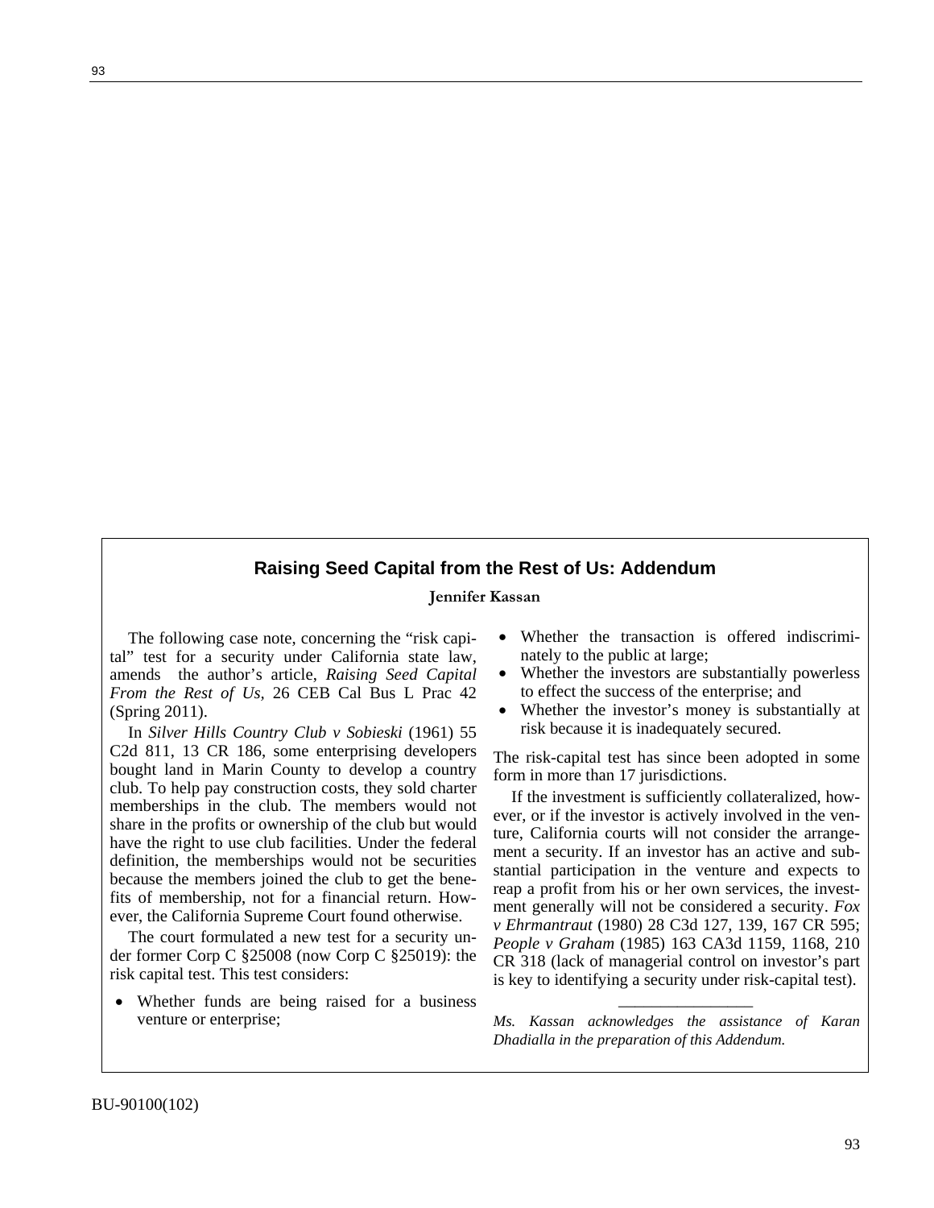## Raising Seed Capital from the Rest of Us: Addendum

**Jennifer Kassan**

The following case note, concerning the "risk capital" test for a security under California state law, amends the author's article, *Raising Seed Capital From the Rest of Us,* 26 CEB Cal Bus L Prac 42 (Spring 2011).

In *Silver Hills Country Club v Sobieski* (1961) 55 C2d 811, 13 CR 186, some enterprising developers bought land in Marin County to develop a country club. To help pay construction costs, they sold charter memberships in the club. The members would not share in the profits or ownership of the club but would have the right to use club facilities. Under the federal definition, the memberships would not be securities because the members joined the club to get the benefits of membership, not for a financial return. However, the California Supreme Court found otherwise.

The court formulated a new test for a security under former Corp C §25008 (now Corp C §25019): the risk capital test. This test considers:

- Whether funds are being raised for a business venture or enterprise;
- Whether the transaction is offered indiscriminately to the public at large;
- Whether the investors are substantially powerless to effect the success of the enterprise; and
- Whether the investor's money is substantially at risk because it is inadequately secured.

The risk-capital test has since been adopted in some form in more than 17 jurisdictions.

If the investment is sufficiently collateralized, however, or if the investor is actively involved in the venture, California courts will not consider the arrangement a security. If an investor has an active and substantial participation in the venture and expects to reap a profit from his or her own services, the investment generally will not be considered a security. *Fox v Ehrmantraut* (1980) 28 C3d 127, 139, 167 CR 595; *People v Graham* (1985) 163 CA3d 1159, 1168, 210 CR 318 (lack of managerial control on investor's part is key to identifying a security under risk-capital test).

---

*Ms. Kassan acknowledges the assistance of Karan Dhadialla in the preparation of this Addendum.*

BU-90100(102)